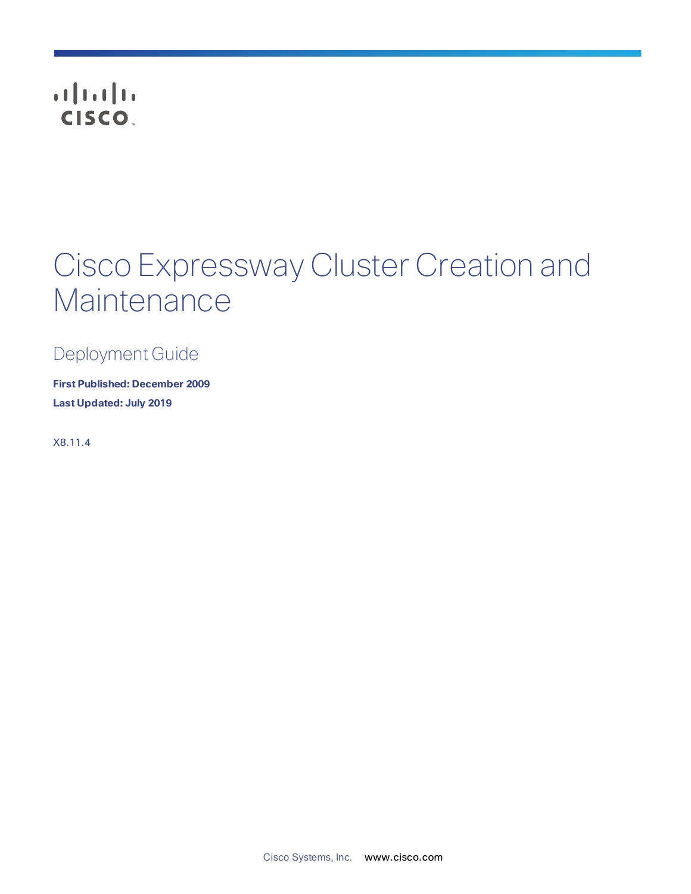# Cisco Expressway Cluster Creation and Maintenance

## Deployment Guide

**First Published: December 2009**

**Last Updated: July 2019**

X8.11.4

Cisco Systems, Inc. www.cisco.com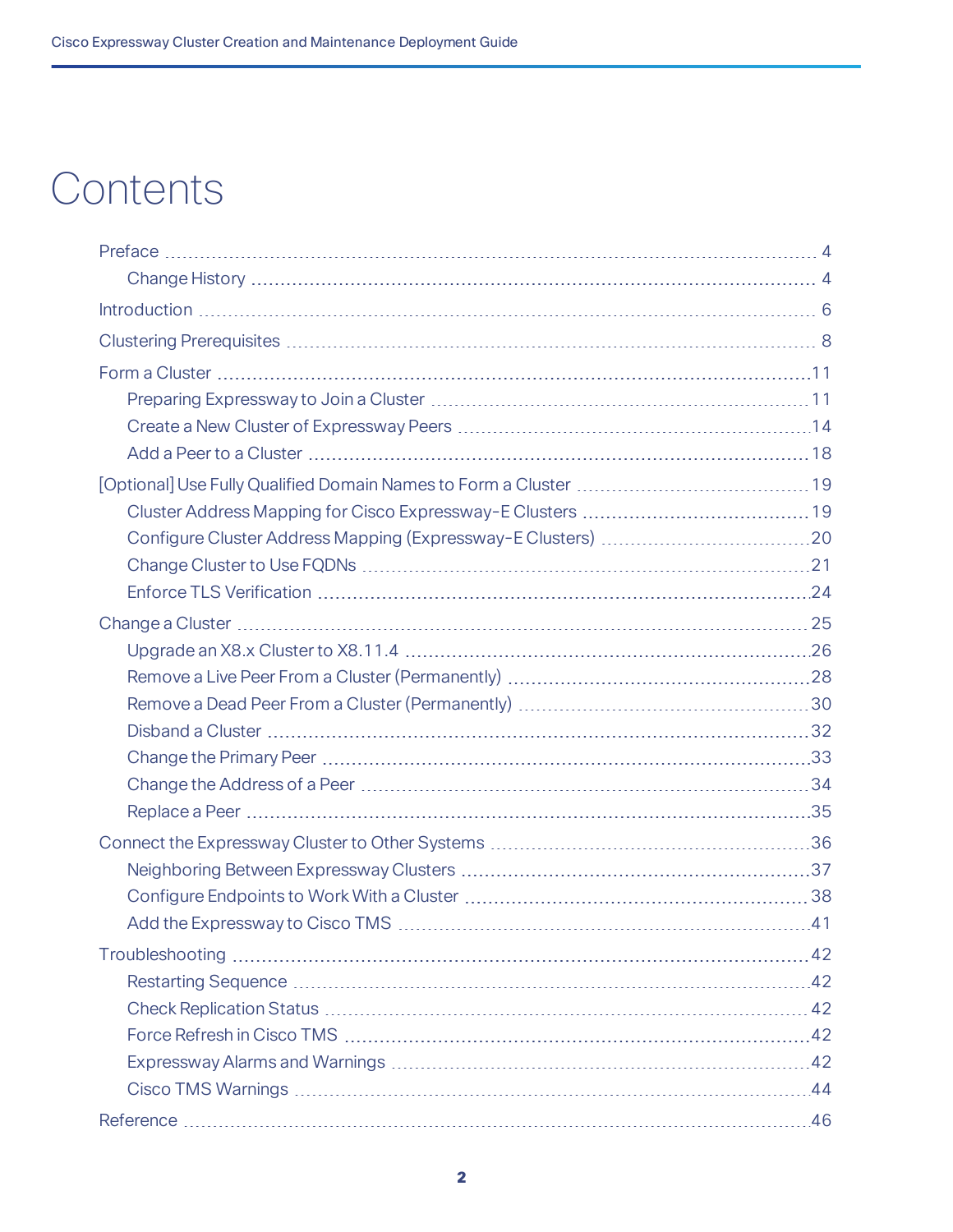# Contents

- Preface ... 4
  - Change History ... 4
- Introduction ... 6
- Clustering Prerequisites ... 8
- Form a Cluster ... 11
  - Preparing Expressway to Join a Cluster ... 11
  - Create a New Cluster of Expressway Peers ... 14
  - Add a Peer to a Cluster ... 18
- [Optional] Use Fully Qualified Domain Names to Form a Cluster ... 19
  - Cluster Address Mapping for Cisco Expressway-E Clusters ... 19
  - Configure Cluster Address Mapping (Expressway-E Clusters) ... 20
  - Change Cluster to Use FQDNs ... 21
  - Enforce TLS Verification ... 24
- Change a Cluster ... 25
  - Upgrade an X8.x Cluster to X8.11.4 ... 26
  - Remove a Live Peer From a Cluster (Permanently) ... 28
  - Remove a Dead Peer From a Cluster (Permanently) ... 30
  - Disband a Cluster ... 32
  - Change the Primary Peer ... 33
  - Change the Address of a Peer ... 34
  - Replace a Peer ... 35
- Connect the Expressway Cluster to Other Systems ... 36
  - Neighboring Between Expressway Clusters ... 37
  - Configure Endpoints to Work With a Cluster ... 38
  - Add the Expressway to Cisco TMS ... 41
- Troubleshooting ... 42
  - Restarting Sequence ... 42
  - Check Replication Status ... 42
  - Force Refresh in Cisco TMS ... 42
  - Expressway Alarms and Warnings ... 42
  - Cisco TMS Warnings ... 44
- Reference ... 46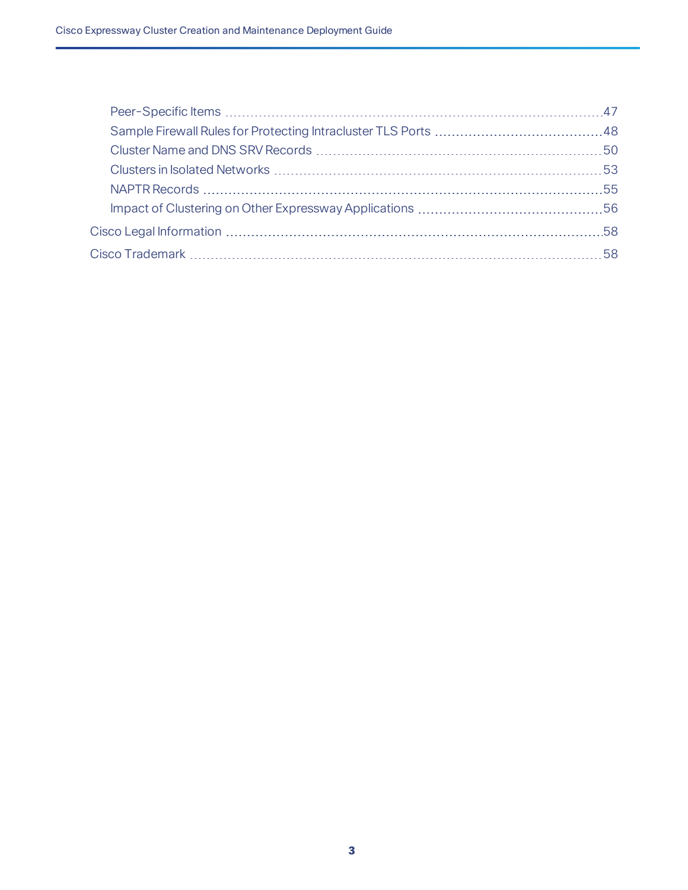- Peer-Specific Items 47
- Sample Firewall Rules for Protecting Intracluster TLS Ports 48
- Cluster Name and DNS SRV Records 50
- Clusters in Isolated Networks 53
- NAPTR Records 55
- Impact of Clustering on Other Expressway Applications 56

Cisco Legal Information 58

Cisco Trademark 58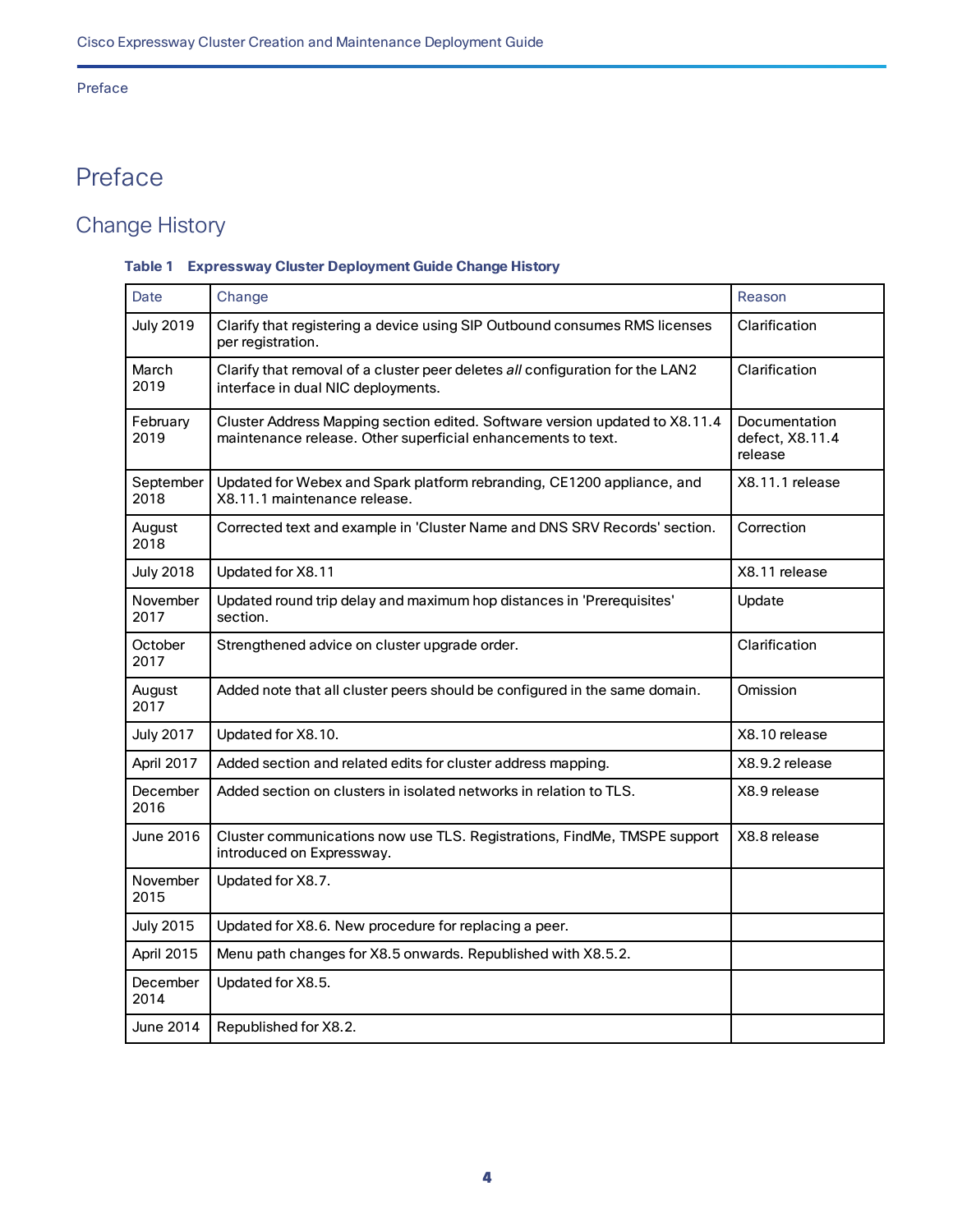# Preface

## Change History

**Table 1 Expressway Cluster Deployment Guide Change History**

| Date | Change | Reason |
|---|---|---|
| July 2019 | Clarify that registering a device using SIP Outbound consumes RMS licenses per registration. | Clarification |
| March 2019 | Clarify that removal of a cluster peer deletes *all* configuration for the LAN2 interface in dual NIC deployments. | Clarification |
| February 2019 | Cluster Address Mapping section edited. Software version updated to X8.11.4 maintenance release. Other superficial enhancements to text. | Documentation defect, X8.11.4 release |
| September 2018 | Updated for Webex and Spark platform rebranding, CE1200 appliance, and X8.11.1 maintenance release. | X8.11.1 release |
| August 2018 | Corrected text and example in 'Cluster Name and DNS SRV Records' section. | Correction |
| July 2018 | Updated for X8.11 | X8.11 release |
| November 2017 | Updated round trip delay and maximum hop distances in 'Prerequisites' section. | Update |
| October 2017 | Strengthened advice on cluster upgrade order. | Clarification |
| August 2017 | Added note that all cluster peers should be configured in the same domain. | Omission |
| July 2017 | Updated for X8.10. | X8.10 release |
| April 2017 | Added section and related edits for cluster address mapping. | X8.9.2 release |
| December 2016 | Added section on clusters in isolated networks in relation to TLS. | X8.9 release |
| June 2016 | Cluster communications now use TLS. Registrations, FindMe, TMSPE support introduced on Expressway. | X8.8 release |
| November 2015 | Updated for X8.7. | |
| July 2015 | Updated for X8.6. New procedure for replacing a peer. | |
| April 2015 | Menu path changes for X8.5 onwards. Republished with X8.5.2. | |
| December 2014 | Updated for X8.5. | |
| June 2014 | Republished for X8.2. | |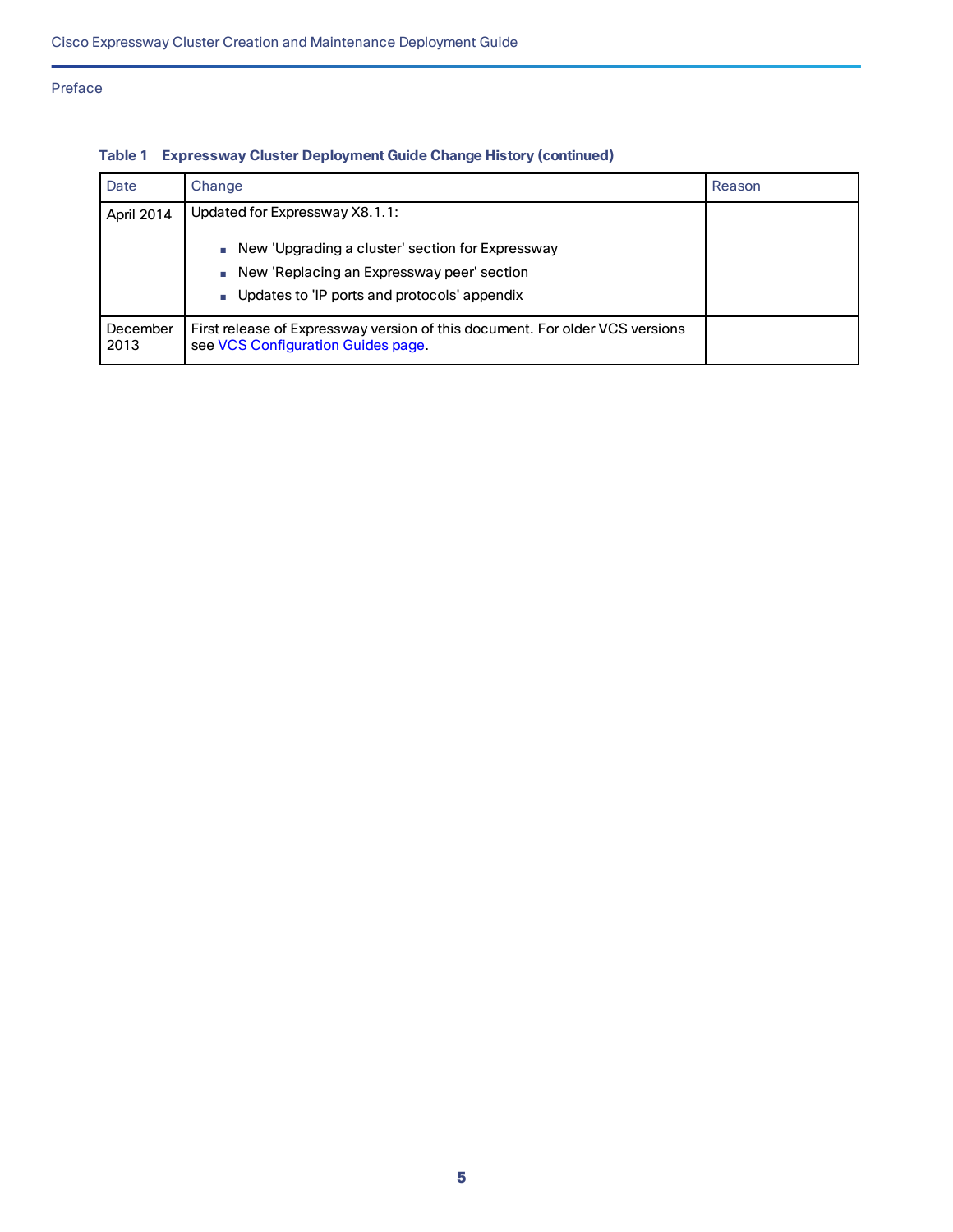**Table 1 Expressway Cluster Deployment Guide Change History (continued)**

| Date | Change | Reason |
|---|---|---|
| April 2014 | Updated for Expressway X8.1.1:<br>■ New 'Upgrading a cluster' section for Expressway<br>■ New 'Replacing an Expressway peer' section<br>■ Updates to 'IP ports and protocols' appendix | |
| December 2013 | First release of Expressway version of this document. For older VCS versions see VCS Configuration Guides page. | |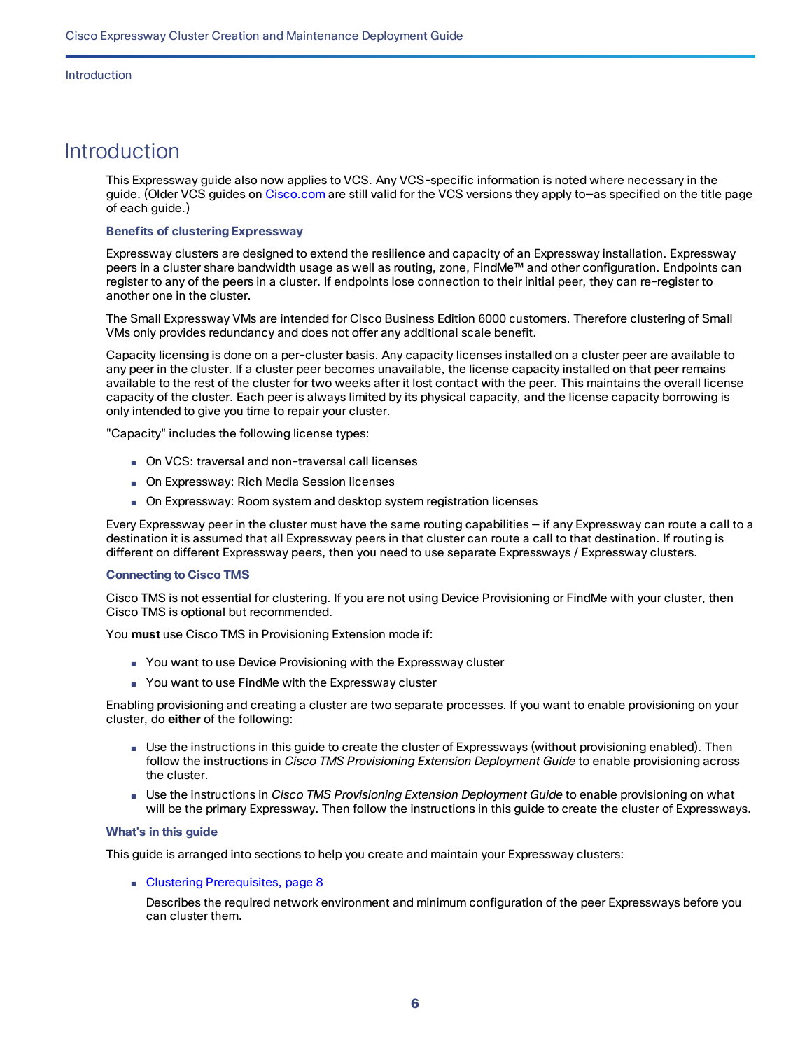# Introduction

This Expressway guide also now applies to VCS. Any VCS-specific information is noted where necessary in the guide. (Older VCS guides on Cisco.com are still valid for the VCS versions they apply to—as specified on the title page of each guide.)

### Benefits of clustering Expressway

Expressway clusters are designed to extend the resilience and capacity of an Expressway installation. Expressway peers in a cluster share bandwidth usage as well as routing, zone, FindMe™ and other configuration. Endpoints can register to any of the peers in a cluster. If endpoints lose connection to their initial peer, they can re-register to another one in the cluster.

The Small Expressway VMs are intended for Cisco Business Edition 6000 customers. Therefore clustering of Small VMs only provides redundancy and does not offer any additional scale benefit.

Capacity licensing is done on a per-cluster basis. Any capacity licenses installed on a cluster peer are available to any peer in the cluster. If a cluster peer becomes unavailable, the license capacity installed on that peer remains available to the rest of the cluster for two weeks after it lost contact with the peer. This maintains the overall license capacity of the cluster. Each peer is always limited by its physical capacity, and the license capacity borrowing is only intended to give you time to repair your cluster.

"Capacity" includes the following license types:

- On VCS: traversal and non-traversal call licenses
- On Expressway: Rich Media Session licenses
- On Expressway: Room system and desktop system registration licenses

Every Expressway peer in the cluster must have the same routing capabilities — if any Expressway can route a call to a destination it is assumed that all Expressway peers in that cluster can route a call to that destination. If routing is different on different Expressway peers, then you need to use separate Expressways / Expressway clusters.

### Connecting to Cisco TMS

Cisco TMS is not essential for clustering. If you are not using Device Provisioning or FindMe with your cluster, then Cisco TMS is optional but recommended.

You **must** use Cisco TMS in Provisioning Extension mode if:

- You want to use Device Provisioning with the Expressway cluster
- You want to use FindMe with the Expressway cluster

Enabling provisioning and creating a cluster are two separate processes. If you want to enable provisioning on your cluster, do **either** of the following:

- Use the instructions in this guide to create the cluster of Expressways (without provisioning enabled). Then follow the instructions in *Cisco TMS Provisioning Extension Deployment Guide* to enable provisioning across the cluster.
- Use the instructions in *Cisco TMS Provisioning Extension Deployment Guide* to enable provisioning on what will be the primary Expressway. Then follow the instructions in this guide to create the cluster of Expressways.

### What's in this guide

This guide is arranged into sections to help you create and maintain your Expressway clusters:

- Clustering Prerequisites, page 8

  Describes the required network environment and minimum configuration of the peer Expressways before you can cluster them.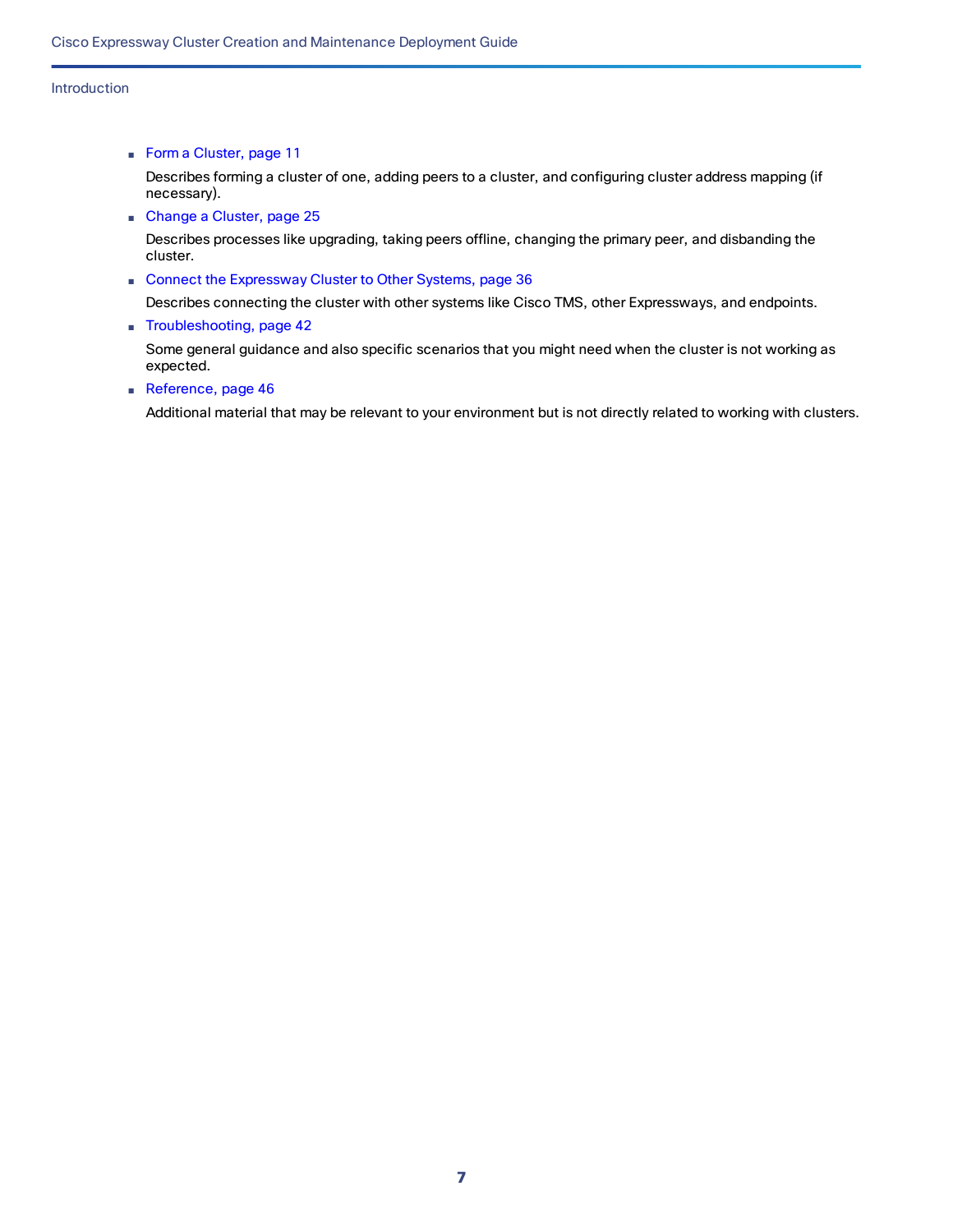- Form a Cluster, page 11

  Describes forming a cluster of one, adding peers to a cluster, and configuring cluster address mapping (if necessary).

- Change a Cluster, page 25

  Describes processes like upgrading, taking peers offline, changing the primary peer, and disbanding the cluster.

- Connect the Expressway Cluster to Other Systems, page 36

  Describes connecting the cluster with other systems like Cisco TMS, other Expressways, and endpoints.

- Troubleshooting, page 42

  Some general guidance and also specific scenarios that you might need when the cluster is not working as expected.

- Reference, page 46

  Additional material that may be relevant to your environment but is not directly related to working with clusters.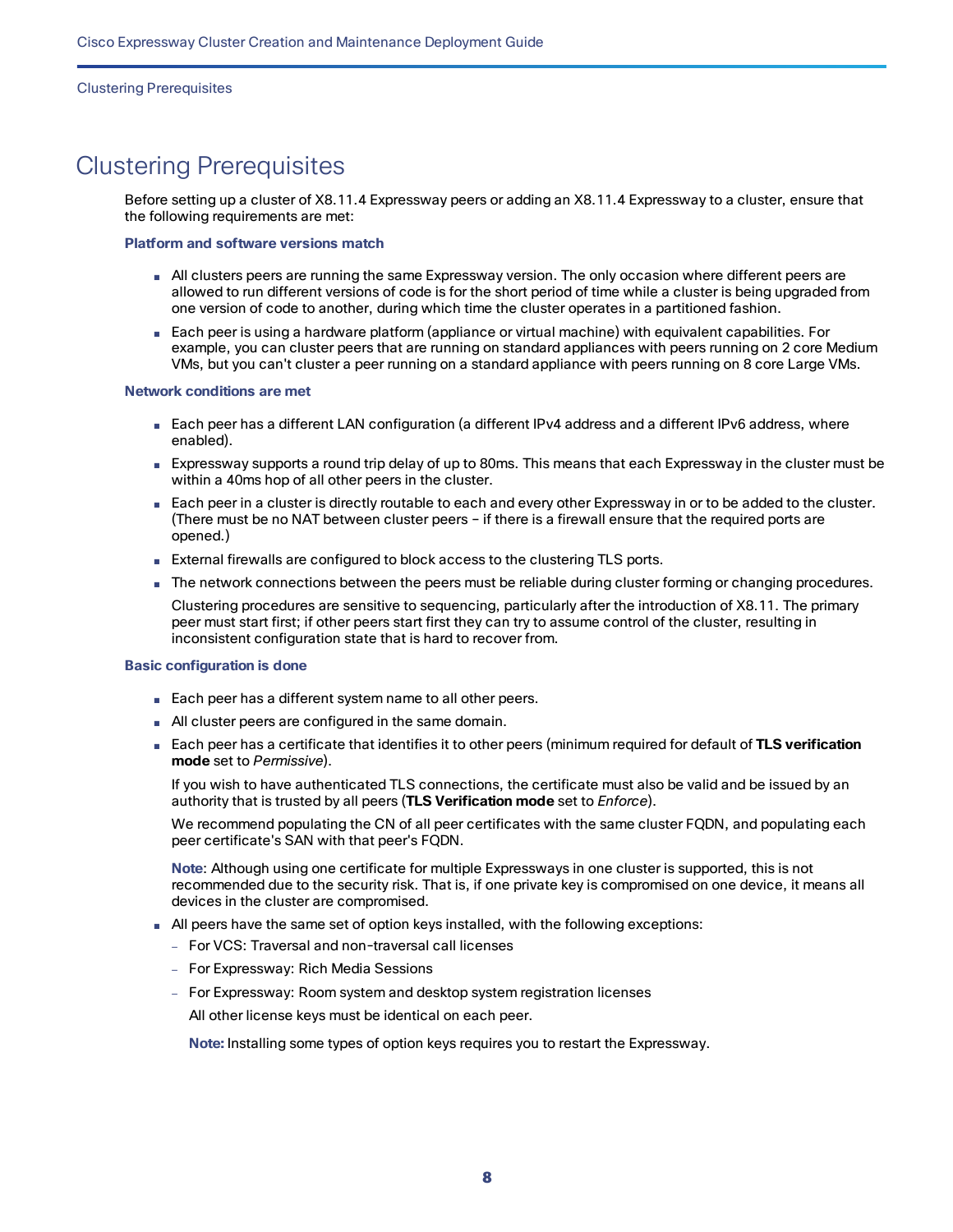# Clustering Prerequisites

Before setting up a cluster of X8.11.4 Expressway peers or adding an X8.11.4 Expressway to a cluster, ensure that the following requirements are met:

**Platform and software versions match**

- All clusters peers are running the same Expressway version. The only occasion where different peers are allowed to run different versions of code is for the short period of time while a cluster is being upgraded from one version of code to another, during which time the cluster operates in a partitioned fashion.
- Each peer is using a hardware platform (appliance or virtual machine) with equivalent capabilities. For example, you can cluster peers that are running on standard appliances with peers running on 2 core Medium VMs, but you can't cluster a peer running on a standard appliance with peers running on 8 core Large VMs.

**Network conditions are met**

- Each peer has a different LAN configuration (a different IPv4 address and a different IPv6 address, where enabled).
- Expressway supports a round trip delay of up to 80ms. This means that each Expressway in the cluster must be within a 40ms hop of all other peers in the cluster.
- Each peer in a cluster is directly routable to each and every other Expressway in or to be added to the cluster. (There must be no NAT between cluster peers – if there is a firewall ensure that the required ports are opened.)
- External firewalls are configured to block access to the clustering TLS ports.
- The network connections between the peers must be reliable during cluster forming or changing procedures.

  Clustering procedures are sensitive to sequencing, particularly after the introduction of X8.11. The primary peer must start first; if other peers start first they can try to assume control of the cluster, resulting in inconsistent configuration state that is hard to recover from.

**Basic configuration is done**

- Each peer has a different system name to all other peers.
- All cluster peers are configured in the same domain.
- Each peer has a certificate that identifies it to other peers (minimum required for default of **TLS verification mode** set to *Permissive*).

  If you wish to have authenticated TLS connections, the certificate must also be valid and be issued by an authority that is trusted by all peers (**TLS Verification mode** set to *Enforce*).

  We recommend populating the CN of all peer certificates with the same cluster FQDN, and populating each peer certificate's SAN with that peer's FQDN.

  **Note**: Although using one certificate for multiple Expressways in one cluster is supported, this is not recommended due to the security risk. That is, if one private key is compromised on one device, it means all devices in the cluster are compromised.
- All peers have the same set of option keys installed, with the following exceptions:
  - For VCS: Traversal and non-traversal call licenses
  - For Expressway: Rich Media Sessions
  - For Expressway: Room system and desktop system registration licenses

  All other license keys must be identical on each peer.

  **Note:** Installing some types of option keys requires you to restart the Expressway.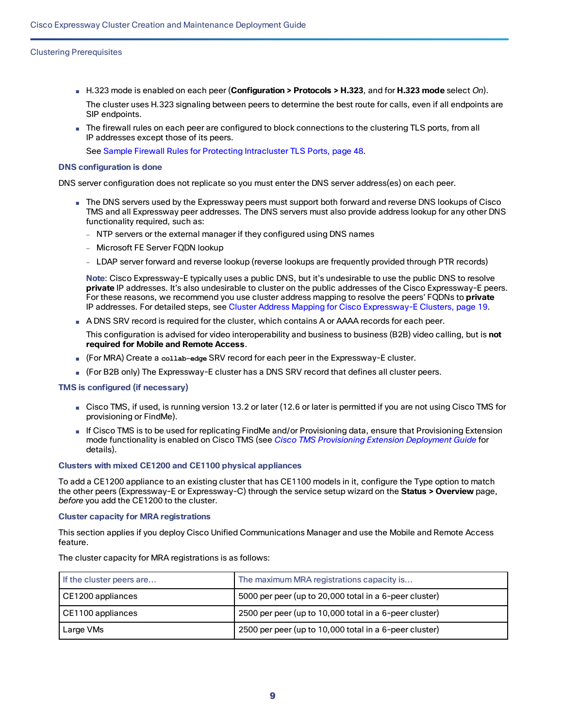- H.323 mode is enabled on each peer (**Configuration > Protocols > H.323**, and for **H.323 mode** select *On*).

  The cluster uses H.323 signaling between peers to determine the best route for calls, even if all endpoints are SIP endpoints.

- The firewall rules on each peer are configured to block connections to the clustering TLS ports, from all IP addresses except those of its peers.

  See Sample Firewall Rules for Protecting Intracluster TLS Ports, page 48.

### DNS configuration is done

DNS server configuration does not replicate so you must enter the DNS server address(es) on each peer.

- The DNS servers used by the Expressway peers must support both forward and reverse DNS lookups of Cisco TMS and all Expressway peer addresses. The DNS servers must also provide address lookup for any other DNS functionality required, such as:
  - NTP servers or the external manager if they configured using DNS names
  - Microsoft FE Server FQDN lookup
  - LDAP server forward and reverse lookup (reverse lookups are frequently provided through PTR records)

  **Note**: Cisco Expressway-E typically uses a public DNS, but it's undesirable to use the public DNS to resolve **private** IP addresses. It's also undesirable to cluster on the public addresses of the Cisco Expressway-E peers. For these reasons, we recommend you use cluster address mapping to resolve the peers' FQDNs to **private** IP addresses. For detailed steps, see Cluster Address Mapping for Cisco Expressway-E Clusters, page 19.

- A DNS SRV record is required for the cluster, which contains A or AAAA records for each peer.

  This configuration is advised for video interoperability and business to business (B2B) video calling, but is **not required for Mobile and Remote Access**.

- (For MRA) Create a `collab-edge` SRV record for each peer in the Expressway-E cluster.
- (For B2B only) The Expressway-E cluster has a DNS SRV record that defines all cluster peers.

### TMS is configured (if necessary)

- Cisco TMS, if used, is running version 13.2 or later (12.6 or later is permitted if you are not using Cisco TMS for provisioning or FindMe).
- If Cisco TMS is to be used for replicating FindMe and/or Provisioning data, ensure that Provisioning Extension mode functionality is enabled on Cisco TMS (see *Cisco TMS Provisioning Extension Deployment Guide* for details).

### Clusters with mixed CE1200 and CE1100 physical appliances

To add a CE1200 appliance to an existing cluster that has CE1100 models in it, configure the Type option to match the other peers (Expressway-E or Expressway-C) through the service setup wizard on the **Status > Overview** page, *before* you add the CE1200 to the cluster.

### Cluster capacity for MRA registrations

This section applies if you deploy Cisco Unified Communications Manager and use the Mobile and Remote Access feature.

The cluster capacity for MRA registrations is as follows:

| If the cluster peers are... | The maximum MRA registrations capacity is... |
|---|---|
| CE1200 appliances | 5000 per peer (up to 20,000 total in a 6-peer cluster) |
| CE1100 appliances | 2500 per peer (up to 10,000 total in a 6-peer cluster) |
| Large VMs | 2500 per peer (up to 10,000 total in a 6-peer cluster) |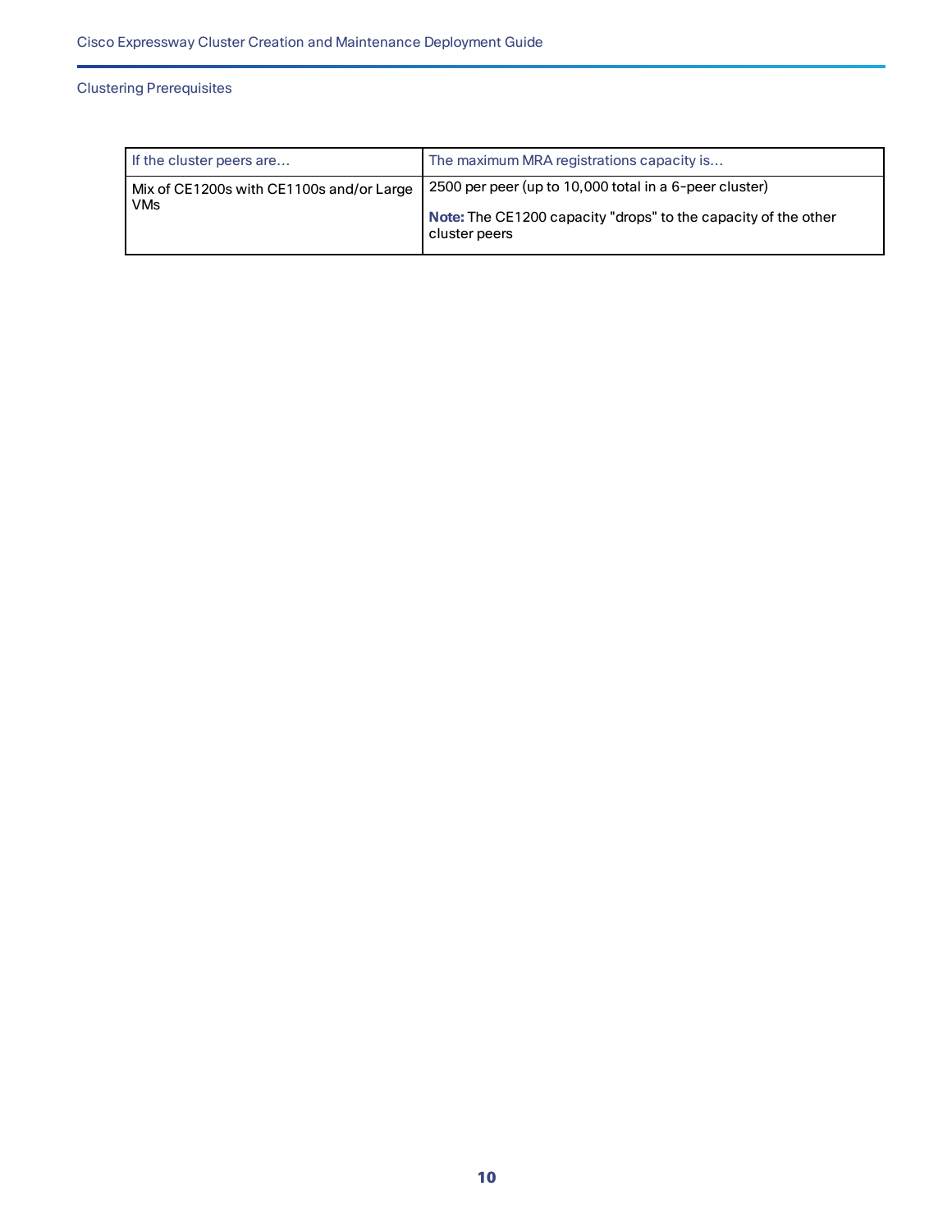| If the cluster peers are… | The maximum MRA registrations capacity is… |
| --- | --- |
| Mix of CE1200s with CE1100s and/or Large VMs | 2500 per peer (up to 10,000 total in a 6-peer cluster)<br><br>**Note:** The CE1200 capacity "drops" to the capacity of the other cluster peers |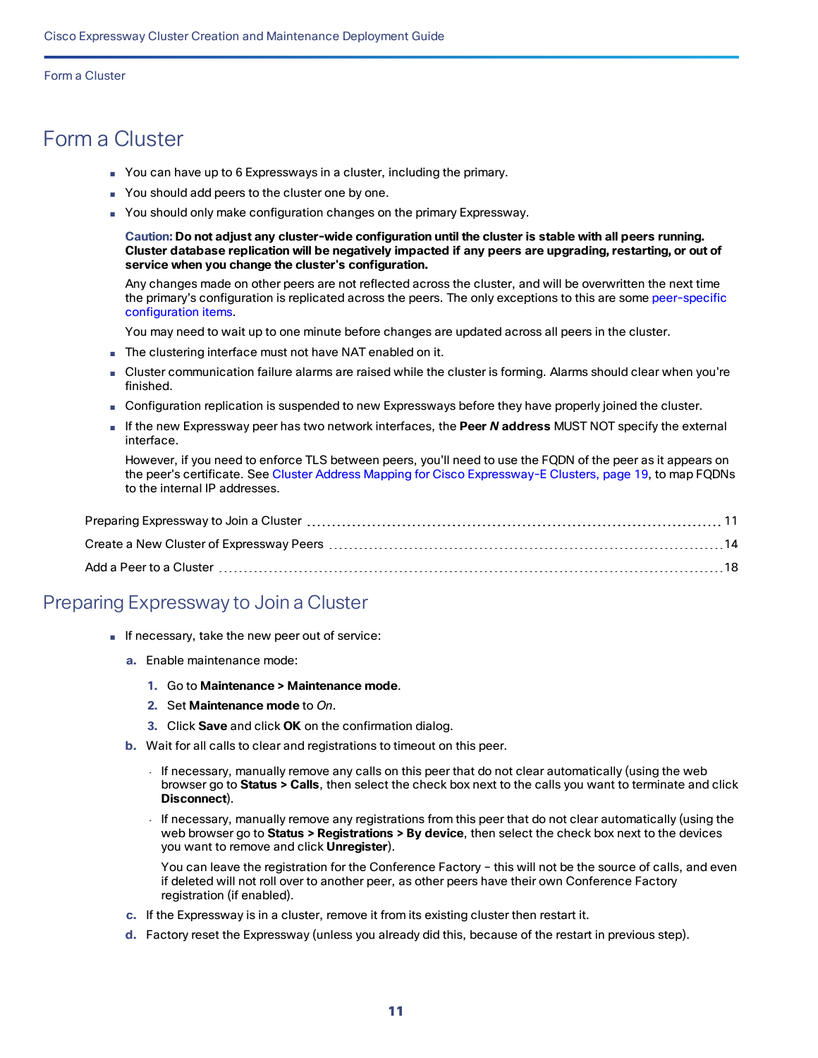# Form a Cluster

- You can have up to 6 Expressways in a cluster, including the primary.
- You should add peers to the cluster one by one.
- You should only make configuration changes on the primary Expressway.

  **Caution: Do not adjust any cluster-wide configuration until the cluster is stable with all peers running. Cluster database replication will be negatively impacted if any peers are upgrading, restarting, or out of service when you change the cluster's configuration.**

  Any changes made on other peers are not reflected across the cluster, and will be overwritten the next time the primary's configuration is replicated across the peers. The only exceptions to this are some peer-specific configuration items.

  You may need to wait up to one minute before changes are updated across all peers in the cluster.
- The clustering interface must not have NAT enabled on it.
- Cluster communication failure alarms are raised while the cluster is forming. Alarms should clear when you're finished.
- Configuration replication is suspended to new Expressways before they have properly joined the cluster.
- If the new Expressway peer has two network interfaces, the **Peer *N* address** MUST NOT specify the external interface.

  However, if you need to enforce TLS between peers, you'll need to use the FQDN of the peer as it appears on the peer's certificate. See Cluster Address Mapping for Cisco Expressway-E Clusters, page 19, to map FQDNs to the internal IP addresses.

Preparing Expressway to Join a Cluster ..... 11

Create a New Cluster of Expressway Peers ..... 14

Add a Peer to a Cluster ..... 18

## Preparing Expressway to Join a Cluster

- If necessary, take the new peer out of service:
  a. Enable maintenance mode:
     1. Go to **Maintenance > Maintenance mode**.
     2. Set **Maintenance mode** to *On*.
     3. Click **Save** and click **OK** on the confirmation dialog.

  b. Wait for all calls to clear and registrations to timeout on this peer.
     - If necessary, manually remove any calls on this peer that do not clear automatically (using the web browser go to **Status > Calls**, then select the check box next to the calls you want to terminate and click **Disconnect**).
     - If necessary, manually remove any registrations from this peer that do not clear automatically (using the web browser go to **Status > Registrations > By device**, then select the check box next to the devices you want to remove and click **Unregister**).

       You can leave the registration for the Conference Factory – this will not be the source of calls, and even if deleted will not roll over to another peer, as other peers have their own Conference Factory registration (if enabled).

  c. If the Expressway is in a cluster, remove it from its existing cluster then restart it.

  d. Factory reset the Expressway (unless you already did this, because of the restart in previous step).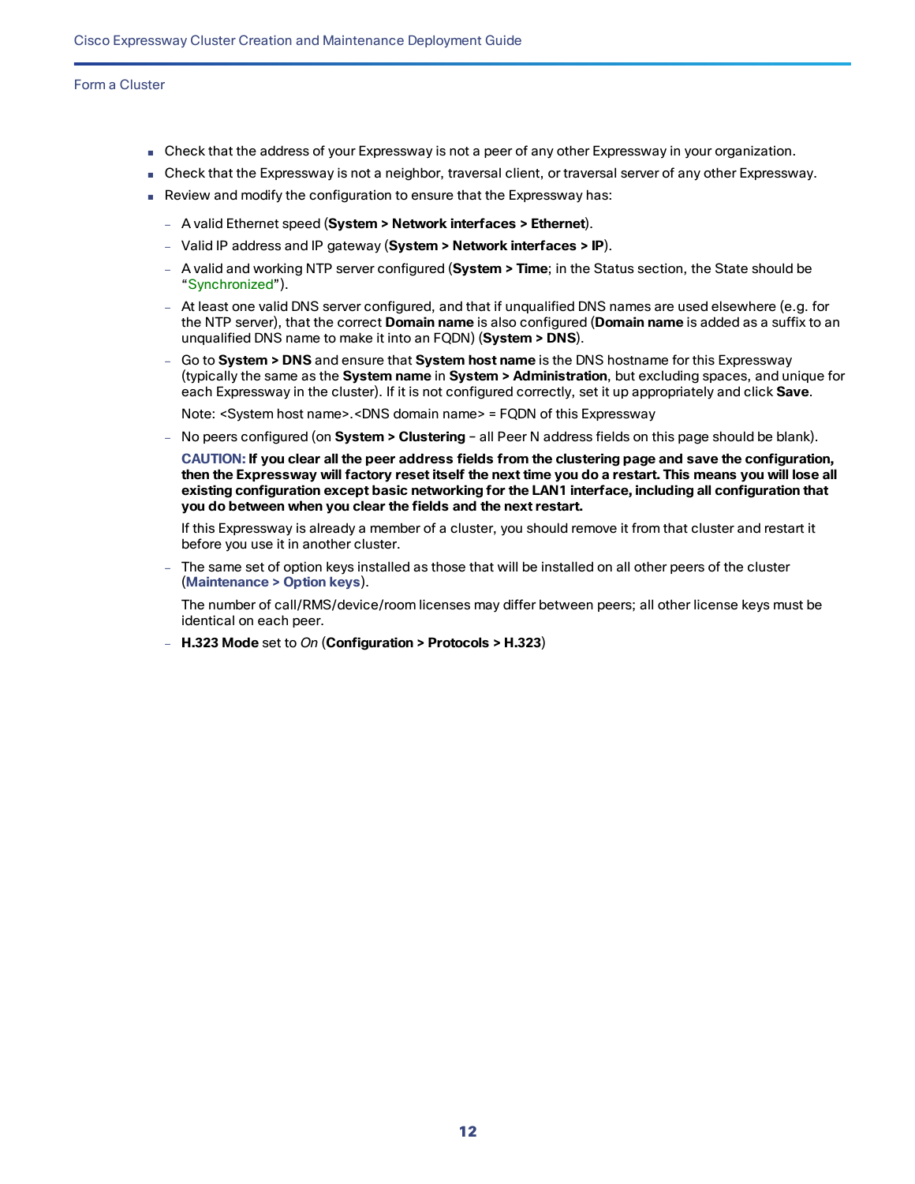- Check that the address of your Expressway is not a peer of any other Expressway in your organization.
- Check that the Expressway is not a neighbor, traversal client, or traversal server of any other Expressway.
- Review and modify the configuration to ensure that the Expressway has:
  - A valid Ethernet speed (**System > Network interfaces > Ethernet**).
  - Valid IP address and IP gateway (**System > Network interfaces > IP**).
  - A valid and working NTP server configured (**System > Time**; in the Status section, the State should be "Synchronized").
  - At least one valid DNS server configured, and that if unqualified DNS names are used elsewhere (e.g. for the NTP server), that the correct **Domain name** is also configured (**Domain name** is added as a suffix to an unqualified DNS name to make it into an FQDN) (**System > DNS**).
  - Go to **System > DNS** and ensure that **System host name** is the DNS hostname for this Expressway (typically the same as the **System name** in **System > Administration**, but excluding spaces, and unique for each Expressway in the cluster). If it is not configured correctly, set it up appropriately and click **Save**.

    Note: <System host name>.<DNS domain name> = FQDN of this Expressway
  - No peers configured (on **System > Clustering** – all Peer N address fields on this page should be blank).

    **CAUTION: If you clear all the peer address fields from the clustering page and save the configuration, then the Expressway will factory reset itself the next time you do a restart. This means you will lose all existing configuration except basic networking for the LAN1 interface, including all configuration that you do between when you clear the fields and the next restart.**

    If this Expressway is already a member of a cluster, you should remove it from that cluster and restart it before you use it in another cluster.
  - The same set of option keys installed as those that will be installed on all other peers of the cluster (**Maintenance > Option keys**).

    The number of call/RMS/device/room licenses may differ between peers; all other license keys must be identical on each peer.
  - **H.323 Mode** set to *On* (**Configuration > Protocols > H.323**)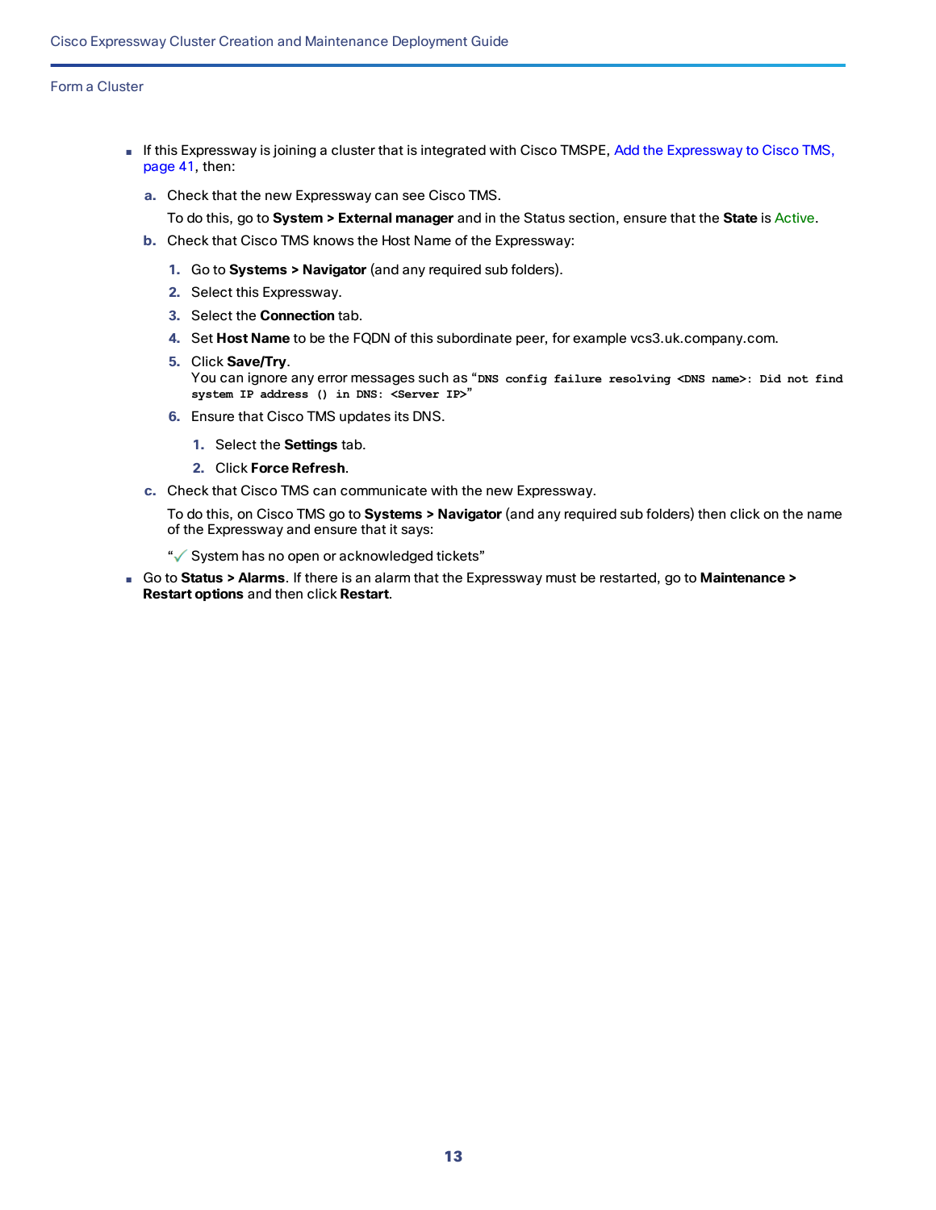- If this Expressway is joining a cluster that is integrated with Cisco TMSPE, Add the Expressway to Cisco TMS, page 41, then:

  a. Check that the new Expressway can see Cisco TMS.

     To do this, go to **System > External manager** and in the Status section, ensure that the **State** is Active.

  b. Check that Cisco TMS knows the Host Name of the Expressway:

     1. Go to **Systems > Navigator** (and any required sub folders).
     2. Select this Expressway.
     3. Select the **Connection** tab.
     4. Set **Host Name** to be the FQDN of this subordinate peer, for example vcs3.uk.company.com.
     5. Click **Save/Try**.
        You can ignore any error messages such as "`DNS config failure resolving <DNS name>: Did not find system IP address () in DNS: <Server IP>`"
     6. Ensure that Cisco TMS updates its DNS.
        1. Select the **Settings** tab.
        2. Click **Force Refresh**.

  c. Check that Cisco TMS can communicate with the new Expressway.

     To do this, on Cisco TMS go to **Systems > Navigator** (and any required sub folders) then click on the name of the Expressway and ensure that it says:

     "✓ System has no open or acknowledged tickets"

- Go to **Status > Alarms**. If there is an alarm that the Expressway must be restarted, go to **Maintenance > Restart options** and then click **Restart**.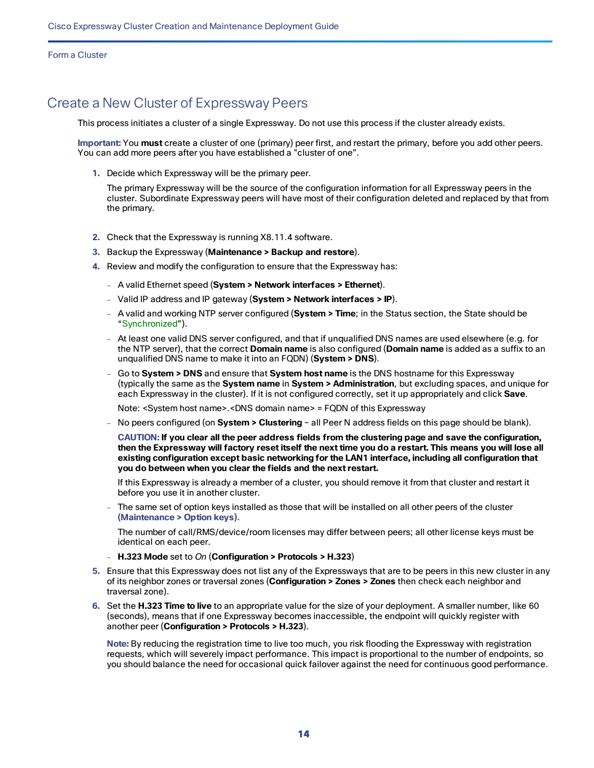## Create a New Cluster of Expressway Peers

This process initiates a cluster of a single Expressway. Do not use this process if the cluster already exists.

**Important:** You **must** create a cluster of one (primary) peer first, and restart the primary, before you add other peers. You can add more peers after you have established a "cluster of one".

1. Decide which Expressway will be the primary peer.

   The primary Expressway will be the source of the configuration information for all Expressway peers in the cluster. Subordinate Expressway peers will have most of their configuration deleted and replaced by that from the primary.

2. Check that the Expressway is running X8.11.4 software.
3. Backup the Expressway (**Maintenance > Backup and restore**).
4. Review and modify the configuration to ensure that the Expressway has:
   - A valid Ethernet speed (**System > Network interfaces > Ethernet**).
   - Valid IP address and IP gateway (**System > Network interfaces > IP**).
   - A valid and working NTP server configured (**System > Time**; in the Status section, the State should be "Synchronized").
   - At least one valid DNS server configured, and that if unqualified DNS names are used elsewhere (e.g. for the NTP server), that the correct **Domain name** is also configured (**Domain name** is added as a suffix to an unqualified DNS name to make it into an FQDN) (**System > DNS**).
   - Go to **System > DNS** and ensure that **System host name** is the DNS hostname for this Expressway (typically the same as the **System name** in **System > Administration**, but excluding spaces, and unique for each Expressway in the cluster). If it is not configured correctly, set it up appropriately and click **Save**.

     Note: <System host name>.<DNS domain name> = FQDN of this Expressway
   - No peers configured (on **System > Clustering** – all Peer N address fields on this page should be blank).

     **CAUTION: If you clear all the peer address fields from the clustering page and save the configuration, then the Expressway will factory reset itself the next time you do a restart. This means you will lose all existing configuration except basic networking for the LAN1 interface, including all configuration that you do between when you clear the fields and the next restart.**

     If this Expressway is already a member of a cluster, you should remove it from that cluster and restart it before you use it in another cluster.
   - The same set of option keys installed as those that will be installed on all other peers of the cluster (**Maintenance > Option keys**).

     The number of call/RMS/device/room licenses may differ between peers; all other license keys must be identical on each peer.
   - **H.323 Mode** set to *On* (**Configuration > Protocols > H.323**)
5. Ensure that this Expressway does not list any of the Expressways that are to be peers in this new cluster in any of its neighbor zones or traversal zones (**Configuration > Zones > Zones** then check each neighbor and traversal zone).
6. Set the **H.323 Time to live** to an appropriate value for the size of your deployment. A smaller number, like 60 (seconds), means that if one Expressway becomes inaccessible, the endpoint will quickly register with another peer (**Configuration > Protocols > H.323**).

   **Note:** By reducing the registration time to live too much, you risk flooding the Expressway with registration requests, which will severely impact performance. This impact is proportional to the number of endpoints, so you should balance the need for occasional quick failover against the need for continuous good performance.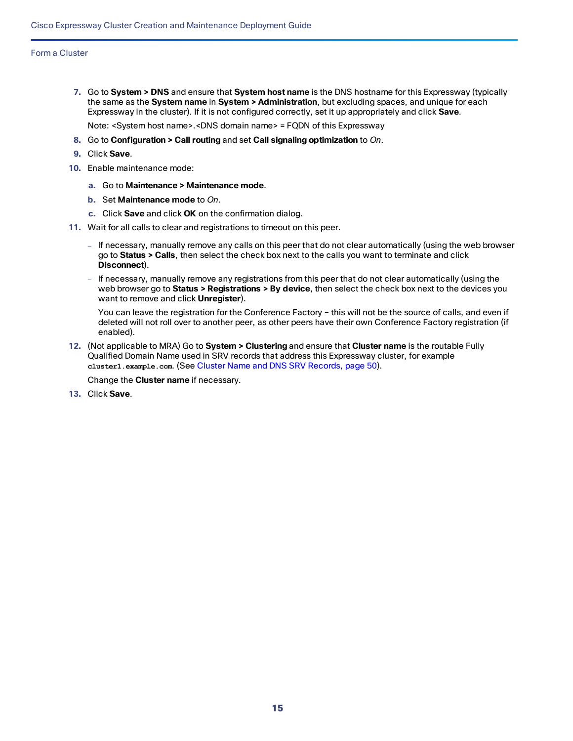7. Go to **System > DNS** and ensure that **System host name** is the DNS hostname for this Expressway (typically the same as the **System name** in **System > Administration**, but excluding spaces, and unique for each Expressway in the cluster). If it is not configured correctly, set it up appropriately and click **Save**.

   Note: <System host name>.<DNS domain name> = FQDN of this Expressway

8. Go to **Configuration > Call routing** and set **Call signaling optimization** to *On*.
9. Click **Save**.
10. Enable maintenance mode:
    a. Go to **Maintenance > Maintenance mode**.
    b. Set **Maintenance mode** to *On*.
    c. Click **Save** and click **OK** on the confirmation dialog.
11. Wait for all calls to clear and registrations to timeout on this peer.
    - If necessary, manually remove any calls on this peer that do not clear automatically (using the web browser go to **Status > Calls**, then select the check box next to the calls you want to terminate and click **Disconnect**).
    - If necessary, manually remove any registrations from this peer that do not clear automatically (using the web browser go to **Status > Registrations > By device**, then select the check box next to the devices you want to remove and click **Unregister**).

      You can leave the registration for the Conference Factory – this will not be the source of calls, and even if deleted will not roll over to another peer, as other peers have their own Conference Factory registration (if enabled).
12. (Not applicable to MRA) Go to **System > Clustering** and ensure that **Cluster name** is the routable Fully Qualified Domain Name used in SRV records that address this Expressway cluster, for example `cluster1.example.com`. (See Cluster Name and DNS SRV Records, page 50).

    Change the **Cluster name** if necessary.
13. Click **Save**.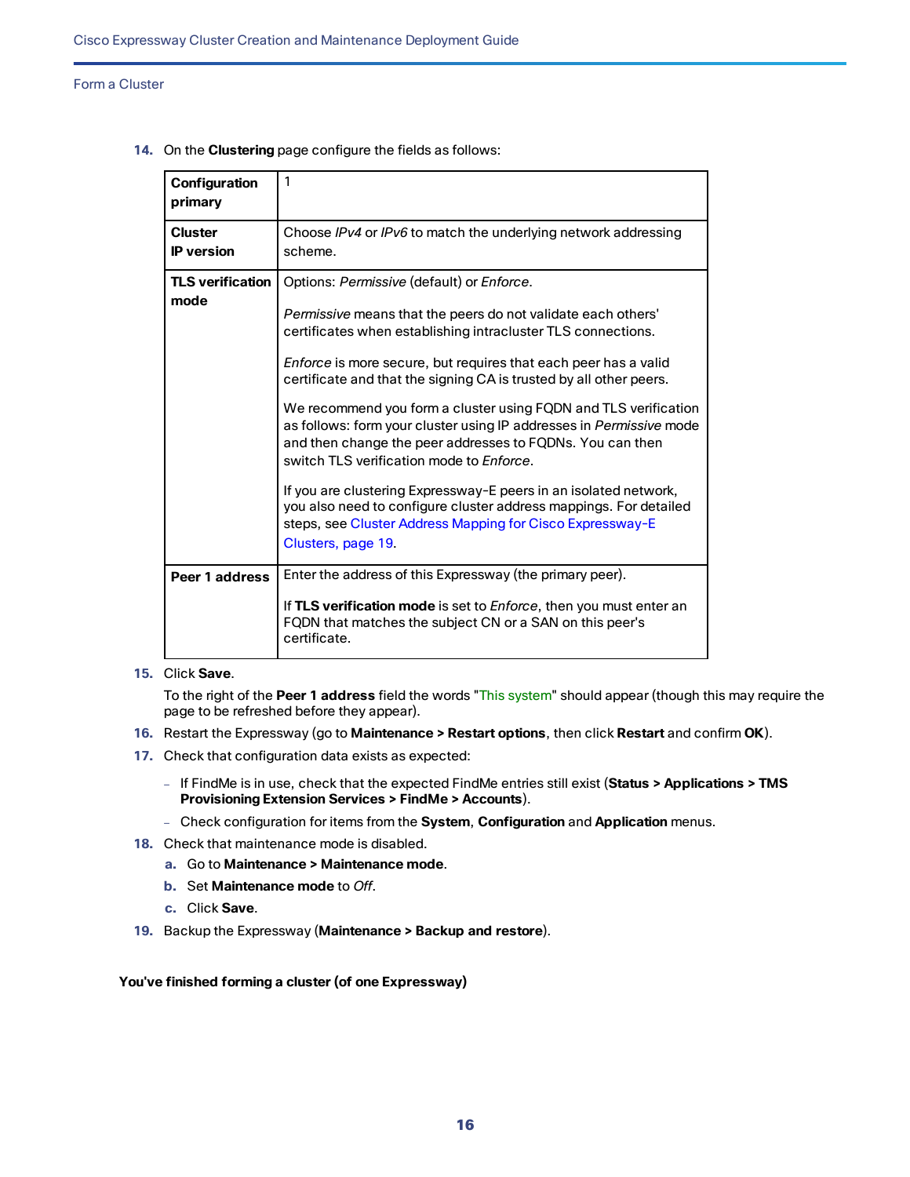14. On the **Clustering** page configure the fields as follows:

| **Configuration primary** | 1 |
|---|---|
| **Cluster IP version** | Choose *IPv4* or *IPv6* to match the underlying network addressing scheme. |
| **TLS verification mode** | Options: *Permissive* (default) or *Enforce*.<br><br>*Permissive* means that the peers do not validate each others' certificates when establishing intracluster TLS connections.<br><br>*Enforce* is more secure, but requires that each peer has a valid certificate and that the signing CA is trusted by all other peers.<br><br>We recommend you form a cluster using FQDN and TLS verification as follows: form your cluster using IP addresses in *Permissive* mode and then change the peer addresses to FQDNs. You can then switch TLS verification mode to *Enforce*.<br><br>If you are clustering Expressway-E peers in an isolated network, you also need to configure cluster address mappings. For detailed steps, see Cluster Address Mapping for Cisco Expressway-E Clusters, page 19. |
| **Peer 1 address** | Enter the address of this Expressway (the primary peer).<br><br>If **TLS verification mode** is set to *Enforce*, then you must enter an FQDN that matches the subject CN or a SAN on this peer's certificate. |

15. Click **Save**.

    To the right of the **Peer 1 address** field the words "This system" should appear (though this may require the page to be refreshed before they appear).

16. Restart the Expressway (go to **Maintenance > Restart options**, then click **Restart** and confirm **OK**).
17. Check that configuration data exists as expected:
    - If FindMe is in use, check that the expected FindMe entries still exist (**Status > Applications > TMS Provisioning Extension Services > FindMe > Accounts**).
    - Check configuration for items from the **System**, **Configuration** and **Application** menus.
18. Check that maintenance mode is disabled.
    a. Go to **Maintenance > Maintenance mode**.
    b. Set **Maintenance mode** to *Off*.
    c. Click **Save**.
19. Backup the Expressway (**Maintenance > Backup and restore**).

**You've finished forming a cluster (of one Expressway)**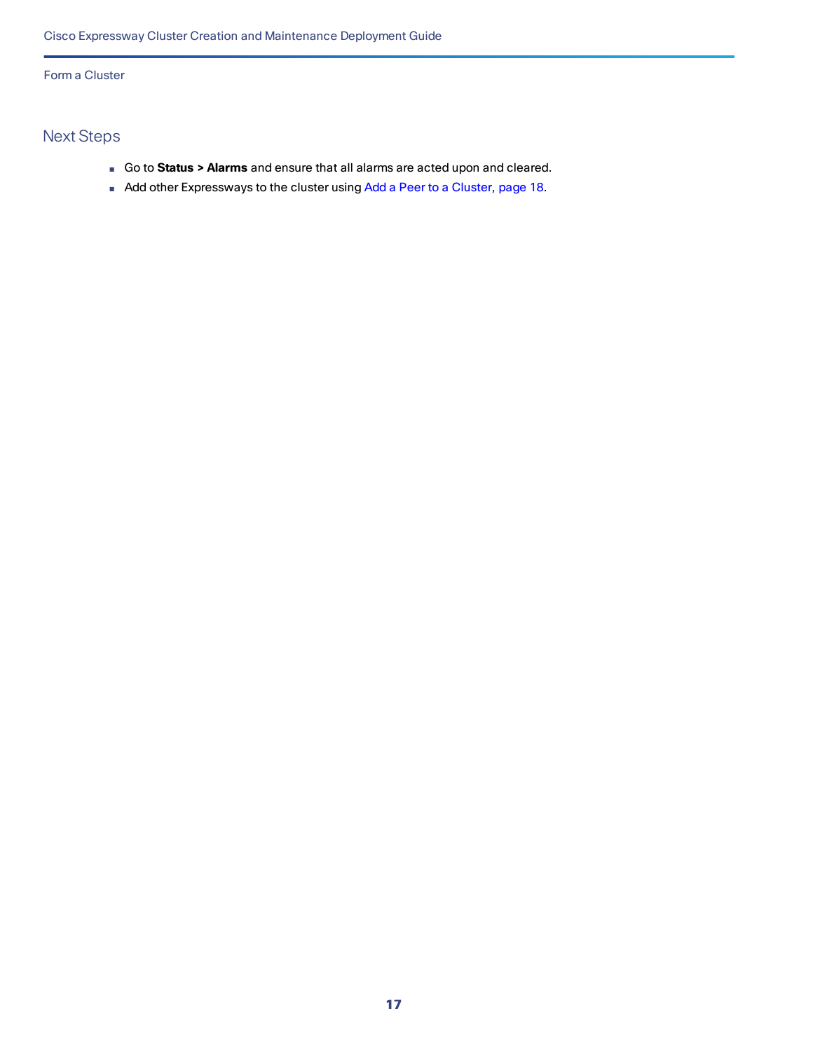## Next Steps

- Go to **Status > Alarms** and ensure that all alarms are acted upon and cleared.
- Add other Expressways to the cluster using Add a Peer to a Cluster, page 18.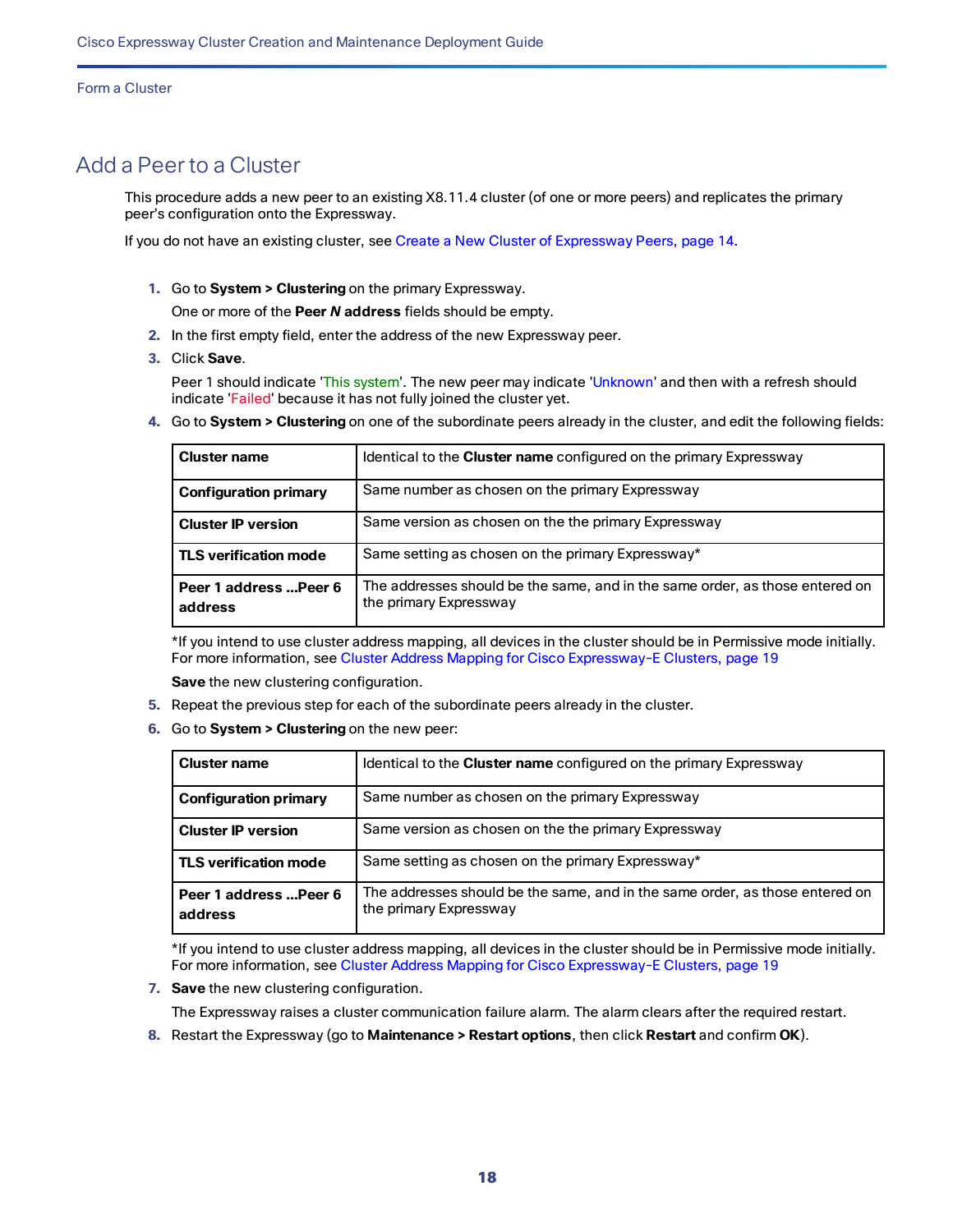# Add a Peer to a Cluster

This procedure adds a new peer to an existing X8.11.4 cluster (of one or more peers) and replicates the primary peer's configuration onto the Expressway.

If you do not have an existing cluster, see Create a New Cluster of Expressway Peers, page 14.

1. Go to **System > Clustering** on the primary Expressway.

   One or more of the **Peer *N* address** fields should be empty.

2. In the first empty field, enter the address of the new Expressway peer.
3. Click **Save**.

   Peer 1 should indicate 'This system'. The new peer may indicate 'Unknown' and then with a refresh should indicate 'Failed' because it has not fully joined the cluster yet.

4. Go to **System > Clustering** on one of the subordinate peers already in the cluster, and edit the following fields:

   | | |
   |---|---|
   | **Cluster name** | Identical to the **Cluster name** configured on the primary Expressway |
   | **Configuration primary** | Same number as chosen on the primary Expressway |
   | **Cluster IP version** | Same version as chosen on the the primary Expressway |
   | **TLS verification mode** | Same setting as chosen on the primary Expressway* |
   | **Peer 1 address ...Peer 6 address** | The addresses should be the same, and in the same order, as those entered on the primary Expressway |

   *If you intend to use cluster address mapping, all devices in the cluster should be in Permissive mode initially. For more information, see Cluster Address Mapping for Cisco Expressway-E Clusters, page 19

   **Save** the new clustering configuration.

5. Repeat the previous step for each of the subordinate peers already in the cluster.
6. Go to **System > Clustering** on the new peer:

   | | |
   |---|---|
   | **Cluster name** | Identical to the **Cluster name** configured on the primary Expressway |
   | **Configuration primary** | Same number as chosen on the primary Expressway |
   | **Cluster IP version** | Same version as chosen on the the primary Expressway |
   | **TLS verification mode** | Same setting as chosen on the primary Expressway* |
   | **Peer 1 address ...Peer 6 address** | The addresses should be the same, and in the same order, as those entered on the primary Expressway |

   *If you intend to use cluster address mapping, all devices in the cluster should be in Permissive mode initially. For more information, see Cluster Address Mapping for Cisco Expressway-E Clusters, page 19

7. **Save** the new clustering configuration.

   The Expressway raises a cluster communication failure alarm. The alarm clears after the required restart.

8. Restart the Expressway (go to **Maintenance > Restart options**, then click **Restart** and confirm **OK**).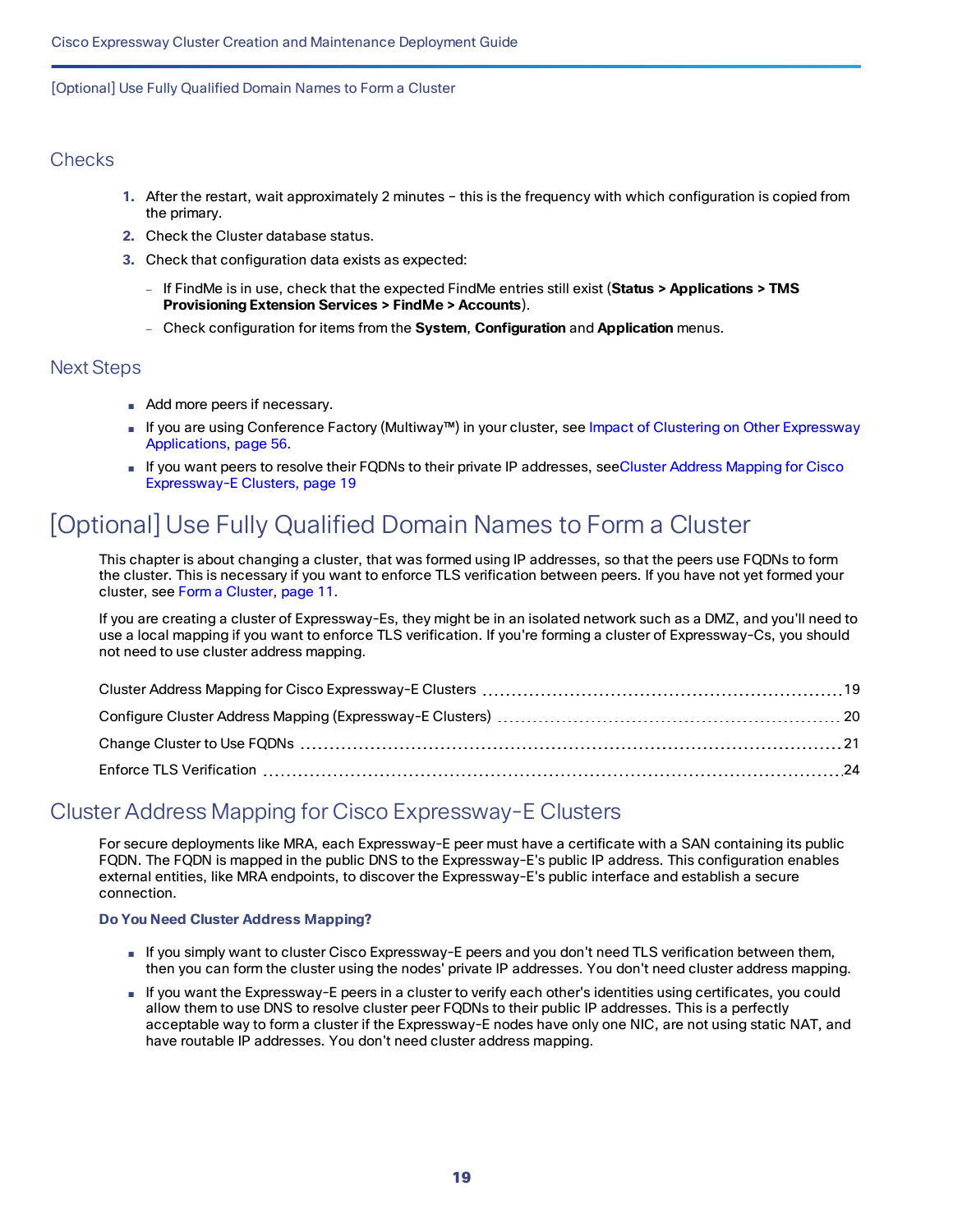### Checks

1. After the restart, wait approximately 2 minutes – this is the frequency with which configuration is copied from the primary.
2. Check the Cluster database status.
3. Check that configuration data exists as expected:
   - If FindMe is in use, check that the expected FindMe entries still exist (**Status > Applications > TMS Provisioning Extension Services > FindMe > Accounts**).
   - Check configuration for items from the **System**, **Configuration** and **Application** menus.

### Next Steps

- Add more peers if necessary.
- If you are using Conference Factory (Multiway™) in your cluster, see Impact of Clustering on Other Expressway Applications, page 56.
- If you want peers to resolve their FQDNs to their private IP addresses, seeCluster Address Mapping for Cisco Expressway-E Clusters, page 19

## [Optional] Use Fully Qualified Domain Names to Form a Cluster

This chapter is about changing a cluster, that was formed using IP addresses, so that the peers use FQDNs to form the cluster. This is necessary if you want to enforce TLS verification between peers. If you have not yet formed your cluster, see Form a Cluster, page 11.

If you are creating a cluster of Expressway-Es, they might be in an isolated network such as a DMZ, and you'll need to use a local mapping if you want to enforce TLS verification. If you're forming a cluster of Expressway-Cs, you should not need to use cluster address mapping.

| | |
|---|---|
| Cluster Address Mapping for Cisco Expressway-E Clusters | 19 |
| Configure Cluster Address Mapping (Expressway-E Clusters) | 20 |
| Change Cluster to Use FQDNs | 21 |
| Enforce TLS Verification | 24 |

### Cluster Address Mapping for Cisco Expressway-E Clusters

For secure deployments like MRA, each Expressway-E peer must have a certificate with a SAN containing its public FQDN. The FQDN is mapped in the public DNS to the Expressway-E's public IP address. This configuration enables external entities, like MRA endpoints, to discover the Expressway-E's public interface and establish a secure connection.

**Do You Need Cluster Address Mapping?**

- If you simply want to cluster Cisco Expressway-E peers and you don't need TLS verification between them, then you can form the cluster using the nodes' private IP addresses. You don't need cluster address mapping.
- If you want the Expressway-E peers in a cluster to verify each other's identities using certificates, you could allow them to use DNS to resolve cluster peer FQDNs to their public IP addresses. This is a perfectly acceptable way to form a cluster if the Expressway-E nodes have only one NIC, are not using static NAT, and have routable IP addresses. You don't need cluster address mapping.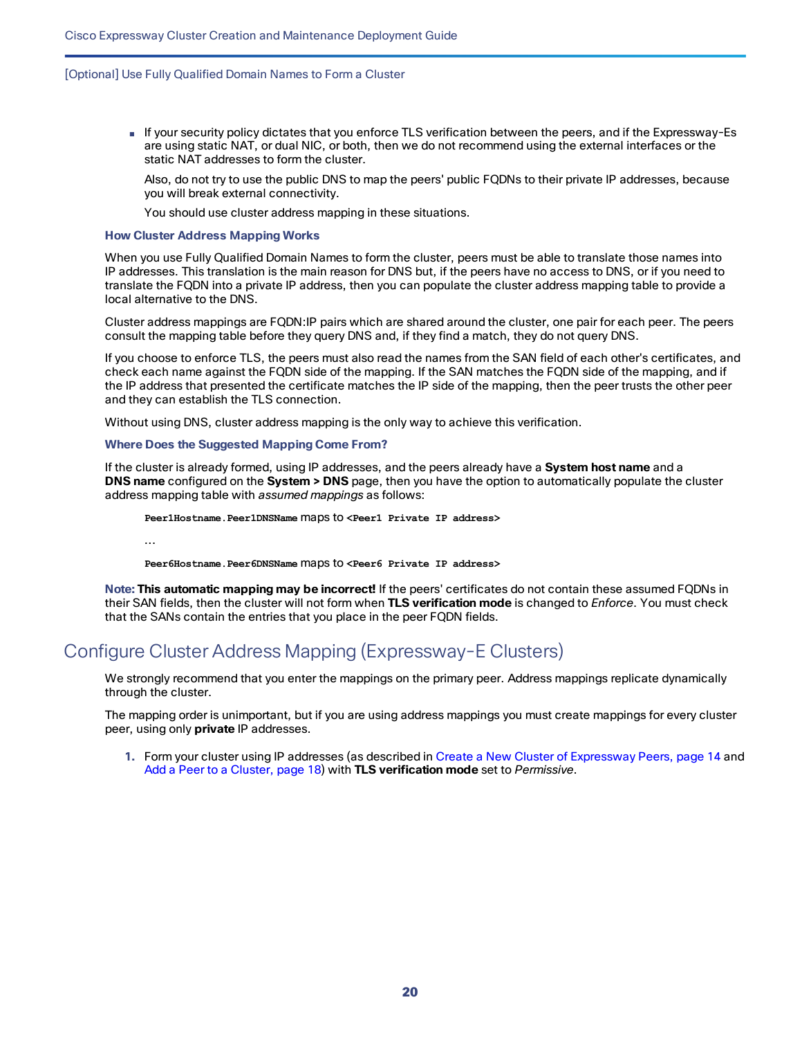- If your security policy dictates that you enforce TLS verification between the peers, and if the Expressway-Es are using static NAT, or dual NIC, or both, then we do not recommend using the external interfaces or the static NAT addresses to form the cluster.

  Also, do not try to use the public DNS to map the peers' public FQDNs to their private IP addresses, because you will break external connectivity.

  You should use cluster address mapping in these situations.

### How Cluster Address Mapping Works

When you use Fully Qualified Domain Names to form the cluster, peers must be able to translate those names into IP addresses. This translation is the main reason for DNS but, if the peers have no access to DNS, or if you need to translate the FQDN into a private IP address, then you can populate the cluster address mapping table to provide a local alternative to the DNS.

Cluster address mappings are FQDN:IP pairs which are shared around the cluster, one pair for each peer. The peers consult the mapping table before they query DNS and, if they find a match, they do not query DNS.

If you choose to enforce TLS, the peers must also read the names from the SAN field of each other's certificates, and check each name against the FQDN side of the mapping. If the SAN matches the FQDN side of the mapping, and if the IP address that presented the certificate matches the IP side of the mapping, then the peer trusts the other peer and they can establish the TLS connection.

Without using DNS, cluster address mapping is the only way to achieve this verification.

### Where Does the Suggested Mapping Come From?

If the cluster is already formed, using IP addresses, and the peers already have a **System host name** and a **DNS name** configured on the **System > DNS** page, then you have the option to automatically populate the cluster address mapping table with *assumed mappings* as follows:

`Peer1Hostname.Peer1DNSName` maps to `<Peer1 Private IP address>`

…

`Peer6Hostname.Peer6DNSName` maps to `<Peer6 Private IP address>`

**Note: This automatic mapping may be incorrect!** If the peers' certificates do not contain these assumed FQDNs in their SAN fields, then the cluster will not form when **TLS verification mode** is changed to *Enforce*. You must check that the SANs contain the entries that you place in the peer FQDN fields.

## Configure Cluster Address Mapping (Expressway-E Clusters)

We strongly recommend that you enter the mappings on the primary peer. Address mappings replicate dynamically through the cluster.

The mapping order is unimportant, but if you are using address mappings you must create mappings for every cluster peer, using only **private** IP addresses.

1. Form your cluster using IP addresses (as described in Create a New Cluster of Expressway Peers, page 14 and Add a Peer to a Cluster, page 18) with **TLS verification mode** set to *Permissive*.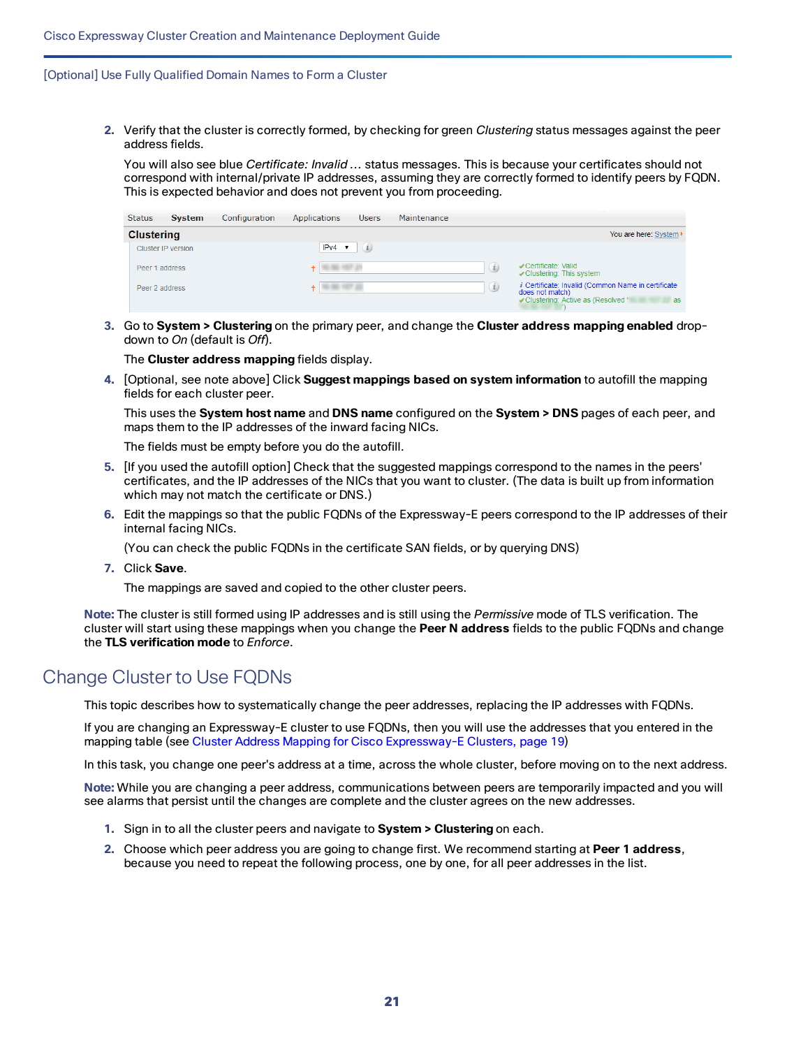2. Verify that the cluster is correctly formed, by checking for green *Clustering* status messages against the peer address fields.

   You will also see blue *Certificate: Invalid …* status messages. This is because your certificates should not correspond with internal/private IP addresses, assuming they are correctly formed to identify peers by FQDN. This is expected behavior and does not prevent you from proceeding.

3. Go to **System > Clustering** on the primary peer, and change the **Cluster address mapping enabled** drop-down to *On* (default is *Off*).

   The **Cluster address mapping** fields display.

4. [Optional, see note above] Click **Suggest mappings based on system information** to autofill the mapping fields for each cluster peer.

   This uses the **System host name** and **DNS name** configured on the **System > DNS** pages of each peer, and maps them to the IP addresses of the inward facing NICs.

   The fields must be empty before you do the autofill.

5. [If you used the autofill option] Check that the suggested mappings correspond to the names in the peers' certificates, and the IP addresses of the NICs that you want to cluster. (The data is built up from information which may not match the certificate or DNS.)

6. Edit the mappings so that the public FQDNs of the Expressway-E peers correspond to the IP addresses of their internal facing NICs.

   (You can check the public FQDNs in the certificate SAN fields, or by querying DNS)

7. Click **Save**.

   The mappings are saved and copied to the other cluster peers.

**Note:** The cluster is still formed using IP addresses and is still using the *Permissive* mode of TLS verification. The cluster will start using these mappings when you change the **Peer N address** fields to the public FQDNs and change the **TLS verification mode** to *Enforce*.

## Change Cluster to Use FQDNs

This topic describes how to systematically change the peer addresses, replacing the IP addresses with FQDNs.

If you are changing an Expressway-E cluster to use FQDNs, then you will use the addresses that you entered in the mapping table (see Cluster Address Mapping for Cisco Expressway-E Clusters, page 19)

In this task, you change one peer's address at a time, across the whole cluster, before moving on to the next address.

**Note:** While you are changing a peer address, communications between peers are temporarily impacted and you will see alarms that persist until the changes are complete and the cluster agrees on the new addresses.

1. Sign in to all the cluster peers and navigate to **System > Clustering** on each.
2. Choose which peer address you are going to change first. We recommend starting at **Peer 1 address**, because you need to repeat the following process, one by one, for all peer addresses in the list.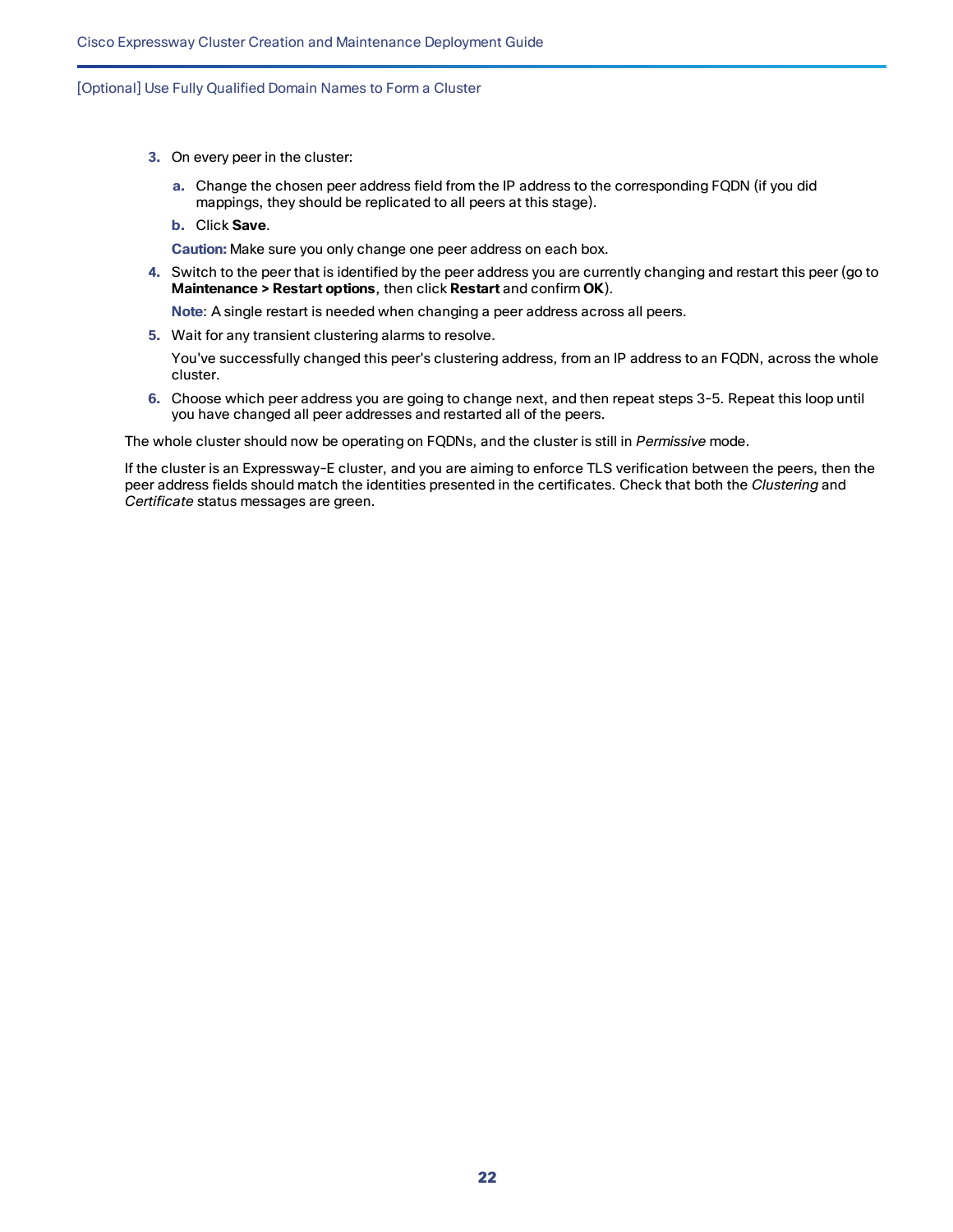3. On every peer in the cluster:

   a. Change the chosen peer address field from the IP address to the corresponding FQDN (if you did mappings, they should be replicated to all peers at this stage).

   b. Click **Save**.

   **Caution:** Make sure you only change one peer address on each box.

4. Switch to the peer that is identified by the peer address you are currently changing and restart this peer (go to **Maintenance > Restart options**, then click **Restart** and confirm **OK**).

   **Note**: A single restart is needed when changing a peer address across all peers.

5. Wait for any transient clustering alarms to resolve.

   You've successfully changed this peer's clustering address, from an IP address to an FQDN, across the whole cluster.

6. Choose which peer address you are going to change next, and then repeat steps 3-5. Repeat this loop until you have changed all peer addresses and restarted all of the peers.

The whole cluster should now be operating on FQDNs, and the cluster is still in *Permissive* mode.

If the cluster is an Expressway-E cluster, and you are aiming to enforce TLS verification between the peers, then the peer address fields should match the identities presented in the certificates. Check that both the *Clustering* and *Certificate* status messages are green.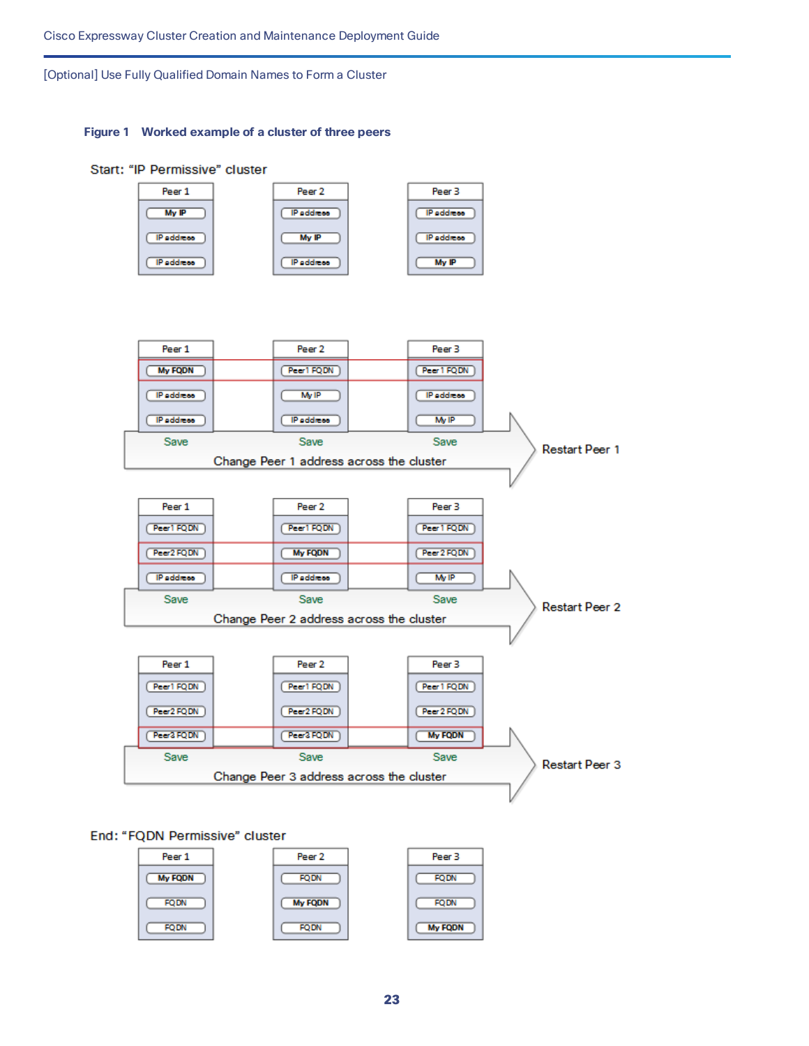**Figure 1 Worked example of a cluster of three peers**

Start: "IP Permissive" cluster

| Peer 1 | Peer 2 | Peer 3 |
|---|---|---|
| My IP | IP address | IP address |
| IP address | My IP | IP address |
| IP address | IP address | My IP |

Change Peer 1 address across the cluster → Restart Peer 1

| Peer 1 | Peer 2 | Peer 3 |
|---|---|---|
| My FQDN | Peer1 FQDN | Peer1 FQDN |
| IP address | My IP | IP address |
| IP address | IP address | My IP |
| Save | Save | Save |

Change Peer 2 address across the cluster → Restart Peer 2

| Peer 1 | Peer 2 | Peer 3 |
|---|---|---|
| Peer1 FQDN | Peer1 FQDN | Peer1 FQDN |
| Peer2 FQDN | My FQDN | Peer2 FQDN |
| IP address | IP address | My IP |
| Save | Save | Save |

Change Peer 3 address across the cluster → Restart Peer 3

| Peer 1 | Peer 2 | Peer 3 |
|---|---|---|
| Peer1 FQDN | Peer1 FQDN | Peer1 FQDN |
| Peer2 FQDN | Peer2 FQDN | Peer2 FQDN |
| Peer3 FQDN | Peer3 FQDN | My FQDN |
| Save | Save | Save |

End: "FQDN Permissive" cluster

| Peer 1 | Peer 2 | Peer 3 |
|---|---|---|
| My FQDN | FQDN | FQDN |
| FQDN | My FQDN | FQDN |
| FQDN | FQDN | My FQDN |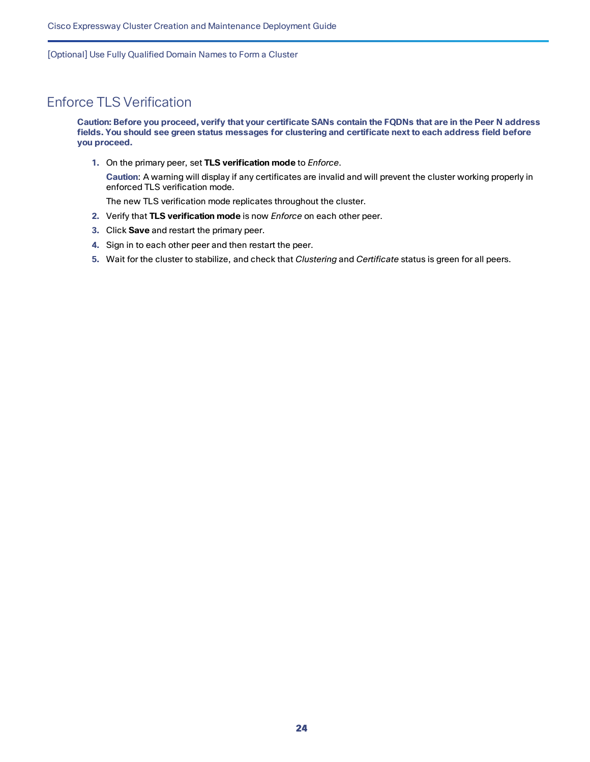# Enforce TLS Verification

**Caution: Before you proceed, verify that your certificate SANs contain the FQDNs that are in the Peer N address fields. You should see green status messages for clustering and certificate next to each address field before you proceed.**

1. On the primary peer, set **TLS verification mode** to *Enforce*.

   **Caution**: A warning will display if any certificates are invalid and will prevent the cluster working properly in enforced TLS verification mode.

   The new TLS verification mode replicates throughout the cluster.
2. Verify that **TLS verification mode** is now *Enforce* on each other peer.
3. Click **Save** and restart the primary peer.
4. Sign in to each other peer and then restart the peer.
5. Wait for the cluster to stabilize, and check that *Clustering* and *Certificate* status is green for all peers.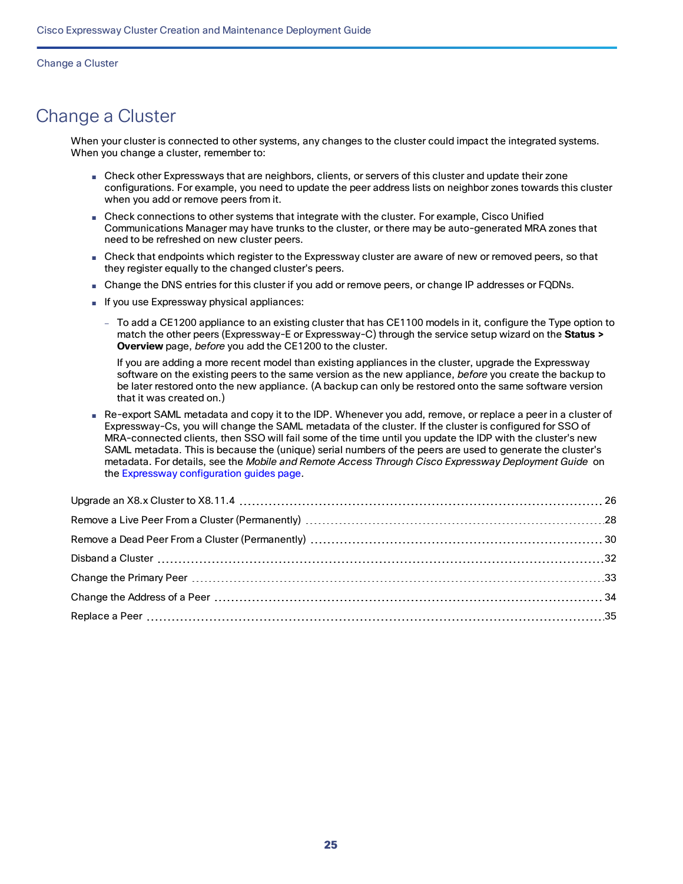# Change a Cluster

When your cluster is connected to other systems, any changes to the cluster could impact the integrated systems. When you change a cluster, remember to:

- Check other Expressways that are neighbors, clients, or servers of this cluster and update their zone configurations. For example, you need to update the peer address lists on neighbor zones towards this cluster when you add or remove peers from it.
- Check connections to other systems that integrate with the cluster. For example, Cisco Unified Communications Manager may have trunks to the cluster, or there may be auto-generated MRA zones that need to be refreshed on new cluster peers.
- Check that endpoints which register to the Expressway cluster are aware of new or removed peers, so that they register equally to the changed cluster's peers.
- Change the DNS entries for this cluster if you add or remove peers, or change IP addresses or FQDNs.
- If you use Expressway physical appliances:
  - To add a CE1200 appliance to an existing cluster that has CE1100 models in it, configure the Type option to match the other peers (Expressway-E or Expressway-C) through the service setup wizard on the **Status > Overview** page, *before* you add the CE1200 to the cluster.

    If you are adding a more recent model than existing appliances in the cluster, upgrade the Expressway software on the existing peers to the same version as the new appliance, *before* you create the backup to be later restored onto the new appliance. (A backup can only be restored onto the same software version that it was created on.)
- Re-export SAML metadata and copy it to the IDP. Whenever you add, remove, or replace a peer in a cluster of Expressway-Cs, you will change the SAML metadata of the cluster. If the cluster is configured for SSO of MRA-connected clients, then SSO will fail some of the time until you update the IDP with the cluster's new SAML metadata. This is because the (unique) serial numbers of the peers are used to generate the cluster's metadata. For details, see the *Mobile and Remote Access Through Cisco Expressway Deployment Guide* on the Expressway configuration guides page.

Upgrade an X8.x Cluster to X8.11.4 ..... 26

Remove a Live Peer From a Cluster (Permanently) ..... 28

Remove a Dead Peer From a Cluster (Permanently) ..... 30

Disband a Cluster ..... 32

Change the Primary Peer ..... 33

Change the Address of a Peer ..... 34

Replace a Peer ..... 35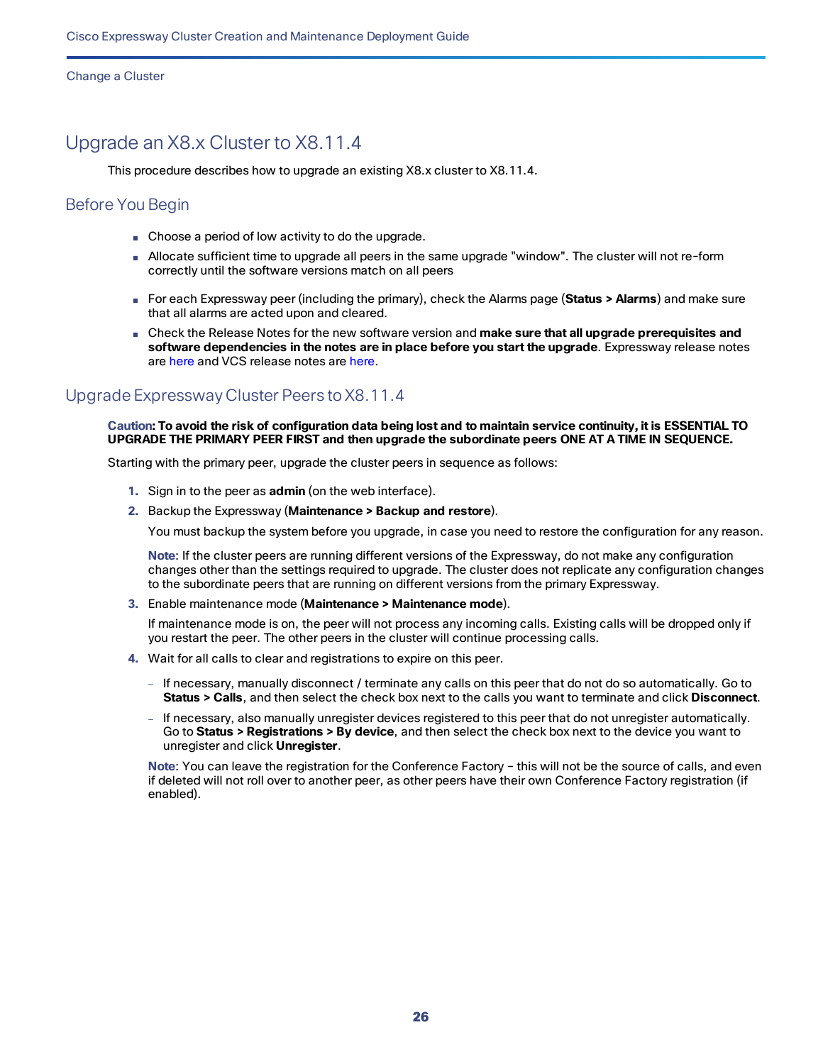## Upgrade an X8.x Cluster to X8.11.4

This procedure describes how to upgrade an existing X8.x cluster to X8.11.4.

### Before You Begin

- Choose a period of low activity to do the upgrade.
- Allocate sufficient time to upgrade all peers in the same upgrade "window". The cluster will not re-form correctly until the software versions match on all peers
- For each Expressway peer (including the primary), check the Alarms page (**Status > Alarms**) and make sure that all alarms are acted upon and cleared.
- Check the Release Notes for the new software version and **make sure that all upgrade prerequisites and software dependencies in the notes are in place before you start the upgrade**. Expressway release notes are here and VCS release notes are here.

### Upgrade Expressway Cluster Peers to X8.11.4

**Caution: To avoid the risk of configuration data being lost and to maintain service continuity, it is ESSENTIAL TO UPGRADE THE PRIMARY PEER FIRST and then upgrade the subordinate peers ONE AT A TIME IN SEQUENCE.**

Starting with the primary peer, upgrade the cluster peers in sequence as follows:

1. Sign in to the peer as **admin** (on the web interface).
2. Backup the Expressway (**Maintenance > Backup and restore**).

   You must backup the system before you upgrade, in case you need to restore the configuration for any reason.

   **Note**: If the cluster peers are running different versions of the Expressway, do not make any configuration changes other than the settings required to upgrade. The cluster does not replicate any configuration changes to the subordinate peers that are running on different versions from the primary Expressway.
3. Enable maintenance mode (**Maintenance > Maintenance mode**).

   If maintenance mode is on, the peer will not process any incoming calls. Existing calls will be dropped only if you restart the peer. The other peers in the cluster will continue processing calls.
4. Wait for all calls to clear and registrations to expire on this peer.
   - If necessary, manually disconnect / terminate any calls on this peer that do not do so automatically. Go to **Status > Calls**, and then select the check box next to the calls you want to terminate and click **Disconnect**.
   - If necessary, also manually unregister devices registered to this peer that do not unregister automatically. Go to **Status > Registrations > By device**, and then select the check box next to the device you want to unregister and click **Unregister**.

   **Note**: You can leave the registration for the Conference Factory – this will not be the source of calls, and even if deleted will not roll over to another peer, as other peers have their own Conference Factory registration (if enabled).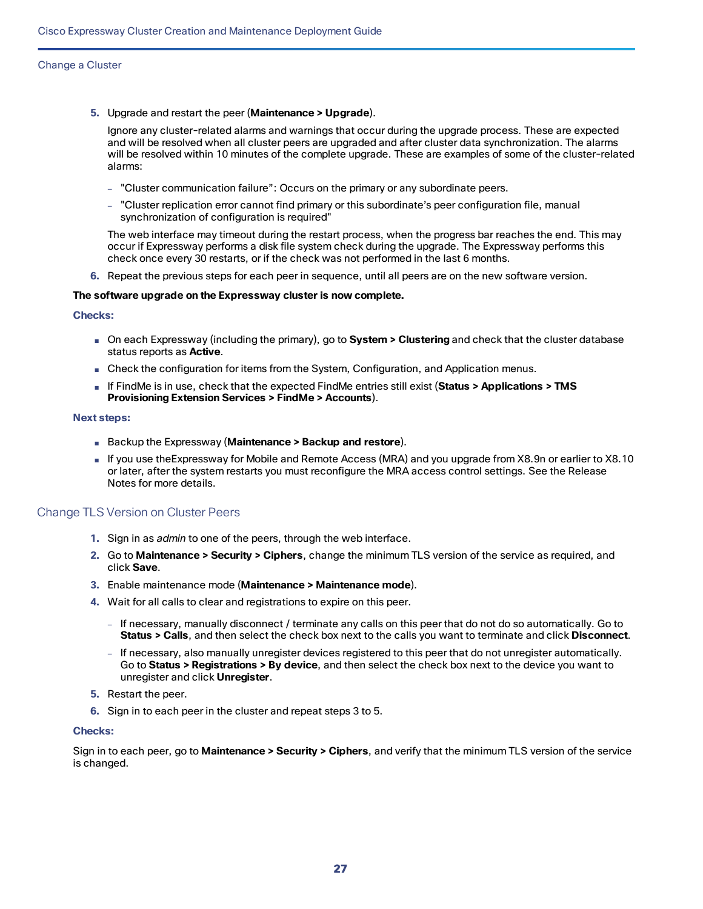5. Upgrade and restart the peer (**Maintenance > Upgrade**).

   Ignore any cluster-related alarms and warnings that occur during the upgrade process. These are expected and will be resolved when all cluster peers are upgraded and after cluster data synchronization. The alarms will be resolved within 10 minutes of the complete upgrade. These are examples of some of the cluster-related alarms:

   - "Cluster communication failure": Occurs on the primary or any subordinate peers.
   - "Cluster replication error cannot find primary or this subordinate's peer configuration file, manual synchronization of configuration is required"

   The web interface may timeout during the restart process, when the progress bar reaches the end. This may occur if Expressway performs a disk file system check during the upgrade. The Expressway performs this check once every 30 restarts, or if the check was not performed in the last 6 months.

6. Repeat the previous steps for each peer in sequence, until all peers are on the new software version.

**The software upgrade on the Expressway cluster is now complete.**

**Checks:**

- On each Expressway (including the primary), go to **System > Clustering** and check that the cluster database status reports as **Active**.
- Check the configuration for items from the System, Configuration, and Application menus.
- If FindMe is in use, check that the expected FindMe entries still exist (**Status > Applications > TMS Provisioning Extension Services > FindMe > Accounts**).

**Next steps:**

- Backup the Expressway (**Maintenance > Backup and restore**).
- If you use theExpressway for Mobile and Remote Access (MRA) and you upgrade from X8.9n or earlier to X8.10 or later, after the system restarts you must reconfigure the MRA access control settings. See the Release Notes for more details.

## Change TLS Version on Cluster Peers

1. Sign in as *admin* to one of the peers, through the web interface.
2. Go to **Maintenance > Security > Ciphers**, change the minimum TLS version of the service as required, and click **Save**.
3. Enable maintenance mode (**Maintenance > Maintenance mode**).
4. Wait for all calls to clear and registrations to expire on this peer.
   - If necessary, manually disconnect / terminate any calls on this peer that do not do so automatically. Go to **Status > Calls**, and then select the check box next to the calls you want to terminate and click **Disconnect**.
   - If necessary, also manually unregister devices registered to this peer that do not unregister automatically. Go to **Status > Registrations > By device**, and then select the check box next to the device you want to unregister and click **Unregister**.
5. Restart the peer.
6. Sign in to each peer in the cluster and repeat steps 3 to 5.

**Checks:**

Sign in to each peer, go to **Maintenance > Security > Ciphers**, and verify that the minimum TLS version of the service is changed.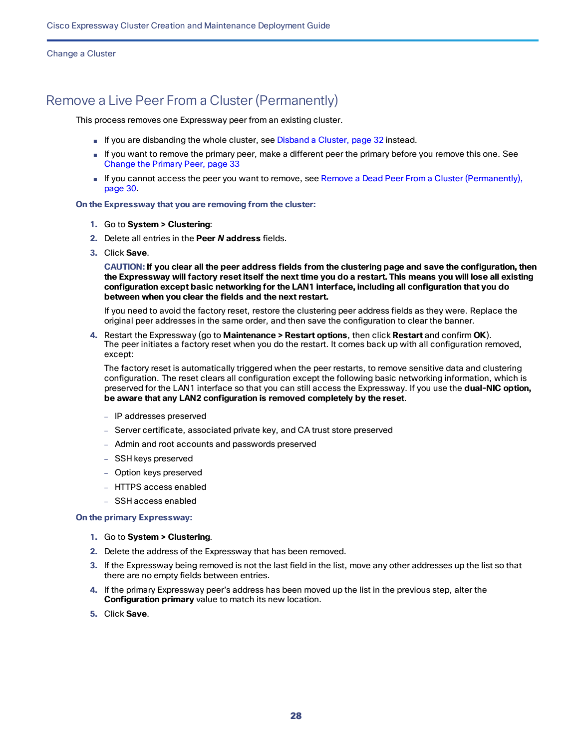# Remove a Live Peer From a Cluster (Permanently)

This process removes one Expressway peer from an existing cluster.

- If you are disbanding the whole cluster, see Disband a Cluster, page 32 instead.
- If you want to remove the primary peer, make a different peer the primary before you remove this one. See Change the Primary Peer, page 33
- If you cannot access the peer you want to remove, see Remove a Dead Peer From a Cluster (Permanently), page 30.

**On the Expressway that you are removing from the cluster:**

1. Go to **System > Clustering**:
2. Delete all entries in the **Peer *N* address** fields.
3. Click **Save**.

   **CAUTION: If you clear all the peer address fields from the clustering page and save the configuration, then the Expressway will factory reset itself the next time you do a restart. This means you will lose all existing configuration except basic networking for the LAN1 interface, including all configuration that you do between when you clear the fields and the next restart.**

   If you need to avoid the factory reset, restore the clustering peer address fields as they were. Replace the original peer addresses in the same order, and then save the configuration to clear the banner.

4. Restart the Expressway (go to **Maintenance > Restart options**, then click **Restart** and confirm **OK**).
   The peer initiates a factory reset when you do the restart. It comes back up with all configuration removed, except:

   The factory reset is automatically triggered when the peer restarts, to remove sensitive data and clustering configuration. The reset clears all configuration except the following basic networking information, which is preserved for the LAN1 interface so that you can still access the Expressway. If you use the **dual-NIC option, be aware that any LAN2 configuration is removed completely by the reset**.

   - IP addresses preserved
   - Server certificate, associated private key, and CA trust store preserved
   - Admin and root accounts and passwords preserved
   - SSH keys preserved
   - Option keys preserved
   - HTTPS access enabled
   - SSH access enabled

**On the primary Expressway:**

1. Go to **System > Clustering**.
2. Delete the address of the Expressway that has been removed.
3. If the Expressway being removed is not the last field in the list, move any other addresses up the list so that there are no empty fields between entries.
4. If the primary Expressway peer's address has been moved up the list in the previous step, alter the **Configuration primary** value to match its new location.
5. Click **Save**.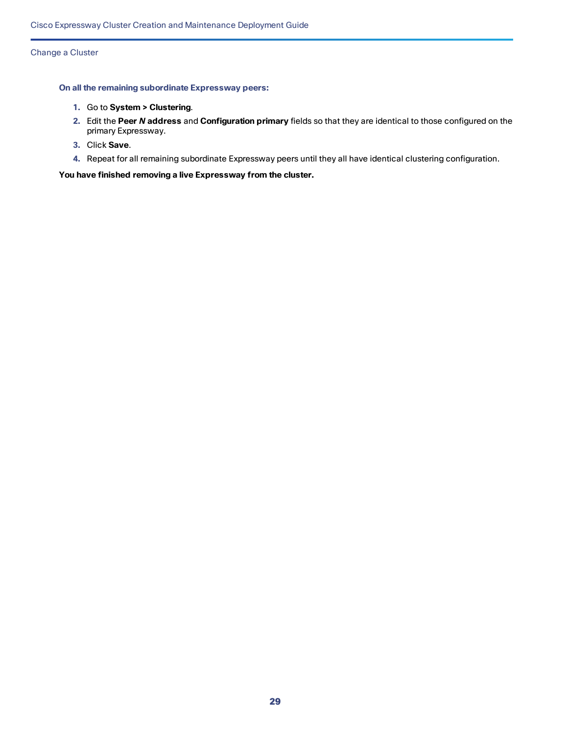**On all the remaining subordinate Expressway peers:**

1. Go to **System > Clustering**.
2. Edit the **Peer *N* address** and **Configuration primary** fields so that they are identical to those configured on the primary Expressway.
3. Click **Save**.
4. Repeat for all remaining subordinate Expressway peers until they all have identical clustering configuration.

**You have finished removing a live Expressway from the cluster.**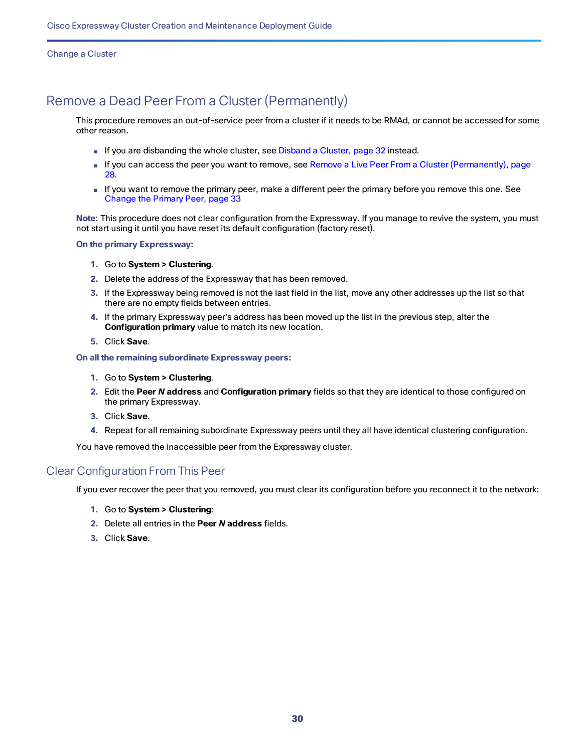# Remove a Dead Peer From a Cluster (Permanently)

This procedure removes an out-of-service peer from a cluster if it needs to be RMAd, or cannot be accessed for some other reason.

- If you are disbanding the whole cluster, see Disband a Cluster, page 32 instead.
- If you can access the peer you want to remove, see Remove a Live Peer From a Cluster (Permanently), page 28.
- If you want to remove the primary peer, make a different peer the primary before you remove this one. See Change the Primary Peer, page 33

**Note**: This procedure does not clear configuration from the Expressway. If you manage to revive the system, you must not start using it until you have reset its default configuration (factory reset).

**On the primary Expressway:**

1. Go to **System > Clustering**.
2. Delete the address of the Expressway that has been removed.
3. If the Expressway being removed is not the last field in the list, move any other addresses up the list so that there are no empty fields between entries.
4. If the primary Expressway peer's address has been moved up the list in the previous step, alter the **Configuration primary** value to match its new location.
5. Click **Save**.

**On all the remaining subordinate Expressway peers:**

1. Go to **System > Clustering**.
2. Edit the **Peer *N* address** and **Configuration primary** fields so that they are identical to those configured on the primary Expressway.
3. Click **Save**.
4. Repeat for all remaining subordinate Expressway peers until they all have identical clustering configuration.

You have removed the inaccessible peer from the Expressway cluster.

## Clear Configuration From This Peer

If you ever recover the peer that you removed, you must clear its configuration before you reconnect it to the network:

1. Go to **System > Clustering**:
2. Delete all entries in the **Peer *N* address** fields.
3. Click **Save**.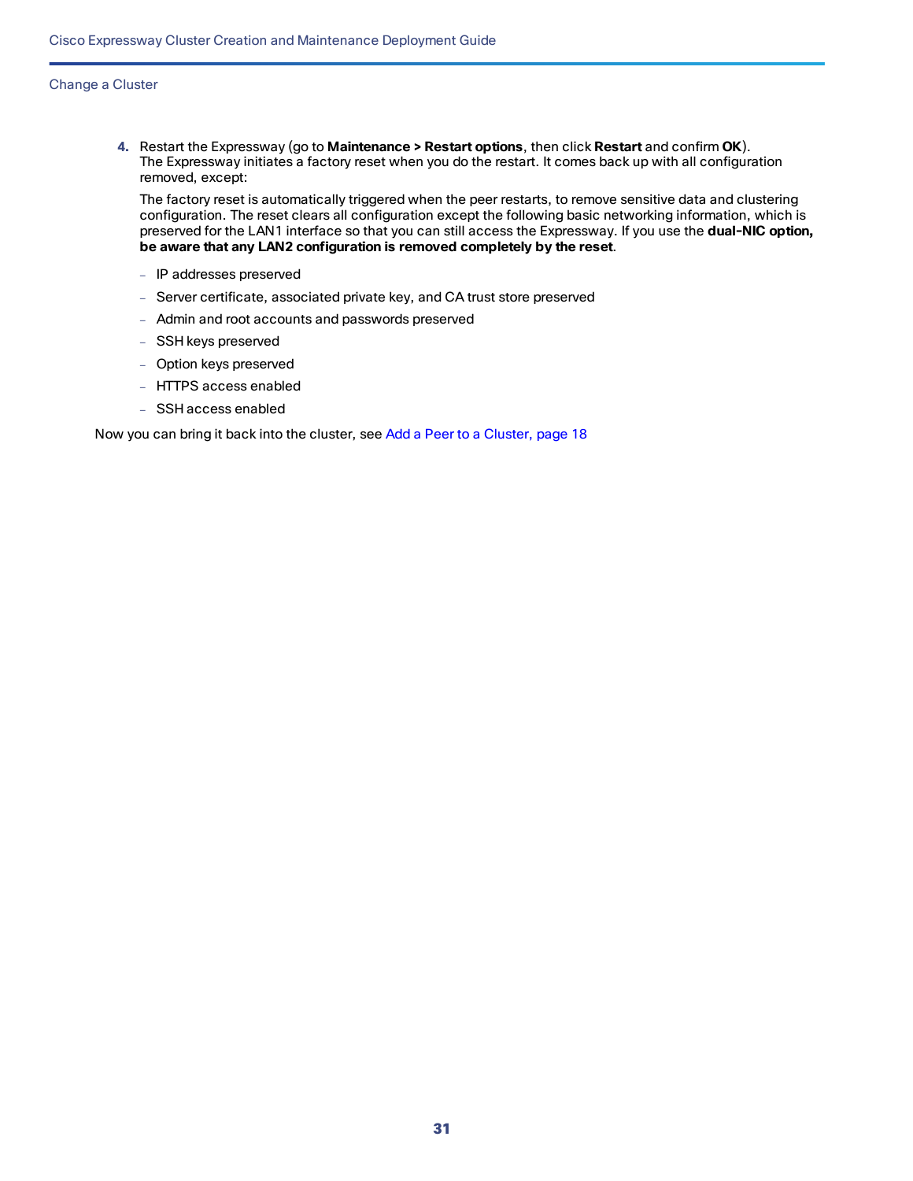4. Restart the Expressway (go to **Maintenance > Restart options**, then click **Restart** and confirm **OK**).
   The Expressway initiates a factory reset when you do the restart. It comes back up with all configuration removed, except:

   The factory reset is automatically triggered when the peer restarts, to remove sensitive data and clustering configuration. The reset clears all configuration except the following basic networking information, which is preserved for the LAN1 interface so that you can still access the Expressway. If you use the **dual-NIC option, be aware that any LAN2 configuration is removed completely by the reset**.

   - IP addresses preserved
   - Server certificate, associated private key, and CA trust store preserved
   - Admin and root accounts and passwords preserved
   - SSH keys preserved
   - Option keys preserved
   - HTTPS access enabled
   - SSH access enabled

Now you can bring it back into the cluster, see Add a Peer to a Cluster, page 18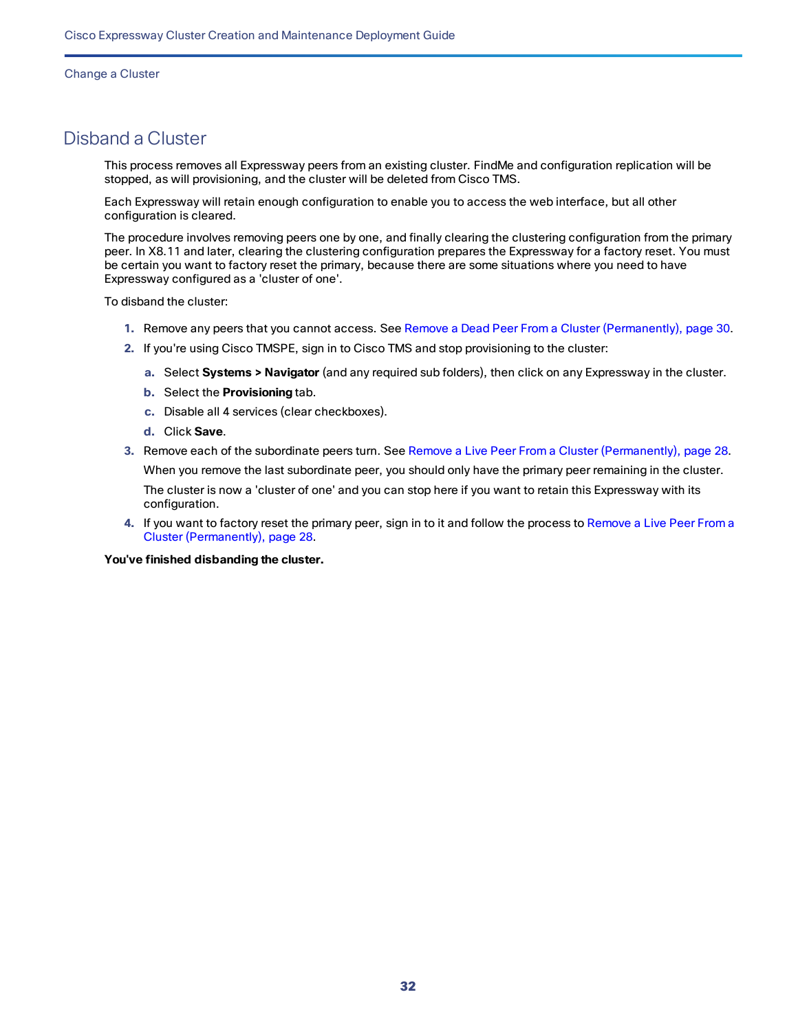## Disband a Cluster

This process removes all Expressway peers from an existing cluster. FindMe and configuration replication will be stopped, as will provisioning, and the cluster will be deleted from Cisco TMS.

Each Expressway will retain enough configuration to enable you to access the web interface, but all other configuration is cleared.

The procedure involves removing peers one by one, and finally clearing the clustering configuration from the primary peer. In X8.11 and later, clearing the clustering configuration prepares the Expressway for a factory reset. You must be certain you want to factory reset the primary, because there are some situations where you need to have Expressway configured as a 'cluster of one'.

To disband the cluster:

1. Remove any peers that you cannot access. See Remove a Dead Peer From a Cluster (Permanently), page 30.
2. If you're using Cisco TMSPE, sign in to Cisco TMS and stop provisioning to the cluster:
   a. Select **Systems > Navigator** (and any required sub folders), then click on any Expressway in the cluster.
   b. Select the **Provisioning** tab.
   c. Disable all 4 services (clear checkboxes).
   d. Click **Save**.
3. Remove each of the subordinate peers turn. See Remove a Live Peer From a Cluster (Permanently), page 28.

   When you remove the last subordinate peer, you should only have the primary peer remaining in the cluster.

   The cluster is now a 'cluster of one' and you can stop here if you want to retain this Expressway with its configuration.
4. If you want to factory reset the primary peer, sign in to it and follow the process to Remove a Live Peer From a Cluster (Permanently), page 28.

**You've finished disbanding the cluster.**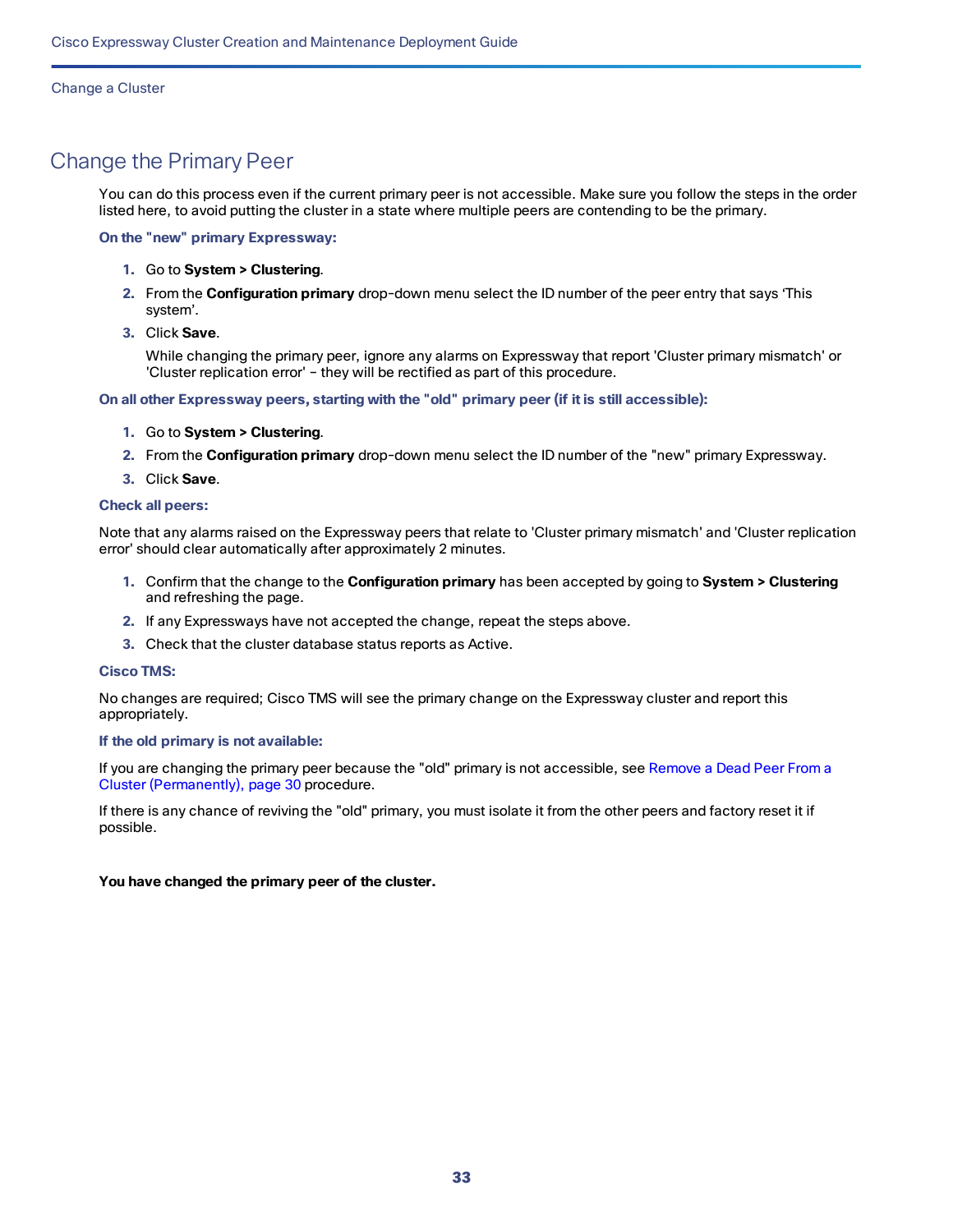## Change the Primary Peer

You can do this process even if the current primary peer is not accessible. Make sure you follow the steps in the order listed here, to avoid putting the cluster in a state where multiple peers are contending to be the primary.

**On the "new" primary Expressway:**

1. Go to **System > Clustering**.
2. From the **Configuration primary** drop-down menu select the ID number of the peer entry that says 'This system'.
3. Click **Save**.

   While changing the primary peer, ignore any alarms on Expressway that report 'Cluster primary mismatch' or 'Cluster replication error' – they will be rectified as part of this procedure.

**On all other Expressway peers, starting with the "old" primary peer (if it is still accessible):**

1. Go to **System > Clustering**.
2. From the **Configuration primary** drop-down menu select the ID number of the "new" primary Expressway.
3. Click **Save**.

**Check all peers:**

Note that any alarms raised on the Expressway peers that relate to 'Cluster primary mismatch' and 'Cluster replication error' should clear automatically after approximately 2 minutes.

1. Confirm that the change to the **Configuration primary** has been accepted by going to **System > Clustering** and refreshing the page.
2. If any Expressways have not accepted the change, repeat the steps above.
3. Check that the cluster database status reports as Active.

**Cisco TMS:**

No changes are required; Cisco TMS will see the primary change on the Expressway cluster and report this appropriately.

**If the old primary is not available:**

If you are changing the primary peer because the "old" primary is not accessible, see Remove a Dead Peer From a Cluster (Permanently), page 30 procedure.

If there is any chance of reviving the "old" primary, you must isolate it from the other peers and factory reset it if possible.

**You have changed the primary peer of the cluster.**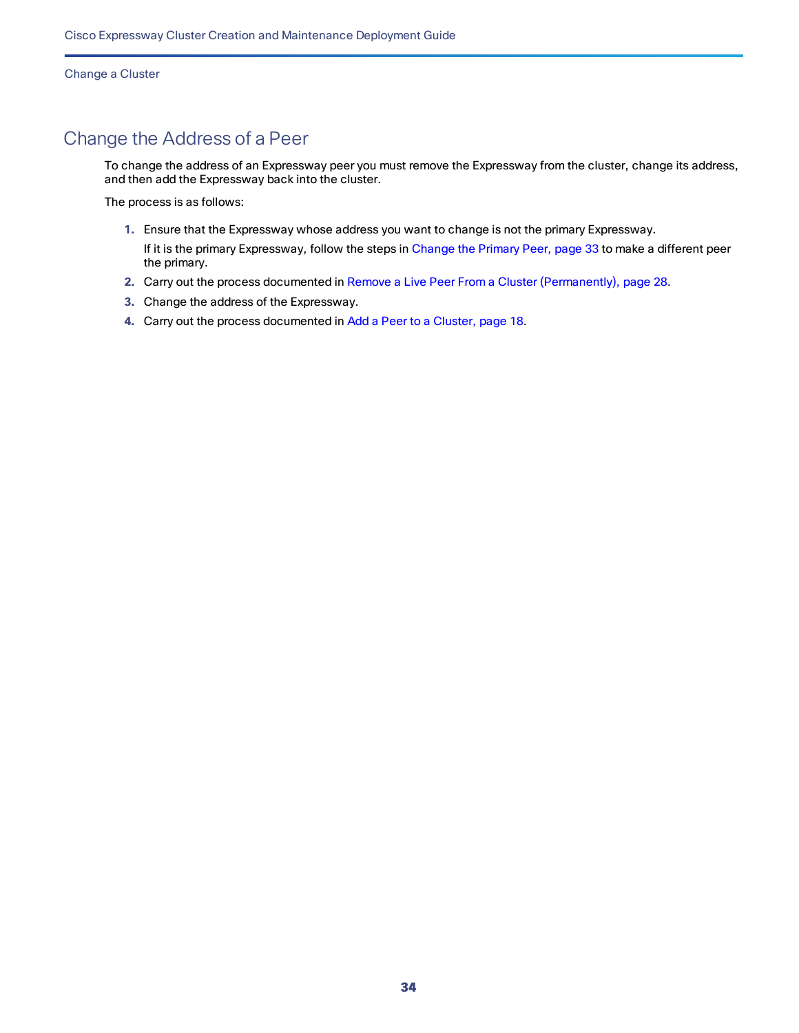## Change the Address of a Peer

To change the address of an Expressway peer you must remove the Expressway from the cluster, change its address, and then add the Expressway back into the cluster.

The process is as follows:

1. Ensure that the Expressway whose address you want to change is not the primary Expressway.

   If it is the primary Expressway, follow the steps in Change the Primary Peer, page 33 to make a different peer the primary.
2. Carry out the process documented in Remove a Live Peer From a Cluster (Permanently), page 28.
3. Change the address of the Expressway.
4. Carry out the process documented in Add a Peer to a Cluster, page 18.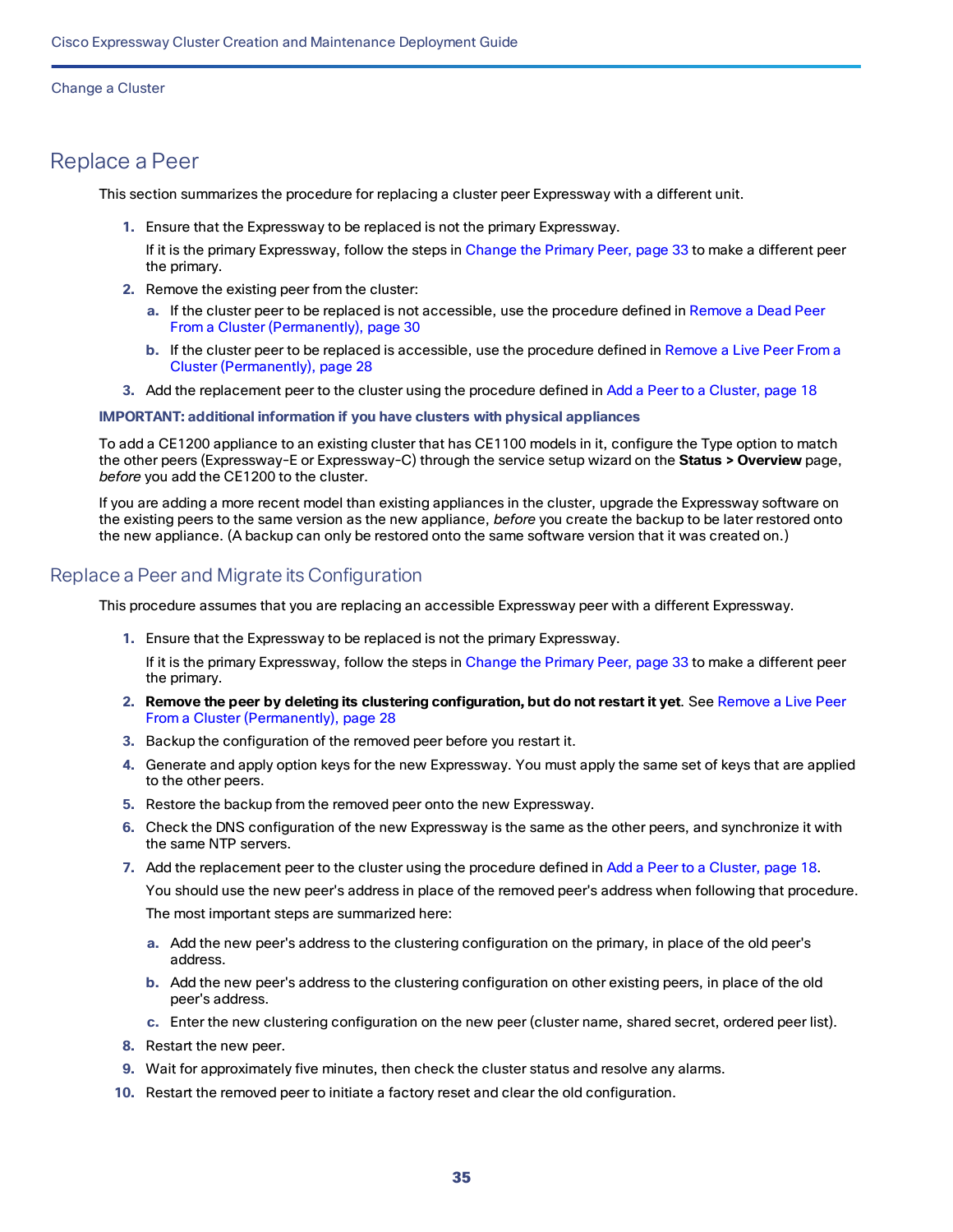## Replace a Peer

This section summarizes the procedure for replacing a cluster peer Expressway with a different unit.

1. Ensure that the Expressway to be replaced is not the primary Expressway.

   If it is the primary Expressway, follow the steps in Change the Primary Peer, page 33 to make a different peer the primary.

2. Remove the existing peer from the cluster:

   a. If the cluster peer to be replaced is not accessible, use the procedure defined in Remove a Dead Peer From a Cluster (Permanently), page 30

   b. If the cluster peer to be replaced is accessible, use the procedure defined in Remove a Live Peer From a Cluster (Permanently), page 28

3. Add the replacement peer to the cluster using the procedure defined in Add a Peer to a Cluster, page 18

**IMPORTANT: additional information if you have clusters with physical appliances**

To add a CE1200 appliance to an existing cluster that has CE1100 models in it, configure the Type option to match the other peers (Expressway-E or Expressway-C) through the service setup wizard on the **Status > Overview** page, *before* you add the CE1200 to the cluster.

If you are adding a more recent model than existing appliances in the cluster, upgrade the Expressway software on the existing peers to the same version as the new appliance, *before* you create the backup to be later restored onto the new appliance. (A backup can only be restored onto the same software version that it was created on.)

### Replace a Peer and Migrate its Configuration

This procedure assumes that you are replacing an accessible Expressway peer with a different Expressway.

1. Ensure that the Expressway to be replaced is not the primary Expressway.

   If it is the primary Expressway, follow the steps in Change the Primary Peer, page 33 to make a different peer the primary.

2. **Remove the peer by deleting its clustering configuration, but do not restart it yet**. See Remove a Live Peer From a Cluster (Permanently), page 28
3. Backup the configuration of the removed peer before you restart it.
4. Generate and apply option keys for the new Expressway. You must apply the same set of keys that are applied to the other peers.
5. Restore the backup from the removed peer onto the new Expressway.
6. Check the DNS configuration of the new Expressway is the same as the other peers, and synchronize it with the same NTP servers.
7. Add the replacement peer to the cluster using the procedure defined in Add a Peer to a Cluster, page 18.

   You should use the new peer's address in place of the removed peer's address when following that procedure.

   The most important steps are summarized here:

   a. Add the new peer's address to the clustering configuration on the primary, in place of the old peer's address.

   b. Add the new peer's address to the clustering configuration on other existing peers, in place of the old peer's address.

   c. Enter the new clustering configuration on the new peer (cluster name, shared secret, ordered peer list).

8. Restart the new peer.
9. Wait for approximately five minutes, then check the cluster status and resolve any alarms.
10. Restart the removed peer to initiate a factory reset and clear the old configuration.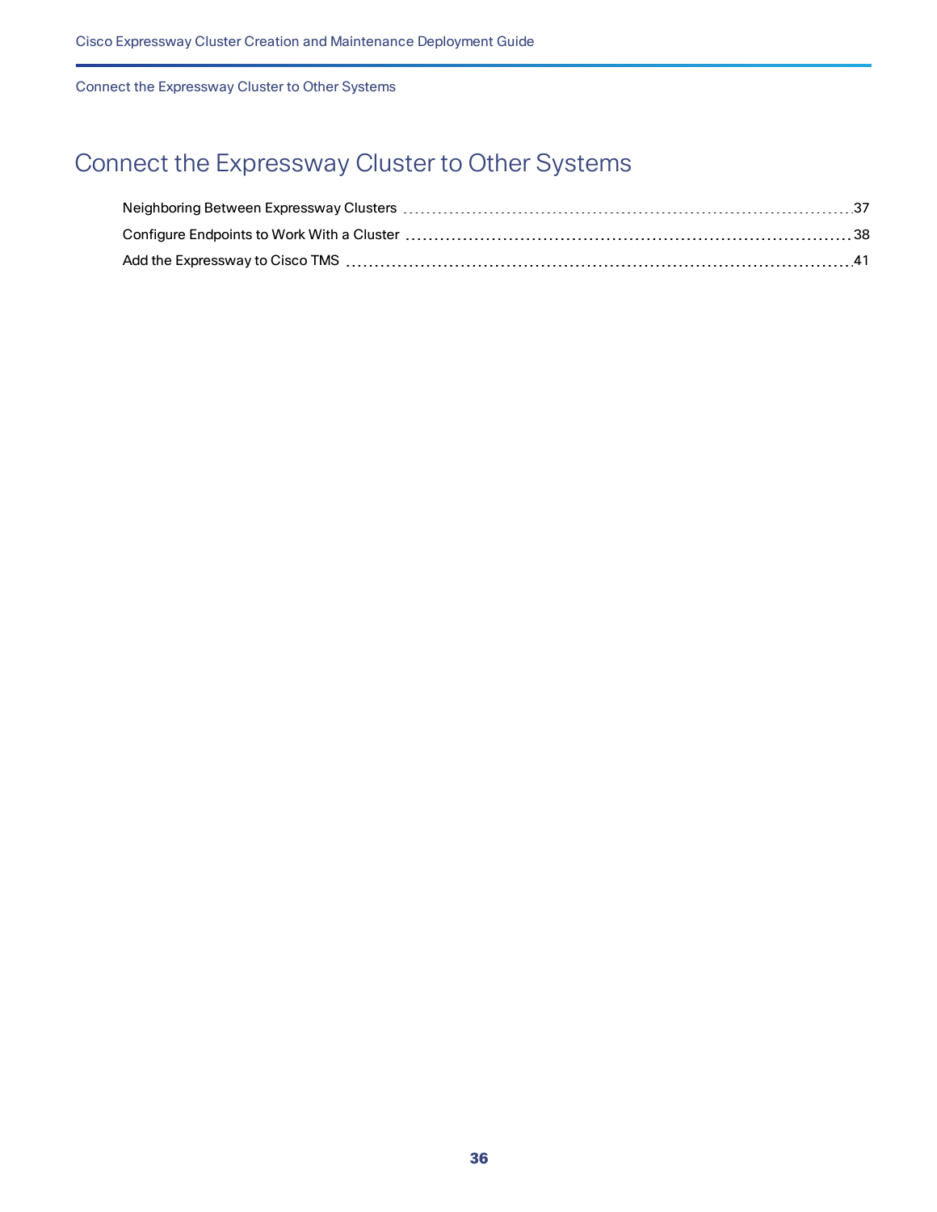# Connect the Expressway Cluster to Other Systems

Neighboring Between Expressway Clusters ........ 37
Configure Endpoints to Work With a Cluster ........ 38
Add the Expressway to Cisco TMS ........ 41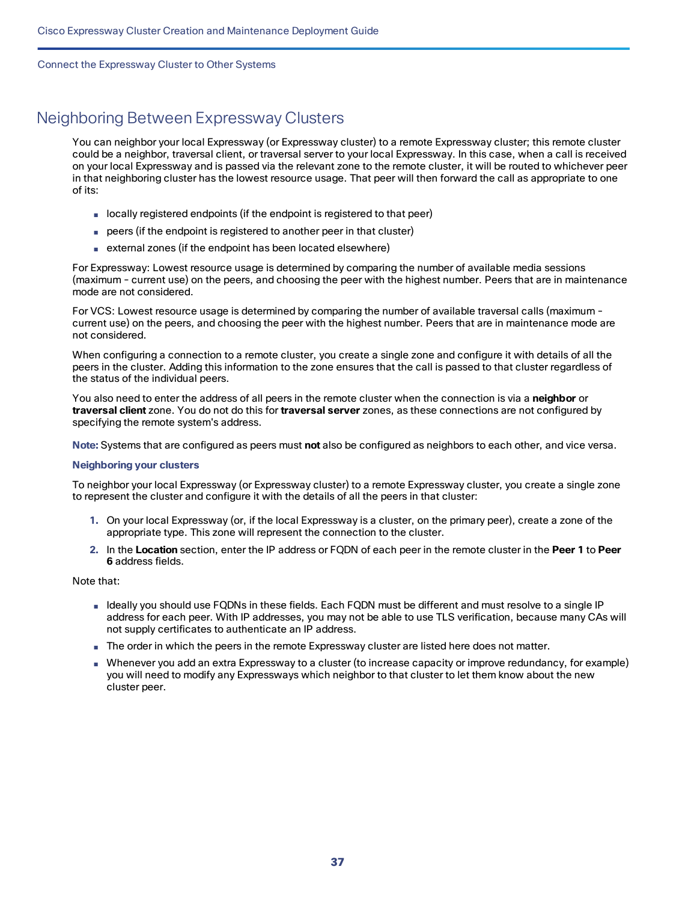# Neighboring Between Expressway Clusters

You can neighbor your local Expressway (or Expressway cluster) to a remote Expressway cluster; this remote cluster could be a neighbor, traversal client, or traversal server to your local Expressway. In this case, when a call is received on your local Expressway and is passed via the relevant zone to the remote cluster, it will be routed to whichever peer in that neighboring cluster has the lowest resource usage. That peer will then forward the call as appropriate to one of its:

- locally registered endpoints (if the endpoint is registered to that peer)
- peers (if the endpoint is registered to another peer in that cluster)
- external zones (if the endpoint has been located elsewhere)

For Expressway: Lowest resource usage is determined by comparing the number of available media sessions (maximum - current use) on the peers, and choosing the peer with the highest number. Peers that are in maintenance mode are not considered.

For VCS: Lowest resource usage is determined by comparing the number of available traversal calls (maximum - current use) on the peers, and choosing the peer with the highest number. Peers that are in maintenance mode are not considered.

When configuring a connection to a remote cluster, you create a single zone and configure it with details of all the peers in the cluster. Adding this information to the zone ensures that the call is passed to that cluster regardless of the status of the individual peers.

You also need to enter the address of all peers in the remote cluster when the connection is via a **neighbor** or **traversal client** zone. You do not do this for **traversal server** zones, as these connections are not configured by specifying the remote system's address.

**Note:** Systems that are configured as peers must **not** also be configured as neighbors to each other, and vice versa.

### Neighboring your clusters

To neighbor your local Expressway (or Expressway cluster) to a remote Expressway cluster, you create a single zone to represent the cluster and configure it with the details of all the peers in that cluster:

1. On your local Expressway (or, if the local Expressway is a cluster, on the primary peer), create a zone of the appropriate type. This zone will represent the connection to the cluster.
2. In the **Location** section, enter the IP address or FQDN of each peer in the remote cluster in the **Peer 1** to **Peer 6** address fields.

Note that:

- Ideally you should use FQDNs in these fields. Each FQDN must be different and must resolve to a single IP address for each peer. With IP addresses, you may not be able to use TLS verification, because many CAs will not supply certificates to authenticate an IP address.
- The order in which the peers in the remote Expressway cluster are listed here does not matter.
- Whenever you add an extra Expressway to a cluster (to increase capacity or improve redundancy, for example) you will need to modify any Expressways which neighbor to that cluster to let them know about the new cluster peer.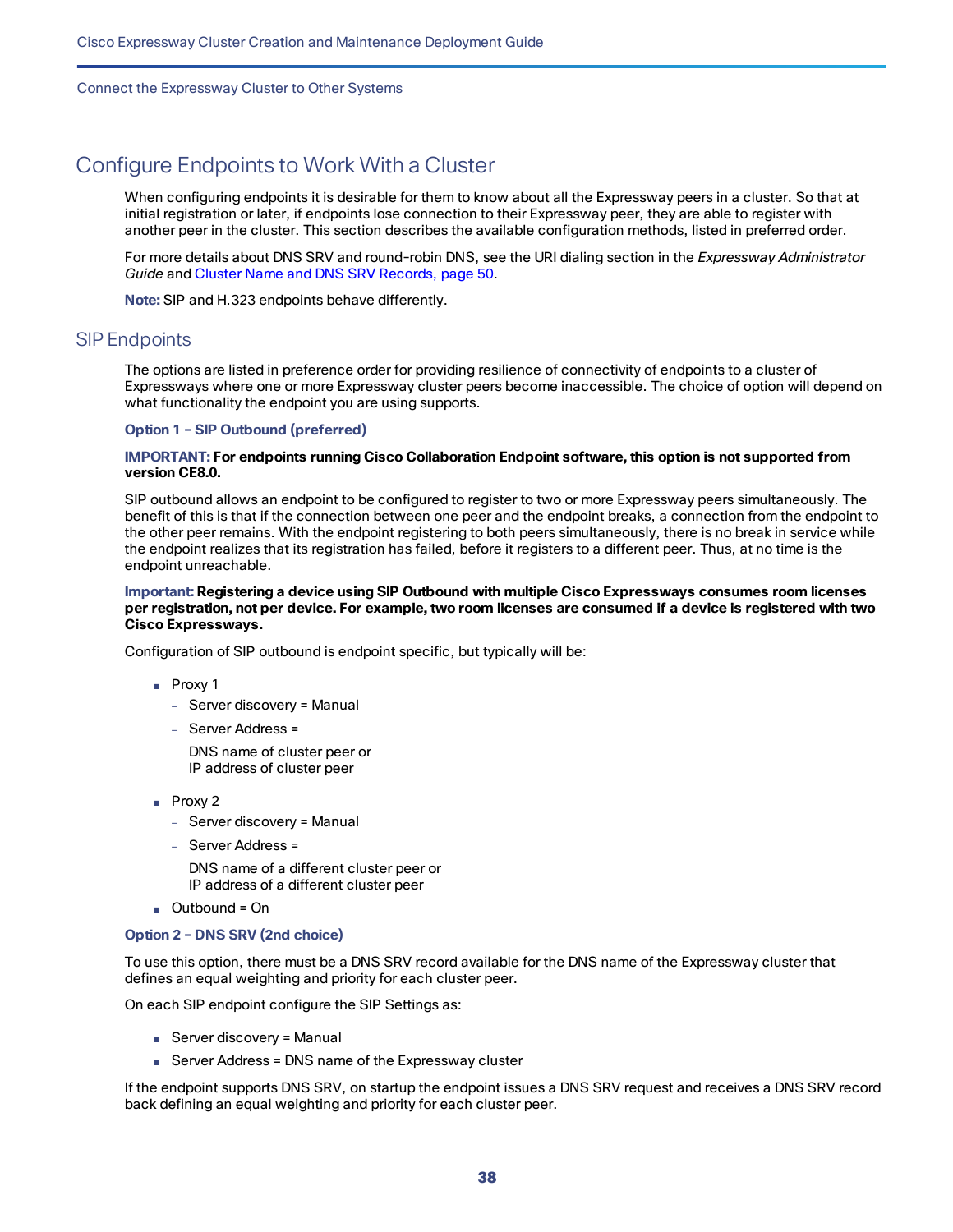# Configure Endpoints to Work With a Cluster

When configuring endpoints it is desirable for them to know about all the Expressway peers in a cluster. So that at initial registration or later, if endpoints lose connection to their Expressway peer, they are able to register with another peer in the cluster. This section describes the available configuration methods, listed in preferred order.

For more details about DNS SRV and round-robin DNS, see the URI dialing section in the *Expressway Administrator Guide* and Cluster Name and DNS SRV Records, page 50.

**Note:** SIP and H.323 endpoints behave differently.

## SIP Endpoints

The options are listed in preference order for providing resilience of connectivity of endpoints to a cluster of Expressways where one or more Expressway cluster peers become inaccessible. The choice of option will depend on what functionality the endpoint you are using supports.

**Option 1 – SIP Outbound (preferred)**

**IMPORTANT: For endpoints running Cisco Collaboration Endpoint software, this option is not supported from version CE8.0.**

SIP outbound allows an endpoint to be configured to register to two or more Expressway peers simultaneously. The benefit of this is that if the connection between one peer and the endpoint breaks, a connection from the endpoint to the other peer remains. With the endpoint registering to both peers simultaneously, there is no break in service while the endpoint realizes that its registration has failed, before it registers to a different peer. Thus, at no time is the endpoint unreachable.

**Important: Registering a device using SIP Outbound with multiple Cisco Expressways consumes room licenses per registration, not per device. For example, two room licenses are consumed if a device is registered with two Cisco Expressways.**

Configuration of SIP outbound is endpoint specific, but typically will be:

- Proxy 1
  - Server discovery = Manual
  - Server Address =

    DNS name of cluster peer or
    IP address of cluster peer
- Proxy 2
  - Server discovery = Manual
  - Server Address =

    DNS name of a different cluster peer or
    IP address of a different cluster peer
- Outbound = On

**Option 2 – DNS SRV (2nd choice)**

To use this option, there must be a DNS SRV record available for the DNS name of the Expressway cluster that defines an equal weighting and priority for each cluster peer.

On each SIP endpoint configure the SIP Settings as:

- Server discovery = Manual
- Server Address = DNS name of the Expressway cluster

If the endpoint supports DNS SRV, on startup the endpoint issues a DNS SRV request and receives a DNS SRV record back defining an equal weighting and priority for each cluster peer.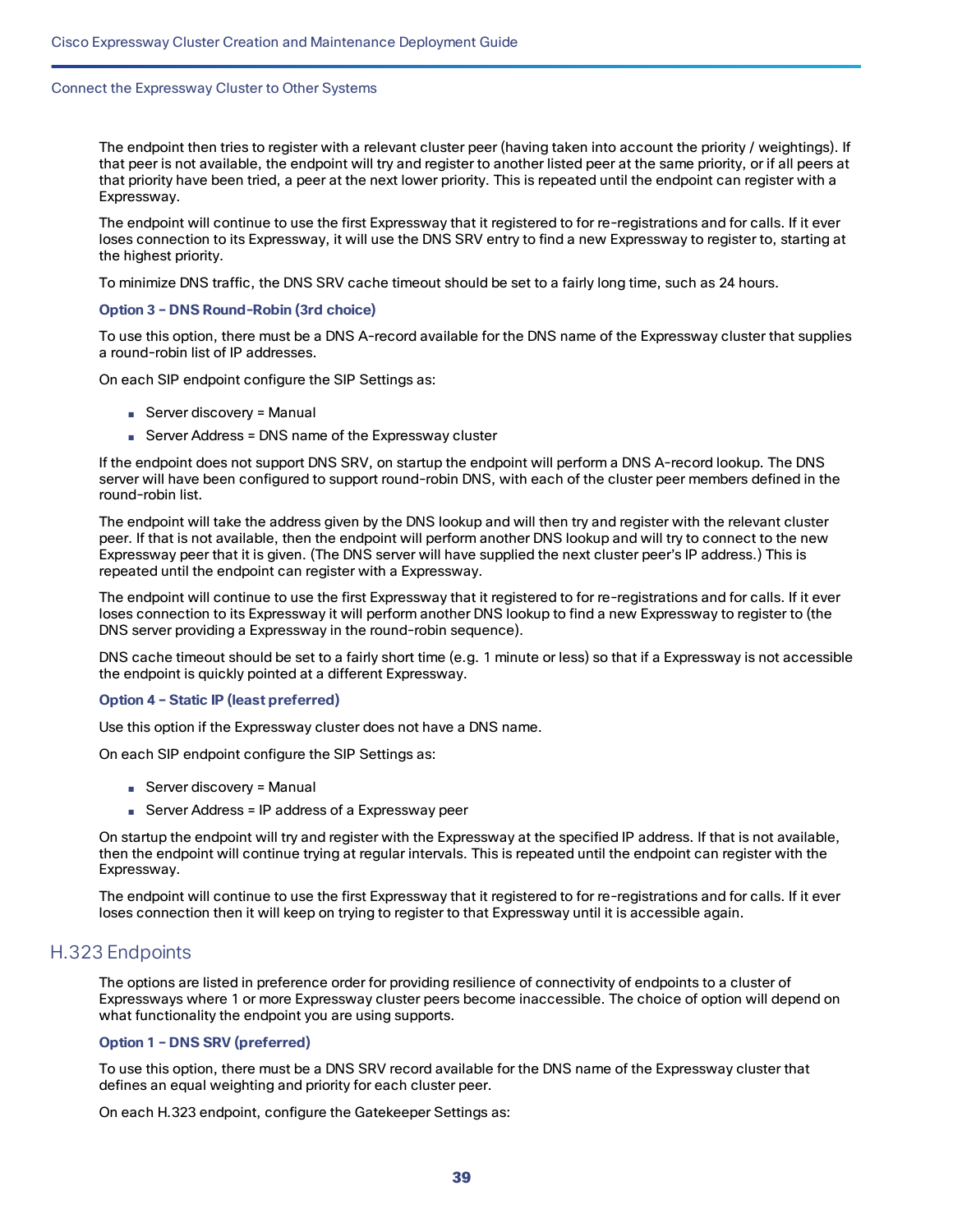The endpoint then tries to register with a relevant cluster peer (having taken into account the priority / weightings). If that peer is not available, the endpoint will try and register to another listed peer at the same priority, or if all peers at that priority have been tried, a peer at the next lower priority. This is repeated until the endpoint can register with a Expressway.

The endpoint will continue to use the first Expressway that it registered to for re-registrations and for calls. If it ever loses connection to its Expressway, it will use the DNS SRV entry to find a new Expressway to register to, starting at the highest priority.

To minimize DNS traffic, the DNS SRV cache timeout should be set to a fairly long time, such as 24 hours.

#### Option 3 – DNS Round-Robin (3rd choice)

To use this option, there must be a DNS A-record available for the DNS name of the Expressway cluster that supplies a round-robin list of IP addresses.

On each SIP endpoint configure the SIP Settings as:

- Server discovery = Manual
- Server Address = DNS name of the Expressway cluster

If the endpoint does not support DNS SRV, on startup the endpoint will perform a DNS A-record lookup. The DNS server will have been configured to support round-robin DNS, with each of the cluster peer members defined in the round-robin list.

The endpoint will take the address given by the DNS lookup and will then try and register with the relevant cluster peer. If that is not available, then the endpoint will perform another DNS lookup and will try to connect to the new Expressway peer that it is given. (The DNS server will have supplied the next cluster peer's IP address.) This is repeated until the endpoint can register with a Expressway.

The endpoint will continue to use the first Expressway that it registered to for re-registrations and for calls. If it ever loses connection to its Expressway it will perform another DNS lookup to find a new Expressway to register to (the DNS server providing a Expressway in the round-robin sequence).

DNS cache timeout should be set to a fairly short time (e.g. 1 minute or less) so that if a Expressway is not accessible the endpoint is quickly pointed at a different Expressway.

#### Option 4 – Static IP (least preferred)

Use this option if the Expressway cluster does not have a DNS name.

On each SIP endpoint configure the SIP Settings as:

- Server discovery = Manual
- Server Address = IP address of a Expressway peer

On startup the endpoint will try and register with the Expressway at the specified IP address. If that is not available, then the endpoint will continue trying at regular intervals. This is repeated until the endpoint can register with the Expressway.

The endpoint will continue to use the first Expressway that it registered to for re-registrations and for calls. If it ever loses connection then it will keep on trying to register to that Expressway until it is accessible again.

## H.323 Endpoints

The options are listed in preference order for providing resilience of connectivity of endpoints to a cluster of Expressways where 1 or more Expressway cluster peers become inaccessible. The choice of option will depend on what functionality the endpoint you are using supports.

#### Option 1 – DNS SRV (preferred)

To use this option, there must be a DNS SRV record available for the DNS name of the Expressway cluster that defines an equal weighting and priority for each cluster peer.

On each H.323 endpoint, configure the Gatekeeper Settings as: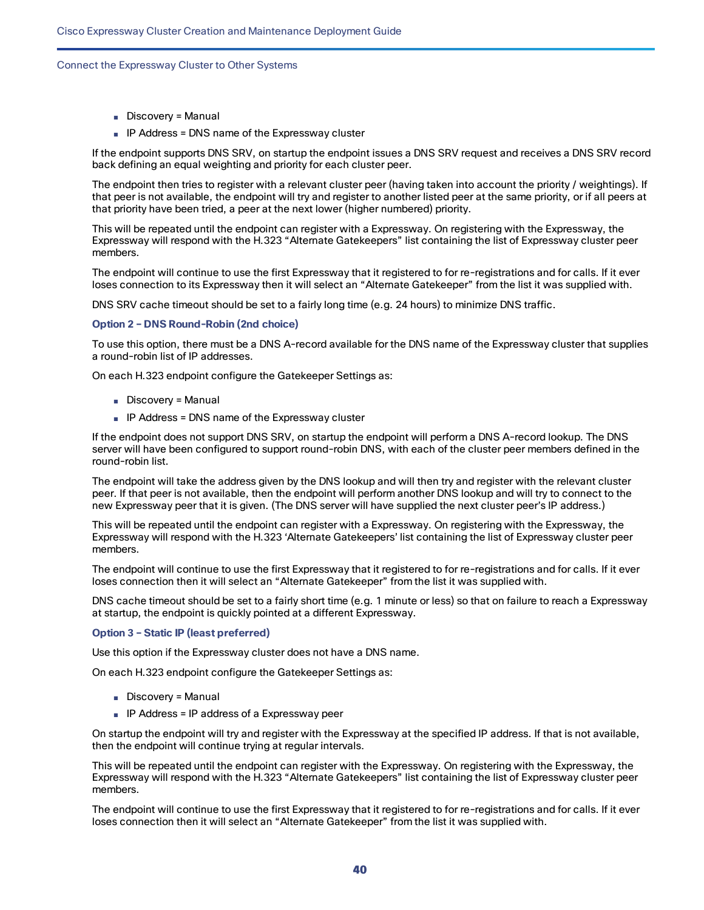- Discovery = Manual
- IP Address = DNS name of the Expressway cluster

If the endpoint supports DNS SRV, on startup the endpoint issues a DNS SRV request and receives a DNS SRV record back defining an equal weighting and priority for each cluster peer.

The endpoint then tries to register with a relevant cluster peer (having taken into account the priority / weightings). If that peer is not available, the endpoint will try and register to another listed peer at the same priority, or if all peers at that priority have been tried, a peer at the next lower (higher numbered) priority.

This will be repeated until the endpoint can register with a Expressway. On registering with the Expressway, the Expressway will respond with the H.323 "Alternate Gatekeepers" list containing the list of Expressway cluster peer members.

The endpoint will continue to use the first Expressway that it registered to for re-registrations and for calls. If it ever loses connection to its Expressway then it will select an "Alternate Gatekeeper" from the list it was supplied with.

DNS SRV cache timeout should be set to a fairly long time (e.g. 24 hours) to minimize DNS traffic.

#### Option 2 – DNS Round-Robin (2nd choice)

To use this option, there must be a DNS A-record available for the DNS name of the Expressway cluster that supplies a round-robin list of IP addresses.

On each H.323 endpoint configure the Gatekeeper Settings as:

- Discovery = Manual
- IP Address = DNS name of the Expressway cluster

If the endpoint does not support DNS SRV, on startup the endpoint will perform a DNS A-record lookup. The DNS server will have been configured to support round-robin DNS, with each of the cluster peer members defined in the round-robin list.

The endpoint will take the address given by the DNS lookup and will then try and register with the relevant cluster peer. If that peer is not available, then the endpoint will perform another DNS lookup and will try to connect to the new Expressway peer that it is given. (The DNS server will have supplied the next cluster peer's IP address.)

This will be repeated until the endpoint can register with a Expressway. On registering with the Expressway, the Expressway will respond with the H.323 'Alternate Gatekeepers' list containing the list of Expressway cluster peer members.

The endpoint will continue to use the first Expressway that it registered to for re-registrations and for calls. If it ever loses connection then it will select an "Alternate Gatekeeper" from the list it was supplied with.

DNS cache timeout should be set to a fairly short time (e.g. 1 minute or less) so that on failure to reach a Expressway at startup, the endpoint is quickly pointed at a different Expressway.

#### Option 3 – Static IP (least preferred)

Use this option if the Expressway cluster does not have a DNS name.

On each H.323 endpoint configure the Gatekeeper Settings as:

- Discovery = Manual
- IP Address = IP address of a Expressway peer

On startup the endpoint will try and register with the Expressway at the specified IP address. If that is not available, then the endpoint will continue trying at regular intervals.

This will be repeated until the endpoint can register with the Expressway. On registering with the Expressway, the Expressway will respond with the H.323 "Alternate Gatekeepers" list containing the list of Expressway cluster peer members.

The endpoint will continue to use the first Expressway that it registered to for re-registrations and for calls. If it ever loses connection then it will select an "Alternate Gatekeeper" from the list it was supplied with.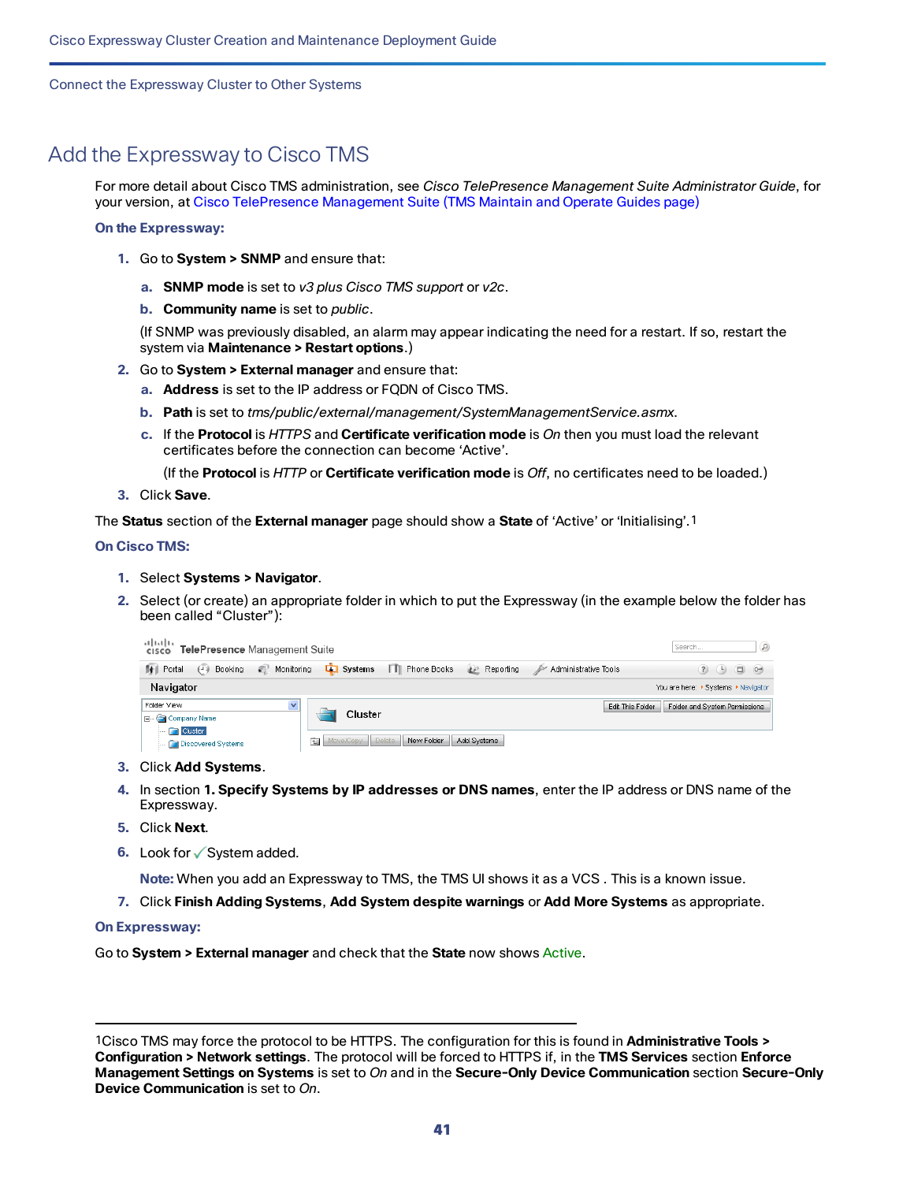## Add the Expressway to Cisco TMS

For more detail about Cisco TMS administration, see *Cisco TelePresence Management Suite Administrator Guide*, for your version, at Cisco TelePresence Management Suite (TMS Maintain and Operate Guides page)

**On the Expressway:**

1. Go to **System > SNMP** and ensure that:
   a. **SNMP mode** is set to *v3 plus Cisco TMS support* or *v2c*.
   b. **Community name** is set to *public*.

   (If SNMP was previously disabled, an alarm may appear indicating the need for a restart. If so, restart the system via **Maintenance > Restart options**.)
2. Go to **System > External manager** and ensure that:
   a. **Address** is set to the IP address or FQDN of Cisco TMS.
   b. **Path** is set to *tms/public/external/management/SystemManagementService.asmx*.
   c. If the **Protocol** is *HTTPS* and **Certificate verification mode** is *On* then you must load the relevant certificates before the connection can become 'Active'.

   (If the **Protocol** is *HTTP* or **Certificate verification mode** is *Off*, no certificates need to be loaded.)
3. Click **Save**.

The **Status** section of the **External manager** page should show a **State** of 'Active' or 'Initialising'.[1]

**On Cisco TMS:**

1. Select **Systems > Navigator**.
2. Select (or create) an appropriate folder in which to put the Expressway (in the example below the folder has been called "Cluster"):
3. Click **Add Systems**.
4. In section **1. Specify Systems by IP addresses or DNS names**, enter the IP address or DNS name of the Expressway.
5. Click **Next**.
6. Look for ✓System added.

   **Note:** When you add an Expressway to TMS, the TMS UI shows it as a VCS . This is a known issue.
7. Click **Finish Adding Systems**, **Add System despite warnings** or **Add More Systems** as appropriate.

**On Expressway:**

Go to **System > External manager** and check that the **State** now shows Active.

[1] Cisco TMS may force the protocol to be HTTPS. The configuration for this is found in **Administrative Tools > Configuration > Network settings**. The protocol will be forced to HTTPS if, in the **TMS Services** section **Enforce Management Settings on Systems** is set to *On* and in the **Secure-Only Device Communication** section **Secure-Only Device Communication** is set to *On*.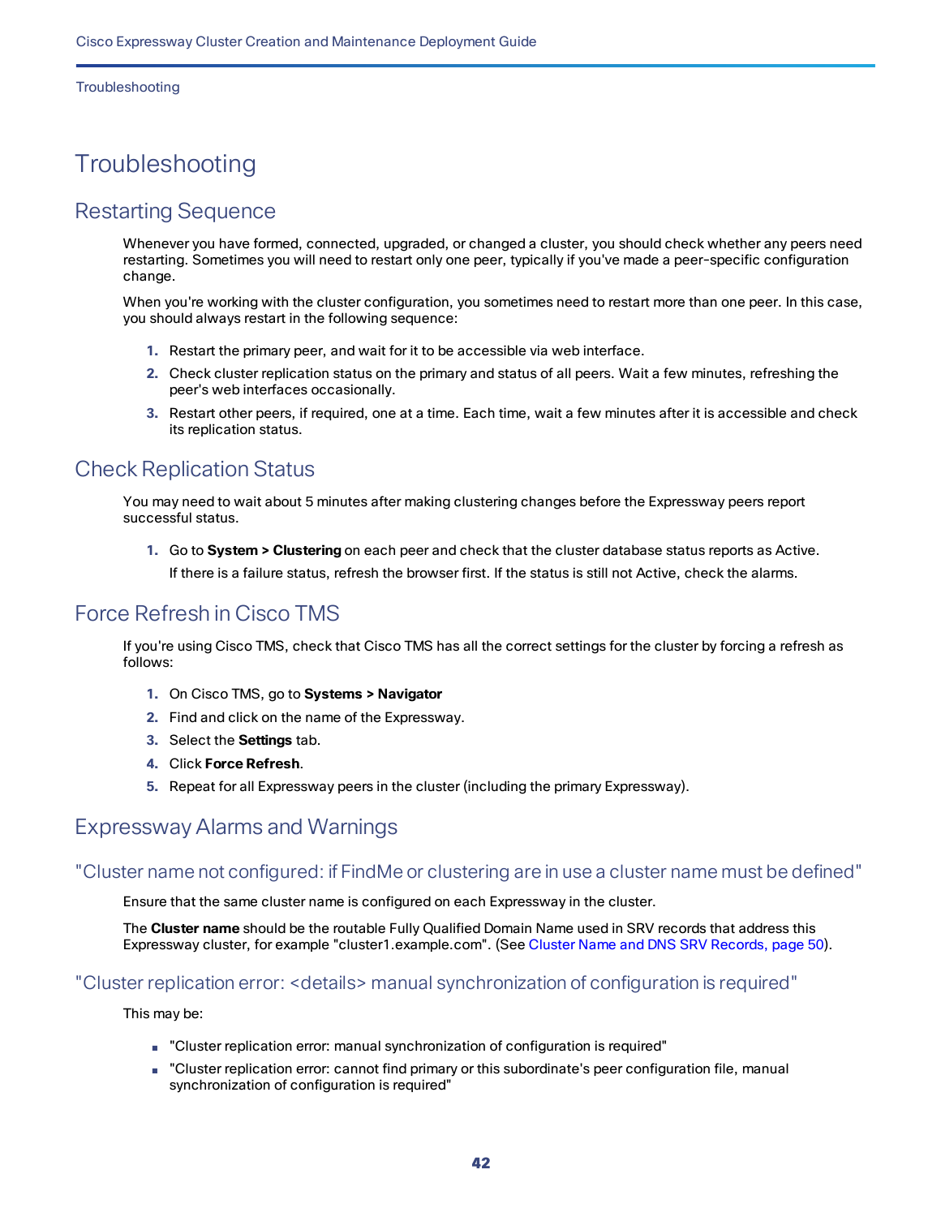# Troubleshooting

## Restarting Sequence

Whenever you have formed, connected, upgraded, or changed a cluster, you should check whether any peers need restarting. Sometimes you will need to restart only one peer, typically if you've made a peer-specific configuration change.

When you're working with the cluster configuration, you sometimes need to restart more than one peer. In this case, you should always restart in the following sequence:

1. Restart the primary peer, and wait for it to be accessible via web interface.
2. Check cluster replication status on the primary and status of all peers. Wait a few minutes, refreshing the peer's web interfaces occasionally.
3. Restart other peers, if required, one at a time. Each time, wait a few minutes after it is accessible and check its replication status.

## Check Replication Status

You may need to wait about 5 minutes after making clustering changes before the Expressway peers report successful status.

1. Go to **System > Clustering** on each peer and check that the cluster database status reports as Active.

   If there is a failure status, refresh the browser first. If the status is still not Active, check the alarms.

## Force Refresh in Cisco TMS

If you're using Cisco TMS, check that Cisco TMS has all the correct settings for the cluster by forcing a refresh as follows:

1. On Cisco TMS, go to **Systems > Navigator**
2. Find and click on the name of the Expressway.
3. Select the **Settings** tab.
4. Click **Force Refresh**.
5. Repeat for all Expressway peers in the cluster (including the primary Expressway).

## Expressway Alarms and Warnings

### "Cluster name not configured: if FindMe or clustering are in use a cluster name must be defined"

Ensure that the same cluster name is configured on each Expressway in the cluster.

The **Cluster name** should be the routable Fully Qualified Domain Name used in SRV records that address this Expressway cluster, for example "cluster1.example.com". (See Cluster Name and DNS SRV Records, page 50).

### "Cluster replication error: <details> manual synchronization of configuration is required"

This may be:

- "Cluster replication error: manual synchronization of configuration is required"
- "Cluster replication error: cannot find primary or this subordinate's peer configuration file, manual synchronization of configuration is required"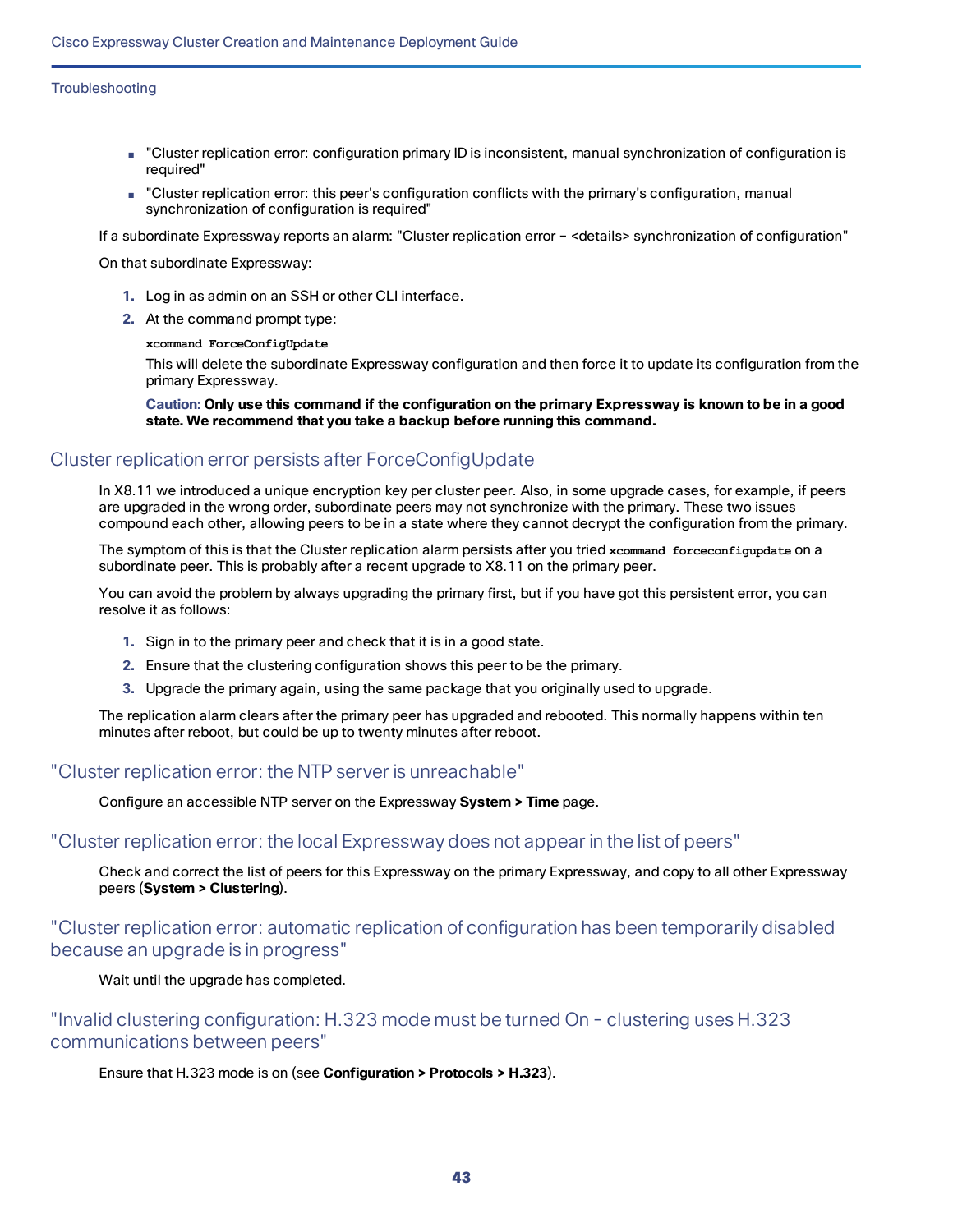- "Cluster replication error: configuration primary ID is inconsistent, manual synchronization of configuration is required"
- "Cluster replication error: this peer's configuration conflicts with the primary's configuration, manual synchronization of configuration is required"

If a subordinate Expressway reports an alarm: "Cluster replication error – <details> synchronization of configuration"

On that subordinate Expressway:

1. Log in as admin on an SSH or other CLI interface.
2. At the command prompt type:

   ```
   xcommand ForceConfigUpdate
   ```

   This will delete the subordinate Expressway configuration and then force it to update its configuration from the primary Expressway.

   **Caution: Only use this command if the configuration on the primary Expressway is known to be in a good state. We recommend that you take a backup before running this command.**

## Cluster replication error persists after ForceConfigUpdate

In X8.11 we introduced a unique encryption key per cluster peer. Also, in some upgrade cases, for example, if peers are upgraded in the wrong order, subordinate peers may not synchronize with the primary. These two issues compound each other, allowing peers to be in a state where they cannot decrypt the configuration from the primary.

The symptom of this is that the Cluster replication alarm persists after you tried `xcommand forceconfigupdate` on a subordinate peer. This is probably after a recent upgrade to X8.11 on the primary peer.

You can avoid the problem by always upgrading the primary first, but if you have got this persistent error, you can resolve it as follows:

1. Sign in to the primary peer and check that it is in a good state.
2. Ensure that the clustering configuration shows this peer to be the primary.
3. Upgrade the primary again, using the same package that you originally used to upgrade.

The replication alarm clears after the primary peer has upgraded and rebooted. This normally happens within ten minutes after reboot, but could be up to twenty minutes after reboot.

## "Cluster replication error: the NTP server is unreachable"

Configure an accessible NTP server on the Expressway **System > Time** page.

## "Cluster replication error: the local Expressway does not appear in the list of peers"

Check and correct the list of peers for this Expressway on the primary Expressway, and copy to all other Expressway peers (**System > Clustering**).

## "Cluster replication error: automatic replication of configuration has been temporarily disabled because an upgrade is in progress"

Wait until the upgrade has completed.

## "Invalid clustering configuration: H.323 mode must be turned On - clustering uses H.323 communications between peers"

Ensure that H.323 mode is on (see **Configuration > Protocols > H.323**).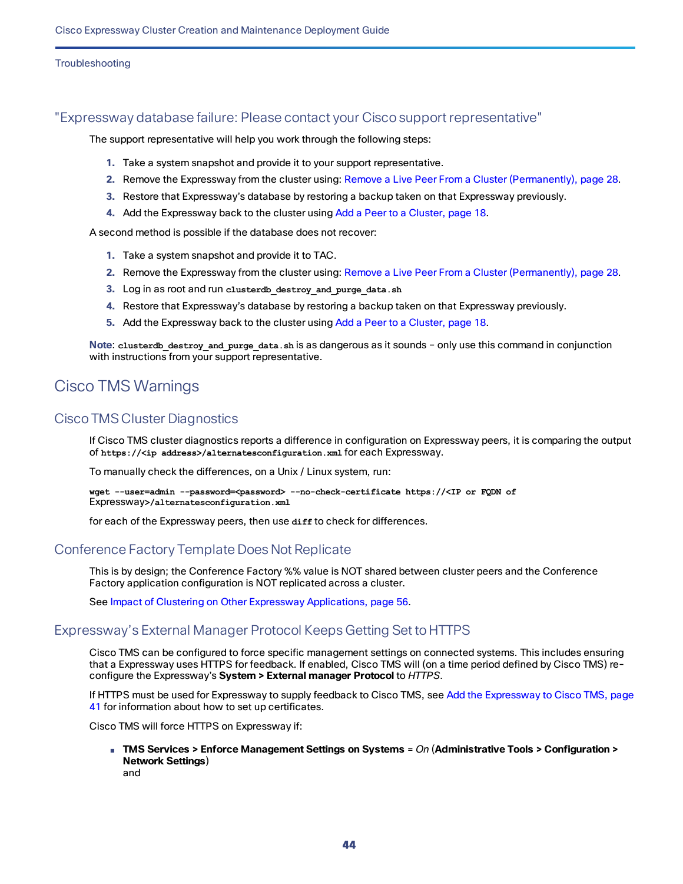## "Expressway database failure: Please contact your Cisco support representative"

The support representative will help you work through the following steps:

1. Take a system snapshot and provide it to your support representative.
2. Remove the Expressway from the cluster using: Remove a Live Peer From a Cluster (Permanently), page 28.
3. Restore that Expressway's database by restoring a backup taken on that Expressway previously.
4. Add the Expressway back to the cluster using Add a Peer to a Cluster, page 18.

A second method is possible if the database does not recover:

1. Take a system snapshot and provide it to TAC.
2. Remove the Expressway from the cluster using: Remove a Live Peer From a Cluster (Permanently), page 28.
3. Log in as root and run `clusterdb_destroy_and_purge_data.sh`
4. Restore that Expressway's database by restoring a backup taken on that Expressway previously.
5. Add the Expressway back to the cluster using Add a Peer to a Cluster, page 18.

**Note**: `clusterdb_destroy_and_purge_data.sh` is as dangerous as it sounds – only use this command in conjunction with instructions from your support representative.

# Cisco TMS Warnings

## Cisco TMS Cluster Diagnostics

If Cisco TMS cluster diagnostics reports a difference in configuration on Expressway peers, it is comparing the output of `https://<ip address>/alternatesconfiguration.xml` for each Expressway.

To manually check the differences, on a Unix / Linux system, run:

```
wget --user=admin --password=<password> --no-check-certificate https://<IP or FQDN of Expressway>/alternatesconfiguration.xml
```

for each of the Expressway peers, then use `diff` to check for differences.

## Conference Factory Template Does Not Replicate

This is by design; the Conference Factory %% value is NOT shared between cluster peers and the Conference Factory application configuration is NOT replicated across a cluster.

See Impact of Clustering on Other Expressway Applications, page 56.

## Expressway's External Manager Protocol Keeps Getting Set to HTTPS

Cisco TMS can be configured to force specific management settings on connected systems. This includes ensuring that a Expressway uses HTTPS for feedback. If enabled, Cisco TMS will (on a time period defined by Cisco TMS) re-configure the Expressway's **System > External manager Protocol** to *HTTPS*.

If HTTPS must be used for Expressway to supply feedback to Cisco TMS, see Add the Expressway to Cisco TMS, page 41 for information about how to set up certificates.

Cisco TMS will force HTTPS on Expressway if:

- **TMS Services > Enforce Management Settings on Systems** = *On* (**Administrative Tools > Configuration > Network Settings**)
  and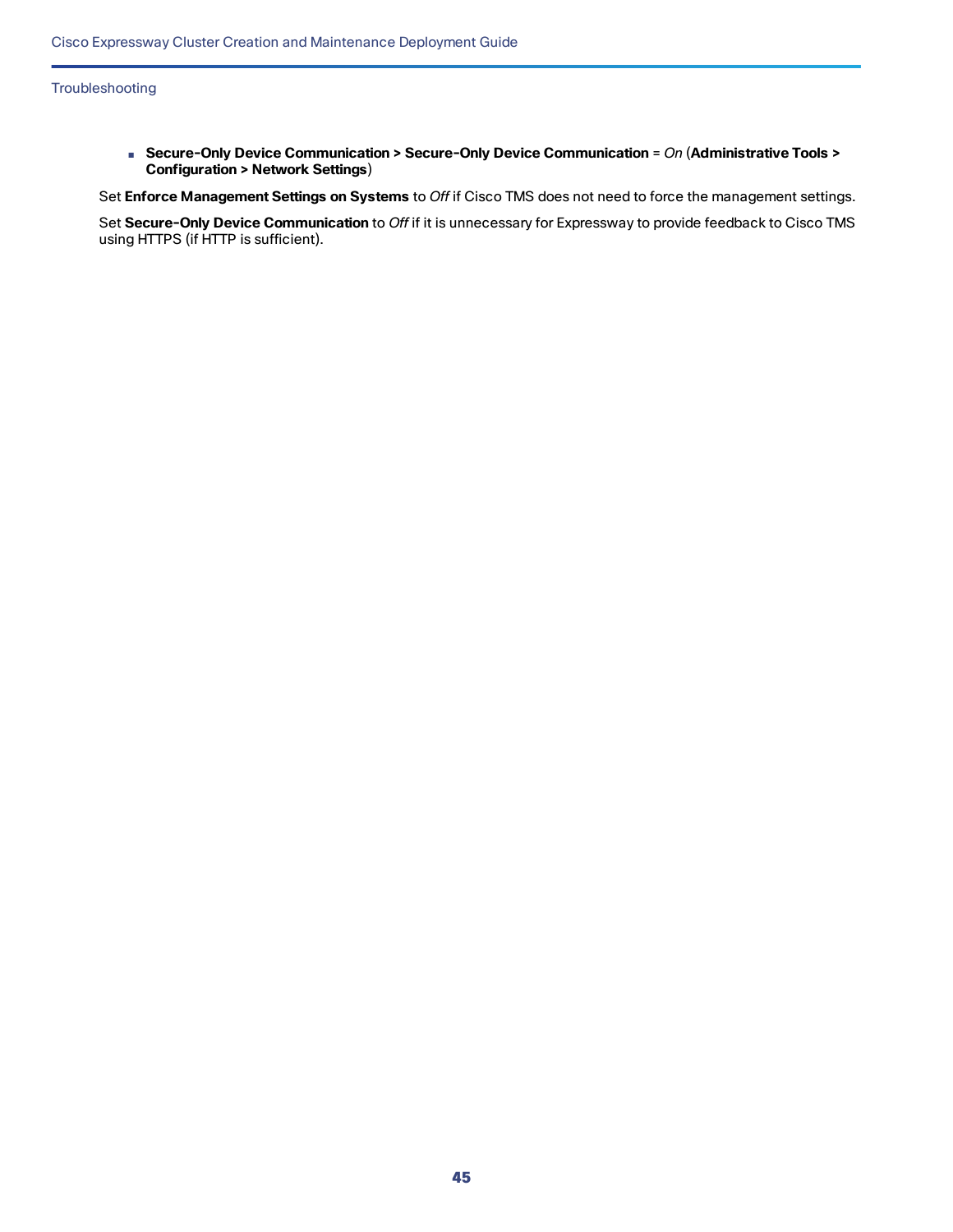- **Secure-Only Device Communication > Secure-Only Device Communication** = *On* (**Administrative Tools > Configuration > Network Settings**)

Set **Enforce Management Settings on Systems** to *Off* if Cisco TMS does not need to force the management settings.

Set **Secure-Only Device Communication** to *Off* if it is unnecessary for Expressway to provide feedback to Cisco TMS using HTTPS (if HTTP is sufficient).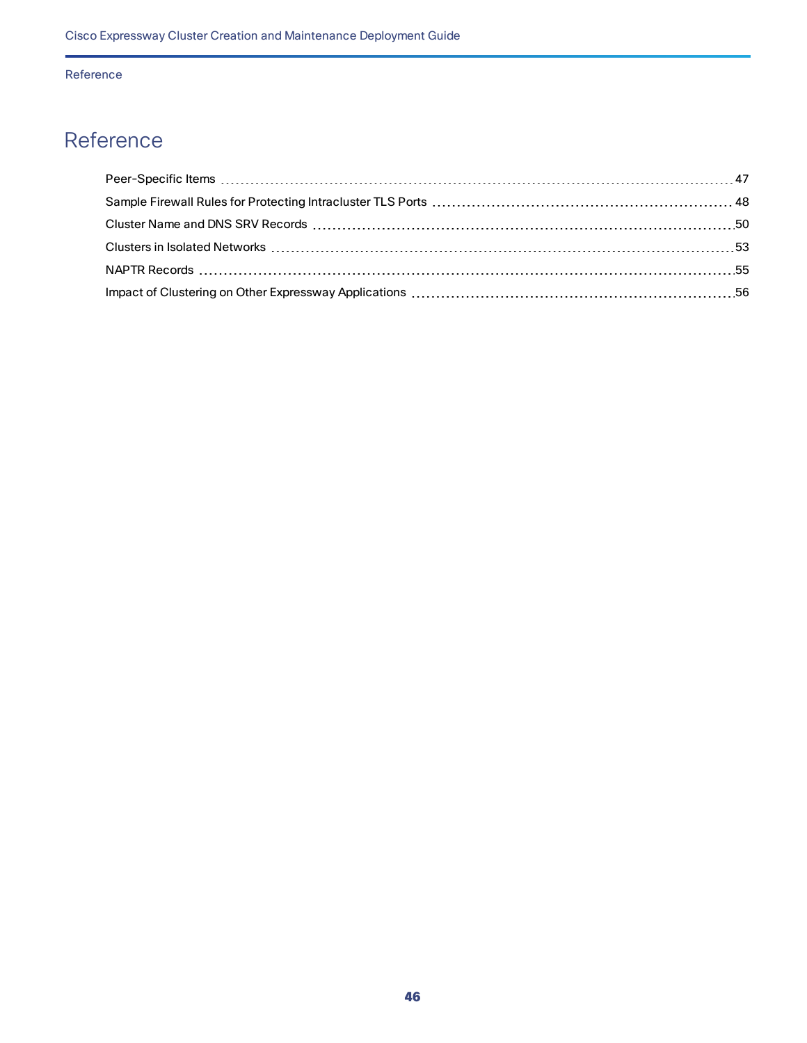# Reference

- Peer-Specific Items ..... 47
- Sample Firewall Rules for Protecting Intracluster TLS Ports ..... 48
- Cluster Name and DNS SRV Records ..... 50
- Clusters in Isolated Networks ..... 53
- NAPTR Records ..... 55
- Impact of Clustering on Other Expressway Applications ..... 56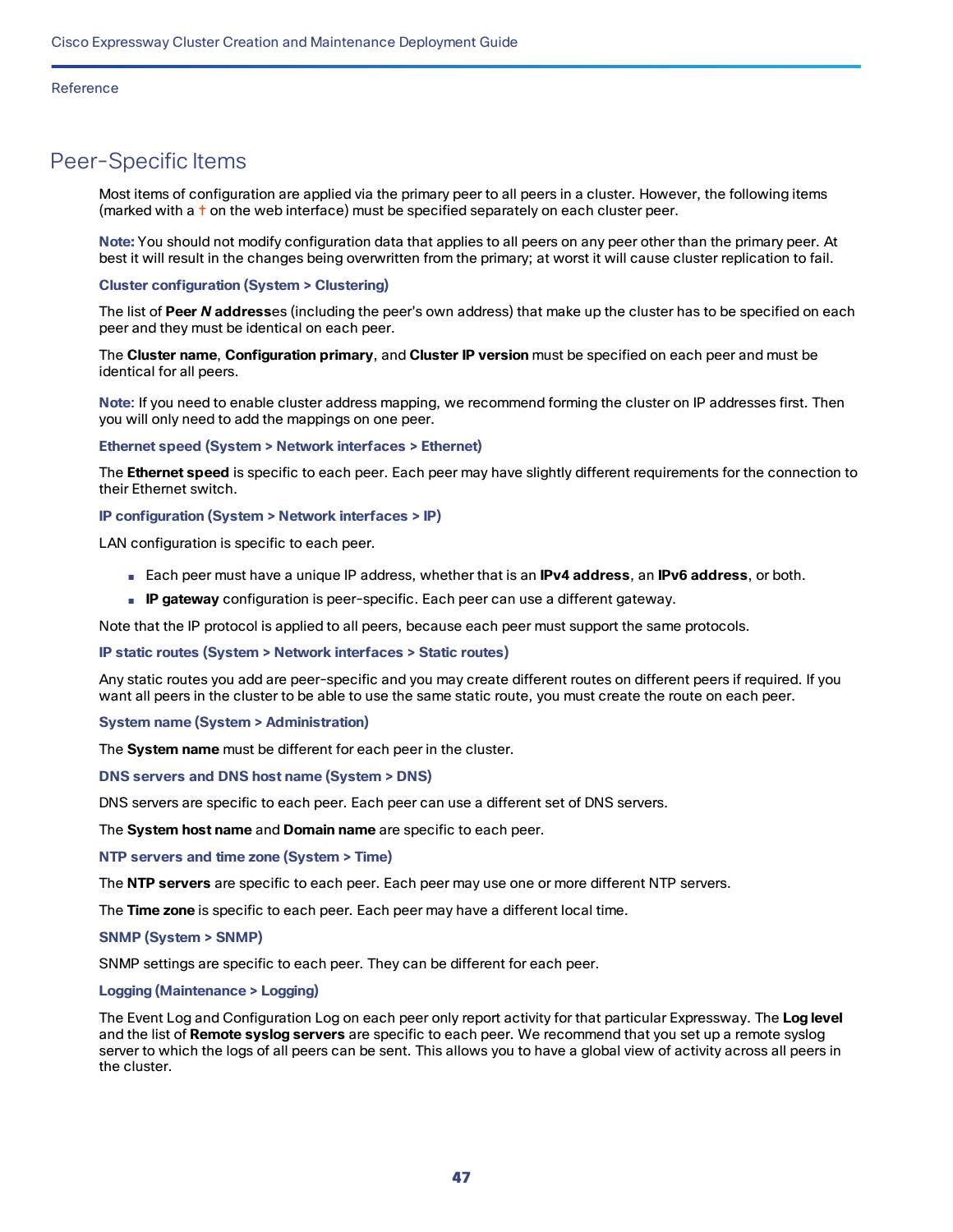# Peer-Specific Items

Most items of configuration are applied via the primary peer to all peers in a cluster. However, the following items (marked with a † on the web interface) must be specified separately on each cluster peer.

**Note:** You should not modify configuration data that applies to all peers on any peer other than the primary peer. At best it will result in the changes being overwritten from the primary; at worst it will cause cluster replication to fail.

### Cluster configuration (System > Clustering)

The list of **Peer *N* address**es (including the peer's own address) that make up the cluster has to be specified on each peer and they must be identical on each peer.

The **Cluster name**, **Configuration primary**, and **Cluster IP version** must be specified on each peer and must be identical for all peers.

**Note**: If you need to enable cluster address mapping, we recommend forming the cluster on IP addresses first. Then you will only need to add the mappings on one peer.

### Ethernet speed (System > Network interfaces > Ethernet)

The **Ethernet speed** is specific to each peer. Each peer may have slightly different requirements for the connection to their Ethernet switch.

### IP configuration (System > Network interfaces > IP)

LAN configuration is specific to each peer.

- Each peer must have a unique IP address, whether that is an **IPv4 address**, an **IPv6 address**, or both.
- **IP gateway** configuration is peer-specific. Each peer can use a different gateway.

Note that the IP protocol is applied to all peers, because each peer must support the same protocols.

### IP static routes (System > Network interfaces > Static routes)

Any static routes you add are peer-specific and you may create different routes on different peers if required. If you want all peers in the cluster to be able to use the same static route, you must create the route on each peer.

### System name (System > Administration)

The **System name** must be different for each peer in the cluster.

### DNS servers and DNS host name (System > DNS)

DNS servers are specific to each peer. Each peer can use a different set of DNS servers.

The **System host name** and **Domain name** are specific to each peer.

### NTP servers and time zone (System > Time)

The **NTP servers** are specific to each peer. Each peer may use one or more different NTP servers.

The **Time zone** is specific to each peer. Each peer may have a different local time.

### SNMP (System > SNMP)

SNMP settings are specific to each peer. They can be different for each peer.

### Logging (Maintenance > Logging)

The Event Log and Configuration Log on each peer only report activity for that particular Expressway. The **Log level** and the list of **Remote syslog servers** are specific to each peer. We recommend that you set up a remote syslog server to which the logs of all peers can be sent. This allows you to have a global view of activity across all peers in the cluster.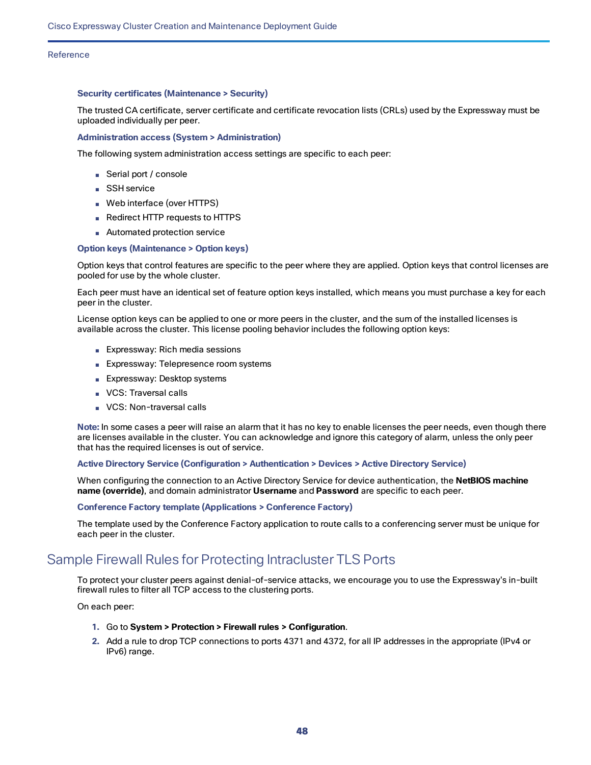#### Security certificates (Maintenance > Security)

The trusted CA certificate, server certificate and certificate revocation lists (CRLs) used by the Expressway must be uploaded individually per peer.

#### Administration access (System > Administration)

The following system administration access settings are specific to each peer:

- Serial port / console
- SSH service
- Web interface (over HTTPS)
- Redirect HTTP requests to HTTPS
- Automated protection service

#### Option keys (Maintenance > Option keys)

Option keys that control features are specific to the peer where they are applied. Option keys that control licenses are pooled for use by the whole cluster.

Each peer must have an identical set of feature option keys installed, which means you must purchase a key for each peer in the cluster.

License option keys can be applied to one or more peers in the cluster, and the sum of the installed licenses is available across the cluster. This license pooling behavior includes the following option keys:

- Expressway: Rich media sessions
- Expressway: Telepresence room systems
- Expressway: Desktop systems
- VCS: Traversal calls
- VCS: Non-traversal calls

**Note:** In some cases a peer will raise an alarm that it has no key to enable licenses the peer needs, even though there are licenses available in the cluster. You can acknowledge and ignore this category of alarm, unless the only peer that has the required licenses is out of service.

#### Active Directory Service (Configuration > Authentication > Devices > Active Directory Service)

When configuring the connection to an Active Directory Service for device authentication, the **NetBIOS machine name (override)**, and domain administrator **Username** and **Password** are specific to each peer.

#### Conference Factory template (Applications > Conference Factory)

The template used by the Conference Factory application to route calls to a conferencing server must be unique for each peer in the cluster.

## Sample Firewall Rules for Protecting Intracluster TLS Ports

To protect your cluster peers against denial-of-service attacks, we encourage you to use the Expressway's in-built firewall rules to filter all TCP access to the clustering ports.

On each peer:

1. Go to **System > Protection > Firewall rules > Configuration**.
2. Add a rule to drop TCP connections to ports 4371 and 4372, for all IP addresses in the appropriate (IPv4 or IPv6) range.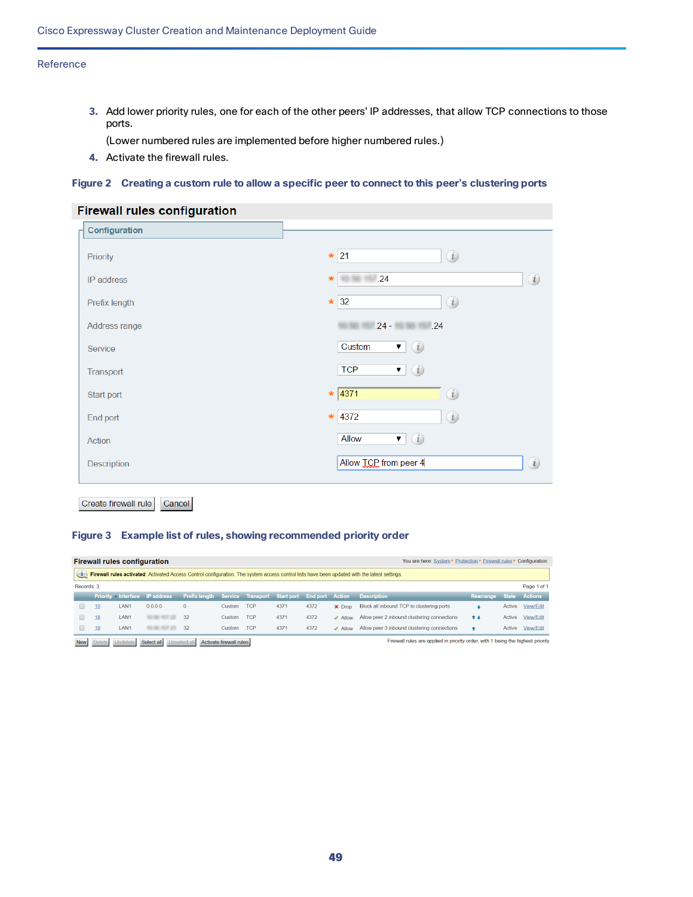3. Add lower priority rules, one for each of the other peers' IP addresses, that allow TCP connections to those ports.

   (Lower numbered rules are implemented before higher numbered rules.)

4. Activate the firewall rules.

**Figure 2 Creating a custom rule to allow a specific peer to connect to this peer's clustering ports**

**Firewall rules configuration**

Configuration

| Field | Value |
|---|---|
| Priority | * 21 |
| IP address | * .24 |
| Prefix length | * 32 |
| Address range | .24 - .24 |
| Service | Custom |
| Transport | TCP |
| Start port | * 4371 |
| End port | * 4372 |
| Action | Allow |
| Description | Allow TCP from peer 4 |

Create firewall rule | Cancel

**Figure 3 Example list of rules, showing recommended priority order**

**Firewall rules configuration**

You are here: System ▸ Protection ▸ Firewall rules ▸ Configuration

Firewall rules activated: Activated Access Control configuration. The system access control lists have been updated with the latest settings.

Records: 3 — Page 1 of 1

| | Priority | Interface | IP address | Prefix length | Service | Transport | Start port | End port | Action | Description | Rearrange | State | Actions |
|---|---|---|---|---|---|---|---|---|---|---|---|---|---|
| ☐ | 10 | LAN1 | 0.0.0.0 | 0 | Custom | TCP | 4371 | 4372 | ✕ Drop | Block all inbound TCP to clustering ports | ↓ | Active | View/Edit |
| ☐ | 18 | LAN1 | .23 | 32 | Custom | TCP | 4371 | 4372 | ✓ Allow | Allow peer 2 inbound clustering connections | ↑↓ | Active | View/Edit |
| ☐ | 19 | LAN1 | .23 | 32 | Custom | TCP | 4371 | 4372 | ✓ Allow | Allow peer 3 inbound clustering connections | ↑ | Active | View/Edit |

New | Delete | Undelete | Select all | Unselect all | Activate firewall rules

Firewall rules are applied in priority order, with 1 being the highest priority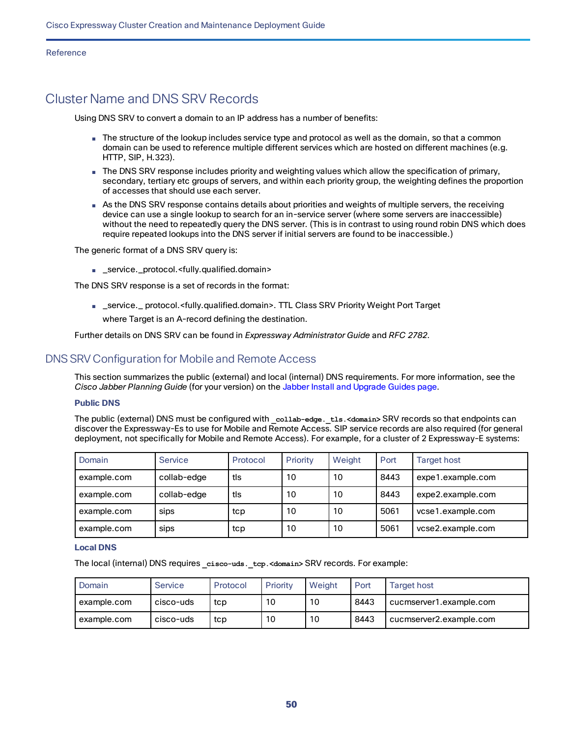# Cluster Name and DNS SRV Records

Using DNS SRV to convert a domain to an IP address has a number of benefits:

- The structure of the lookup includes service type and protocol as well as the domain, so that a common domain can be used to reference multiple different services which are hosted on different machines (e.g. HTTP, SIP, H.323).
- The DNS SRV response includes priority and weighting values which allow the specification of primary, secondary, tertiary etc groups of servers, and within each priority group, the weighting defines the proportion of accesses that should use each server.
- As the DNS SRV response contains details about priorities and weights of multiple servers, the receiving device can use a single lookup to search for an in-service server (where some servers are inaccessible) without the need to repeatedly query the DNS server. (This is in contrast to using round robin DNS which does require repeated lookups into the DNS server if initial servers are found to be inaccessible.)

The generic format of a DNS SRV query is:

- _service._protocol.<fully.qualified.domain>

The DNS SRV response is a set of records in the format:

- _service._ protocol.<fully.qualified.domain>. TTL Class SRV Priority Weight Port Target

  where Target is an A-record defining the destination.

Further details on DNS SRV can be found in *Expressway Administrator Guide* and *RFC 2782*.

## DNS SRV Configuration for Mobile and Remote Access

This section summarizes the public (external) and local (internal) DNS requirements. For more information, see the *Cisco Jabber Planning Guide* (for your version) on the Jabber Install and Upgrade Guides page.

### Public DNS

The public (external) DNS must be configured with `_collab-edge._tls.<domain>` SRV records so that endpoints can discover the Expressway-Es to use for Mobile and Remote Access. SIP service records are also required (for general deployment, not specifically for Mobile and Remote Access). For example, for a cluster of 2 Expressway-E systems:

| Domain | Service | Protocol | Priority | Weight | Port | Target host |
|---|---|---|---|---|---|---|
| example.com | collab-edge | tls | 10 | 10 | 8443 | expe1.example.com |
| example.com | collab-edge | tls | 10 | 10 | 8443 | expe2.example.com |
| example.com | sips | tcp | 10 | 10 | 5061 | vcse1.example.com |
| example.com | sips | tcp | 10 | 10 | 5061 | vcse2.example.com |

### Local DNS

The local (internal) DNS requires `_cisco-uds._tcp.<domain>` SRV records. For example:

| Domain | Service | Protocol | Priority | Weight | Port | Target host |
|---|---|---|---|---|---|---|
| example.com | cisco-uds | tcp | 10 | 10 | 8443 | cucmserver1.example.com |
| example.com | cisco-uds | tcp | 10 | 10 | 8443 | cucmserver2.example.com |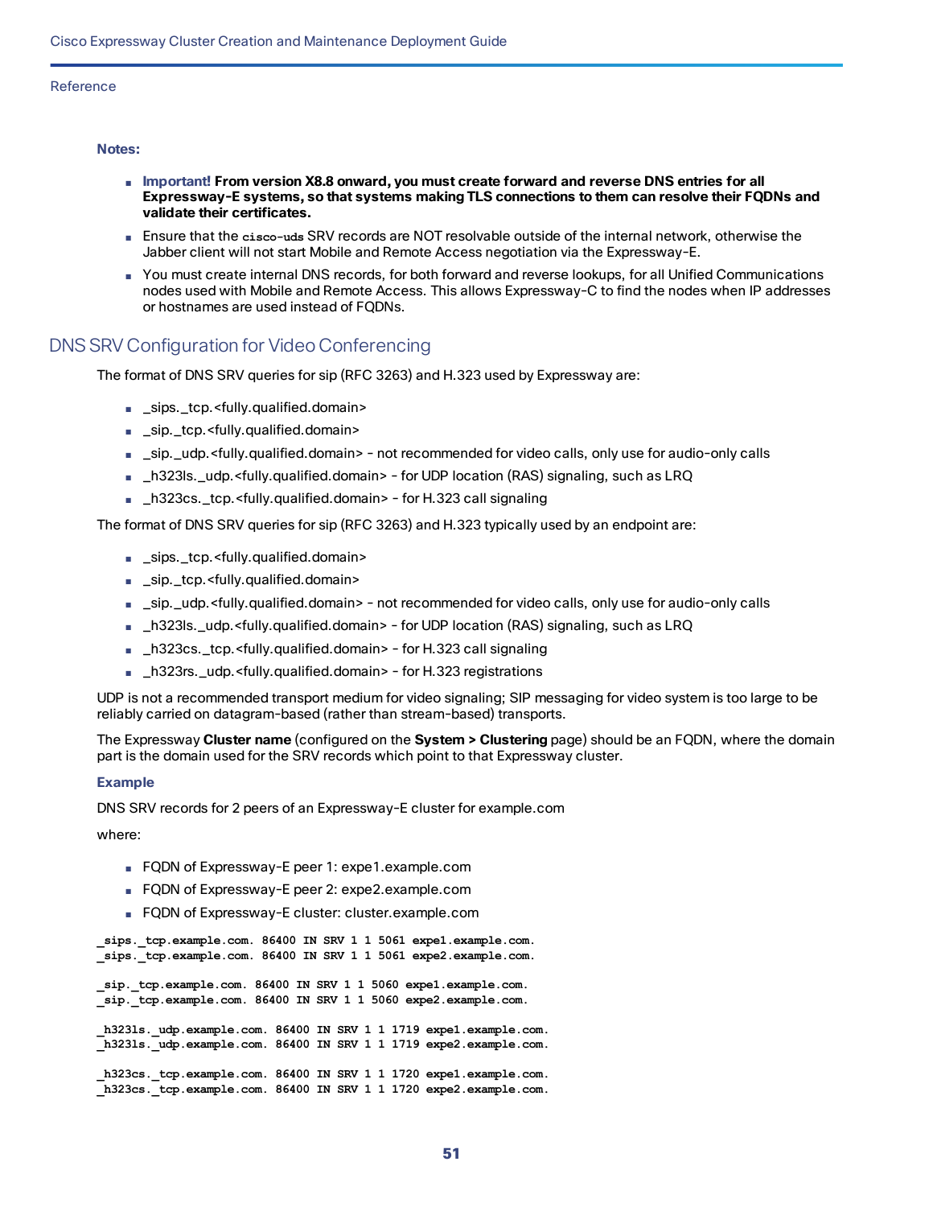**Notes:**

- **Important! From version X8.8 onward, you must create forward and reverse DNS entries for all Expressway-E systems, so that systems making TLS connections to them can resolve their FQDNs and validate their certificates.**
- Ensure that the `cisco-uds` SRV records are NOT resolvable outside of the internal network, otherwise the Jabber client will not start Mobile and Remote Access negotiation via the Expressway-E.
- You must create internal DNS records, for both forward and reverse lookups, for all Unified Communications nodes used with Mobile and Remote Access. This allows Expressway-C to find the nodes when IP addresses or hostnames are used instead of FQDNs.

## DNS SRV Configuration for Video Conferencing

The format of DNS SRV queries for sip (RFC 3263) and H.323 used by Expressway are:

- _sips._tcp.<fully.qualified.domain>
- _sip._tcp.<fully.qualified.domain>
- _sip._udp.<fully.qualified.domain> - not recommended for video calls, only use for audio-only calls
- _h323ls._udp.<fully.qualified.domain> - for UDP location (RAS) signaling, such as LRQ
- _h323cs._tcp.<fully.qualified.domain> - for H.323 call signaling

The format of DNS SRV queries for sip (RFC 3263) and H.323 typically used by an endpoint are:

- _sips._tcp.<fully.qualified.domain>
- _sip._tcp.<fully.qualified.domain>
- _sip._udp.<fully.qualified.domain> - not recommended for video calls, only use for audio-only calls
- _h323ls._udp.<fully.qualified.domain> - for UDP location (RAS) signaling, such as LRQ
- _h323cs._tcp.<fully.qualified.domain> - for H.323 call signaling
- _h323rs._udp.<fully.qualified.domain> - for H.323 registrations

UDP is not a recommended transport medium for video signaling; SIP messaging for video system is too large to be reliably carried on datagram-based (rather than stream-based) transports.

The Expressway **Cluster name** (configured on the **System > Clustering** page) should be an FQDN, where the domain part is the domain used for the SRV records which point to that Expressway cluster.

### Example

DNS SRV records for 2 peers of an Expressway-E cluster for example.com

where:

- FQDN of Expressway-E peer 1: expe1.example.com
- FQDN of Expressway-E peer 2: expe2.example.com
- FQDN of Expressway-E cluster: cluster.example.com

```
_sips._tcp.example.com. 86400 IN SRV 1 1 5061 expe1.example.com.
_sips._tcp.example.com. 86400 IN SRV 1 1 5061 expe2.example.com.

_sip._tcp.example.com. 86400 IN SRV 1 1 5060 expe1.example.com.
_sip._tcp.example.com. 86400 IN SRV 1 1 5060 expe2.example.com.

_h323ls._udp.example.com. 86400 IN SRV 1 1 1719 expe1.example.com.
_h323ls._udp.example.com. 86400 IN SRV 1 1 1719 expe2.example.com.

_h323cs._tcp.example.com. 86400 IN SRV 1 1 1720 expe1.example.com.
_h323cs._tcp.example.com. 86400 IN SRV 1 1 1720 expe2.example.com.
```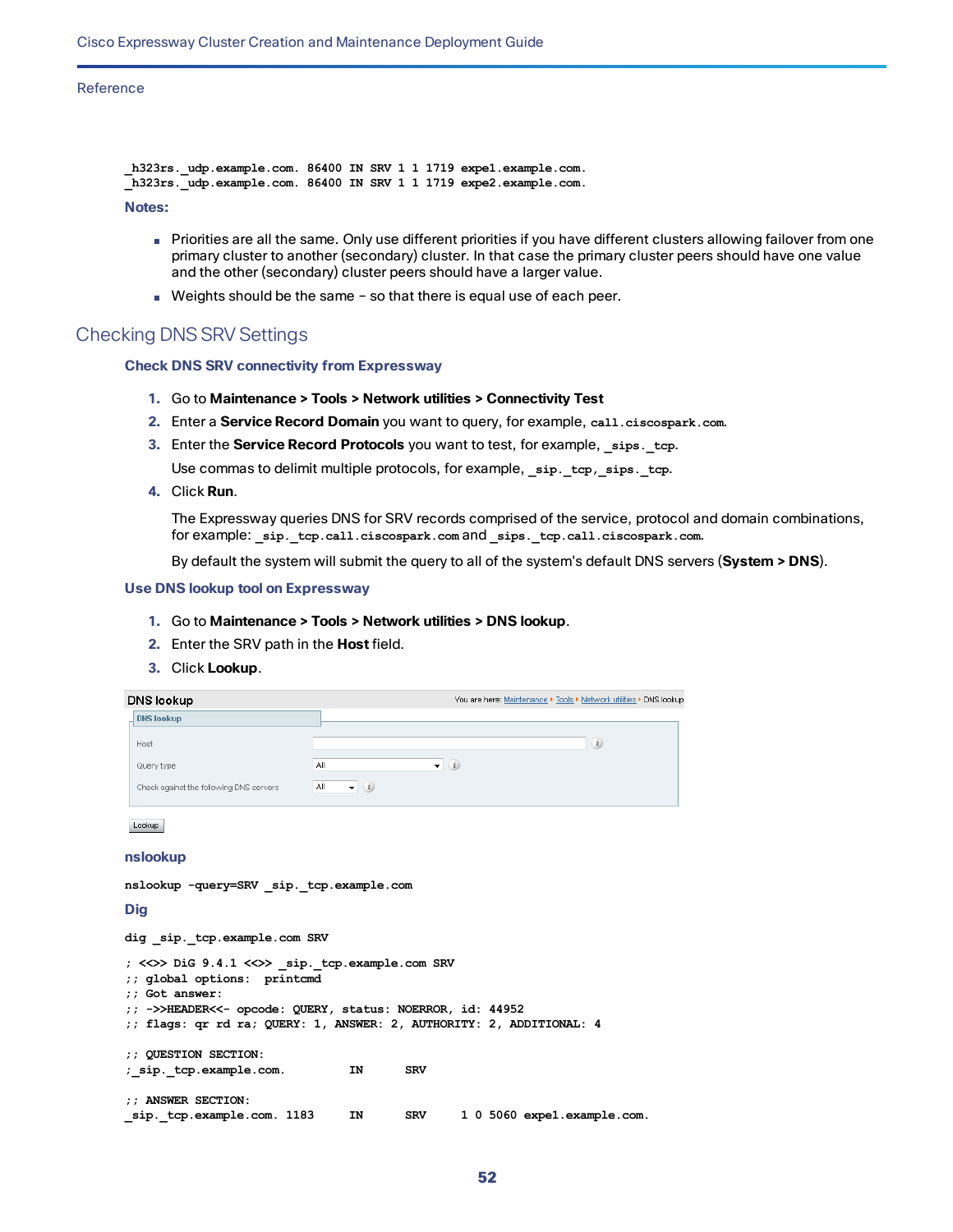```
_h323rs._udp.example.com. 86400 IN SRV 1 1 1719 expe1.example.com.
_h323rs._udp.example.com. 86400 IN SRV 1 1 1719 expe2.example.com.
```

**Notes:**

- Priorities are all the same. Only use different priorities if you have different clusters allowing failover from one primary cluster to another (secondary) cluster. In that case the primary cluster peers should have one value and the other (secondary) cluster peers should have a larger value.
- Weights should be the same – so that there is equal use of each peer.

## Checking DNS SRV Settings

### Check DNS SRV connectivity from Expressway

1. Go to **Maintenance > Tools > Network utilities > Connectivity Test**
2. Enter a **Service Record Domain** you want to query, for example, `call.ciscospark.com`.
3. Enter the **Service Record Protocols** you want to test, for example, `_sips._tcp`.

   Use commas to delimit multiple protocols, for example, `_sip._tcp,_sips._tcp`.
4. Click **Run**.

   The Expressway queries DNS for SRV records comprised of the service, protocol and domain combinations, for example: `_sip._tcp.call.ciscospark.com` and `_sips._tcp.call.ciscospark.com`.

   By default the system will submit the query to all of the system's default DNS servers (**System > DNS**).

### Use DNS lookup tool on Expressway

1. Go to **Maintenance > Tools > Network utilities > DNS lookup**.
2. Enter the SRV path in the **Host** field.
3. Click **Lookup**.

DNS lookup

You are here: Maintenance ▸ Tools ▸ Network utilities ▸ DNS lookup

DNS lookup

Host

Query type: All

Check against the following DNS servers: All

Lookup

### nslookup

```
nslookup -query=SRV _sip._tcp.example.com
```

### Dig

```
dig _sip._tcp.example.com SRV
```

```
; <<>> DiG 9.4.1 <<>> _sip._tcp.example.com SRV
;; global options:  printcmd
;; Got answer:
;; ->>HEADER<<- opcode: QUERY, status: NOERROR, id: 44952
;; flags: qr rd ra; QUERY: 1, ANSWER: 2, AUTHORITY: 2, ADDITIONAL: 4

;; QUESTION SECTION:
;_sip._tcp.example.com.          IN      SRV

;; ANSWER SECTION:
_sip._tcp.example.com. 1183     IN      SRV     1 0 5060 expe1.example.com.
```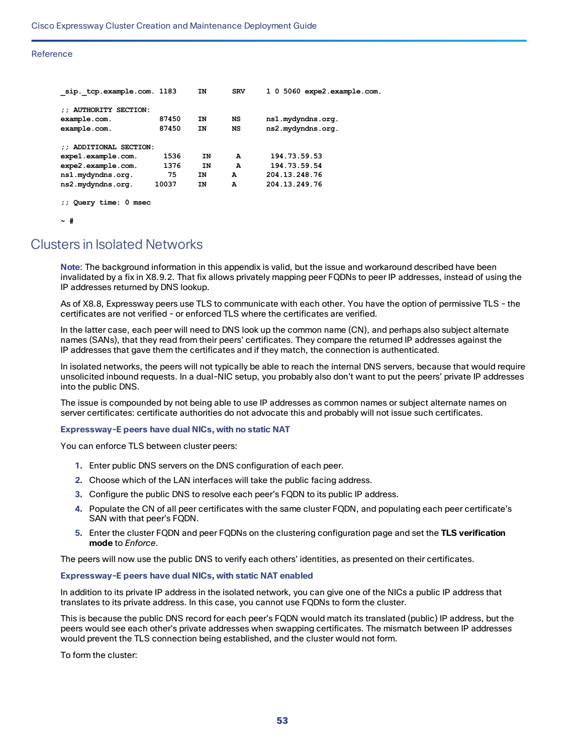```
_sip._tcp.example.com. 1183     IN      SRV     1 0 5060 expe2.example.com.

;; AUTHORITY SECTION:
example.com.           87450    IN      NS      ns1.mydyndns.org.
example.com.           87450    IN      NS      ns2.mydyndns.org.

;; ADDITIONAL SECTION:
expe1.example.com.      1536     IN      A       194.73.59.53
expe2.example.com.      1376     IN      A       194.73.59.54
ns1.mydyndns.org.        75     IN      A      204.13.248.76
ns2.mydyndns.org.     10037     IN      A      204.13.249.76

;; Query time: 0 msec

~ #
```

## Clusters in Isolated Networks

**Note**: The background information in this appendix is valid, but the issue and workaround described have been invalidated by a fix in X8.9.2. That fix allows privately mapping peer FQDNs to peer IP addresses, instead of using the IP addresses returned by DNS lookup.

As of X8.8, Expressway peers use TLS to communicate with each other. You have the option of permissive TLS - the certificates are not verified - or enforced TLS where the certificates are verified.

In the latter case, each peer will need to DNS look up the common name (CN), and perhaps also subject alternate names (SANs), that they read from their peers' certificates. They compare the returned IP addresses against the IP addresses that gave them the certificates and if they match, the connection is authenticated.

In isolated networks, the peers will not typically be able to reach the internal DNS servers, because that would require unsolicited inbound requests. In a dual-NIC setup, you probably also don't want to put the peers' private IP addresses into the public DNS.

The issue is compounded by not being able to use IP addresses as common names or subject alternate names on server certificates: certificate authorities do not advocate this and probably will not issue such certificates.

#### Expressway-E peers have dual NICs, with no static NAT

You can enforce TLS between cluster peers:

1. Enter public DNS servers on the DNS configuration of each peer.
2. Choose which of the LAN interfaces will take the public facing address.
3. Configure the public DNS to resolve each peer's FQDN to its public IP address.
4. Populate the CN of all peer certificates with the same cluster FQDN, and populating each peer certificate's SAN with that peer's FQDN.
5. Enter the cluster FQDN and peer FQDNs on the clustering configuration page and set the **TLS verification mode** to *Enforce*.

The peers will now use the public DNS to verify each others' identities, as presented on their certificates.

#### Expressway-E peers have dual NICs, with static NAT enabled

In addition to its private IP address in the isolated network, you can give one of the NICs a public IP address that translates to its private address. In this case, you cannot use FQDNs to form the cluster.

This is because the public DNS record for each peer's FQDN would match its translated (public) IP address, but the peers would see each other's private addresses when swapping certificates. The mismatch between IP addresses would prevent the TLS connection being established, and the cluster would not form.

To form the cluster: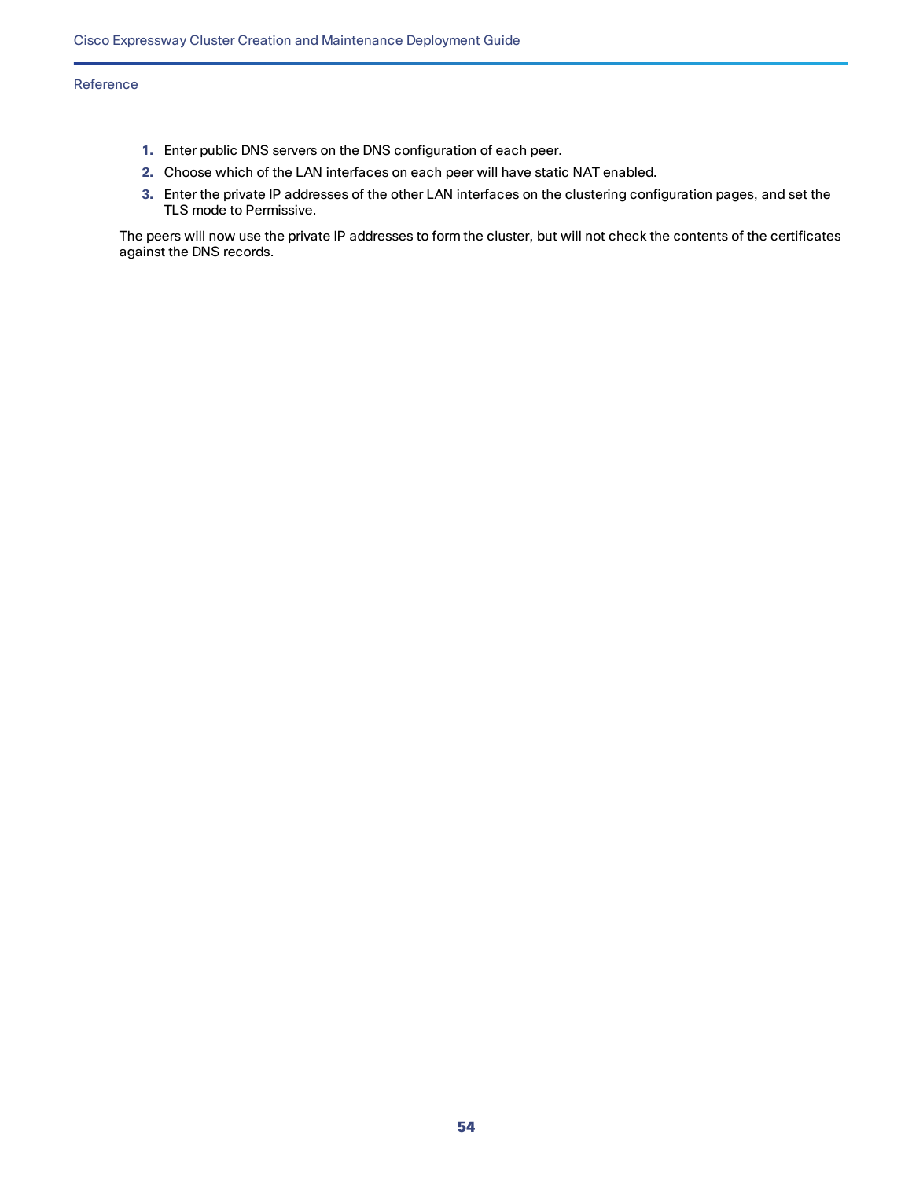1. Enter public DNS servers on the DNS configuration of each peer.
2. Choose which of the LAN interfaces on each peer will have static NAT enabled.
3. Enter the private IP addresses of the other LAN interfaces on the clustering configuration pages, and set the TLS mode to Permissive.

The peers will now use the private IP addresses to form the cluster, but will not check the contents of the certificates against the DNS records.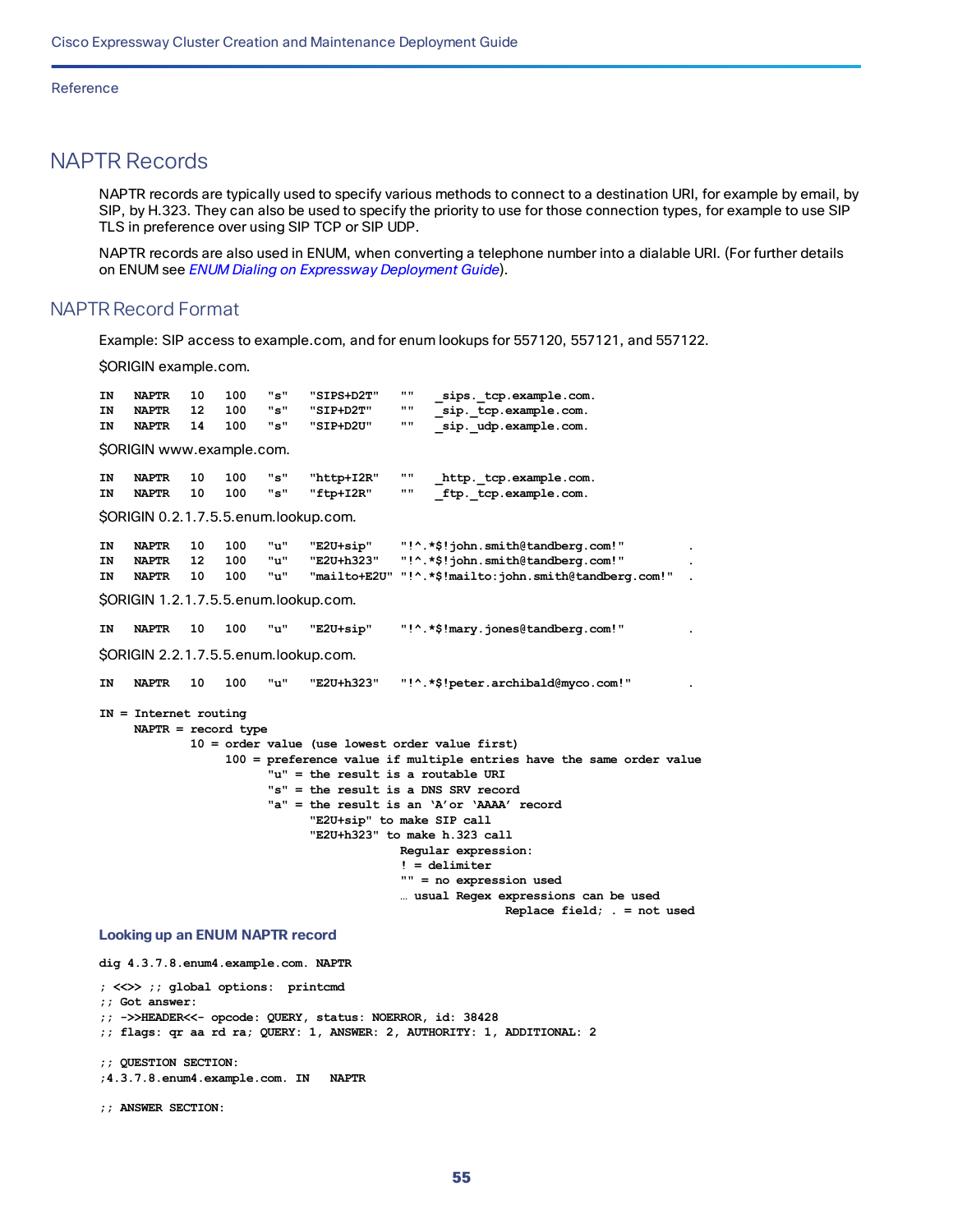# NAPTR Records

NAPTR records are typically used to specify various methods to connect to a destination URI, for example by email, by SIP, by H.323. They can also be used to specify the priority to use for those connection types, for example to use SIP TLS in preference over using SIP TCP or SIP UDP.

NAPTR records are also used in ENUM, when converting a telephone number into a dialable URI. (For further details on ENUM see *ENUM Dialing on Expressway Deployment Guide*).

## NAPTR Record Format

Example: SIP access to example.com, and for enum lookups for 557120, 557121, and 557122.

$ORIGIN example.com.

```
IN   NAPTR   10   100   "s"   "SIPS+D2T"   ""   _sips._tcp.example.com.
IN   NAPTR   12   100   "s"   "SIP+D2T"    ""   _sip._tcp.example.com.
IN   NAPTR   14   100   "s"   "SIP+D2U"    ""   _sip._udp.example.com.
```

$ORIGIN www.example.com.

```
IN   NAPTR   10   100   "s"   "http+I2R"   ""   _http._tcp.example.com.
IN   NAPTR   10   100   "s"   "ftp+I2R"    ""   _ftp._tcp.example.com.
```

$ORIGIN 0.2.1.7.5.5.enum.lookup.com.

```
IN   NAPTR   10   100   "u"   "E2U+sip"     "!^.*$!john.smith@tandberg.com!"          .
IN   NAPTR   12   100   "u"   "E2U+h323"    "!^.*$!john.smith@tandberg.com!"          .
IN   NAPTR   10   100   "u"   "mailto+E2U" "!^.*$!mailto:john.smith@tandberg.com!"   .
```

$ORIGIN 1.2.1.7.5.5.enum.lookup.com.

```
IN   NAPTR   10   100   "u"   "E2U+sip"     "!^.*$!mary.jones@tandberg.com!"          .
```

$ORIGIN 2.2.1.7.5.5.enum.lookup.com.

```
IN   NAPTR   10   100   "u"   "E2U+h323"    "!^.*$!peter.archibald@myco.com!"         .

IN = Internet routing
     NAPTR = record type
             10 = order value (use lowest order value first)
                  100 = preference value if multiple entries have the same order value
                        "u" = the result is a routable URI
                        "s" = the result is a DNS SRV record
                        "a" = the result is an 'A'or 'AAAA' record
                              "E2U+sip" to make SIP call
                              "E2U+h323" to make h.323 call
                                           Regular expression:
                                           ! = delimiter
                                           "" = no expression used
                                           … usual Regex expressions can be used
                                                          Replace field; . = not used
```

### Looking up an ENUM NAPTR record

```
dig 4.3.7.8.enum4.example.com. NAPTR

; <<>> ;; global options:  printcmd
;; Got answer:
;; ->>HEADER<<- opcode: QUERY, status: NOERROR, id: 38428
;; flags: qr aa rd ra; QUERY: 1, ANSWER: 2, AUTHORITY: 1, ADDITIONAL: 2

;; QUESTION SECTION:
;4.3.7.8.enum4.example.com. IN   NAPTR

;; ANSWER SECTION:
```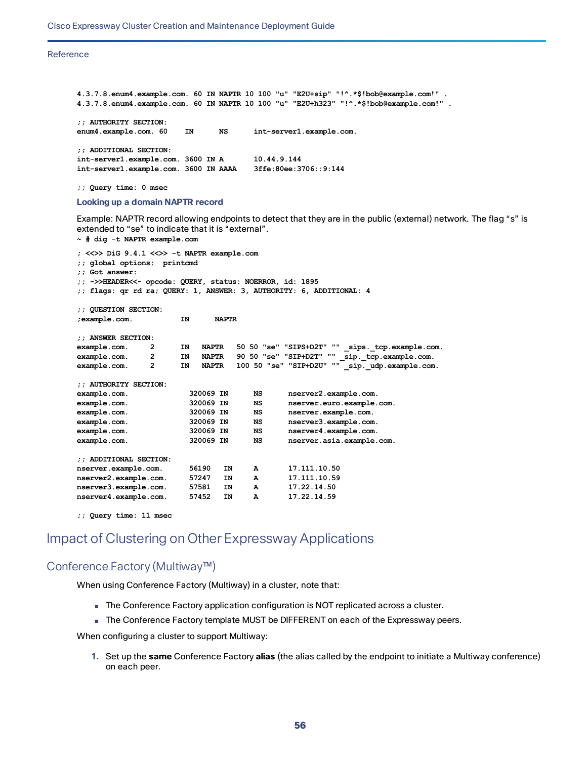```
4.3.7.8.enum4.example.com. 60 IN NAPTR 10 100 "u" "E2U+sip" "!^.*$!bob@example.com!" .
4.3.7.8.enum4.example.com. 60 IN NAPTR 10 100 "u" "E2U+h323" "!^.*$!bob@example.com!" .

;; AUTHORITY SECTION:
enum4.example.com. 60    IN      NS      int-server1.example.com.

;; ADDITIONAL SECTION:
int-server1.example.com. 3600 IN A       10.44.9.144
int-server1.example.com. 3600 IN AAAA    3ffe:80ee:3706::9:144

;; Query time: 0 msec
```

### Looking up a domain NAPTR record

Example: NAPTR record allowing endpoints to detect that they are in the public (external) network. The flag “s” is extended to “se” to indicate that it is “external”.

```
~ # dig -t NAPTR example.com

; <<>> DiG 9.4.1 <<>> -t NAPTR example.com
;; global options:  printcmd
;; Got answer:
;; ->>HEADER<<- opcode: QUERY, status: NOERROR, id: 1895
;; flags: qr rd ra; QUERY: 1, ANSWER: 3, AUTHORITY: 6, ADDITIONAL: 4

;; QUESTION SECTION:
;example.com.            IN      NAPTR

;; ANSWER SECTION:
example.com.     2       IN   NAPTR   50 50 "se" "SIPS+D2T" "" _sips._tcp.example.com.
example.com.     2       IN   NAPTR   90 50 "se" "SIP+D2T" "" _sip._tcp.example.com.
example.com.     2       IN   NAPTR   100 50 "se" "SIP+D2U" "" _sip._udp.example.com.

;; AUTHORITY SECTION:
example.com.             320069 IN      NS      nserver2.example.com.
example.com.             320069 IN      NS      nserver.euro.example.com.
example.com.             320069 IN      NS      nserver.example.com.
example.com.             320069 IN      NS      nserver3.example.com.
example.com.             320069 IN      NS      nserver4.example.com.
example.com.             320069 IN      NS      nserver.asia.example.com.

;; ADDITIONAL SECTION:
nserver.example.com.     56190   IN     A       17.111.10.50
nserver2.example.com.    57247   IN     A       17.111.10.59
nserver3.example.com.    57581   IN     A       17.22.14.50
nserver4.example.com.    57452   IN     A       17.22.14.59

;; Query time: 11 msec
```

# Impact of Clustering on Other Expressway Applications

## Conference Factory (Multiway™)

When using Conference Factory (Multiway) in a cluster, note that:

- The Conference Factory application configuration is NOT replicated across a cluster.
- The Conference Factory template MUST be DIFFERENT on each of the Expressway peers.

When configuring a cluster to support Multiway:

1. Set up the **same** Conference Factory **alias** (the alias called by the endpoint to initiate a Multiway conference) on each peer.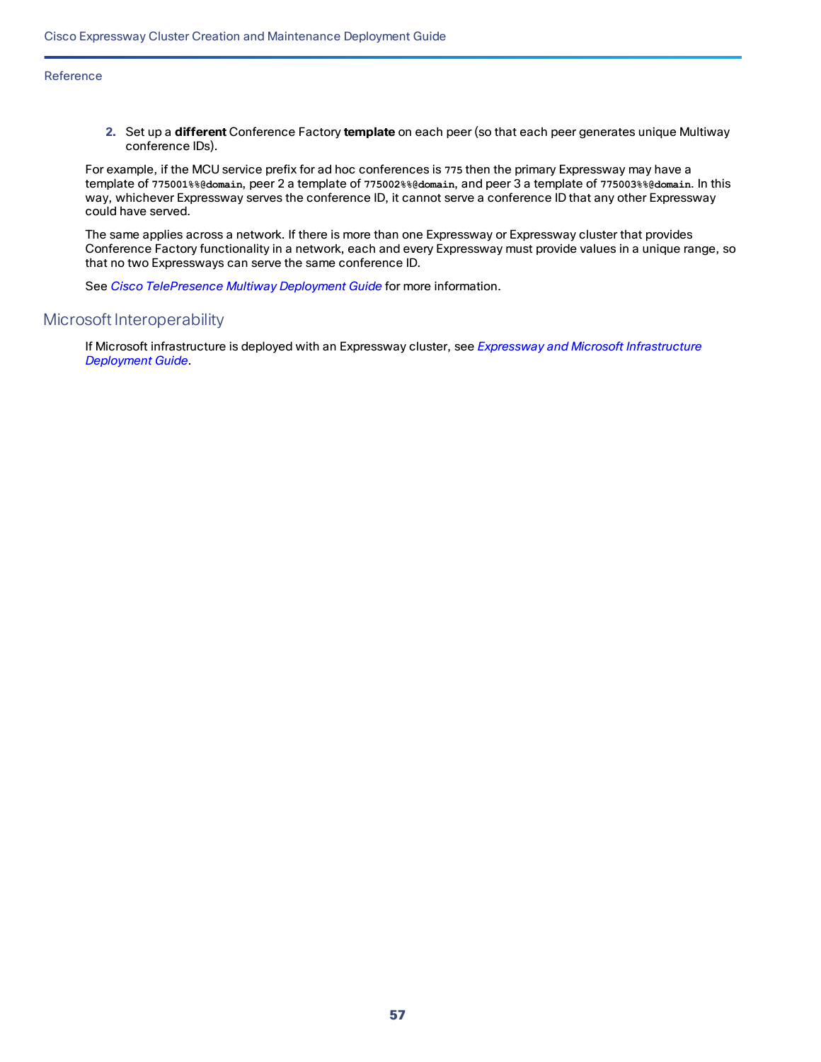2. Set up a **different** Conference Factory **template** on each peer (so that each peer generates unique Multiway conference IDs).

For example, if the MCU service prefix for ad hoc conferences is `775` then the primary Expressway may have a template of `775001%%@domain`, peer 2 a template of `775002%%@domain`, and peer 3 a template of `775003%%@domain`. In this way, whichever Expressway serves the conference ID, it cannot serve a conference ID that any other Expressway could have served.

The same applies across a network. If there is more than one Expressway or Expressway cluster that provides Conference Factory functionality in a network, each and every Expressway must provide values in a unique range, so that no two Expressways can serve the same conference ID.

See *Cisco TelePresence Multiway Deployment Guide* for more information.

## Microsoft Interoperability

If Microsoft infrastructure is deployed with an Expressway cluster, see *Expressway and Microsoft Infrastructure Deployment Guide*.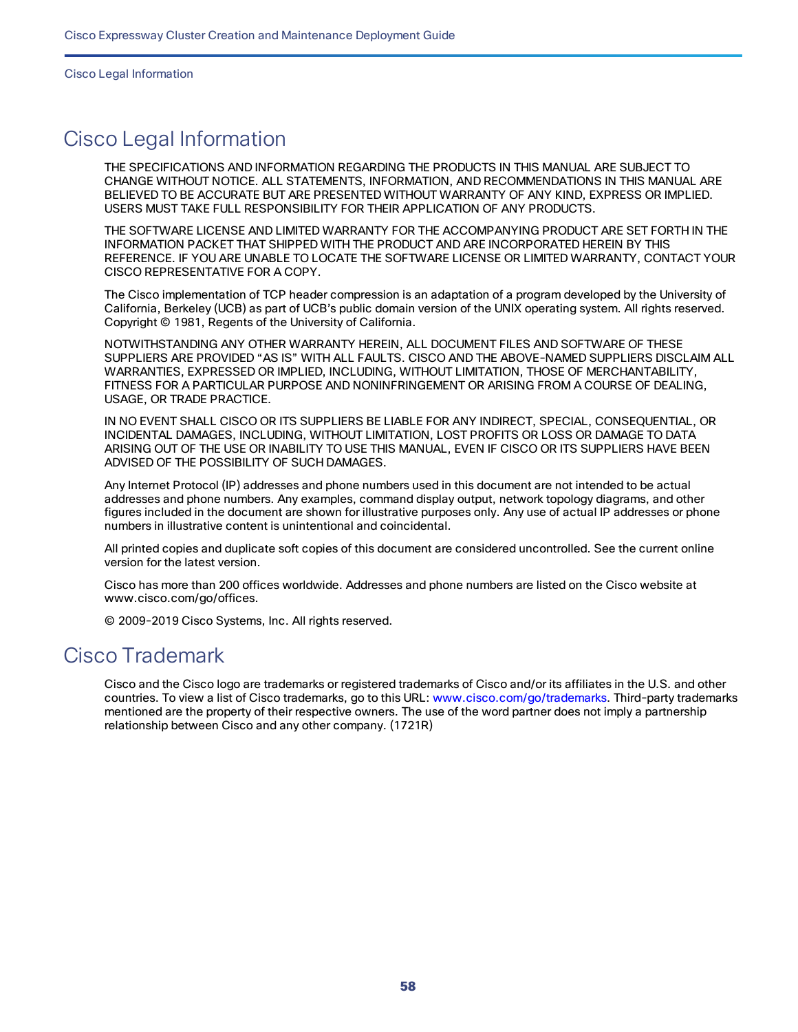# Cisco Legal Information

THE SPECIFICATIONS AND INFORMATION REGARDING THE PRODUCTS IN THIS MANUAL ARE SUBJECT TO CHANGE WITHOUT NOTICE. ALL STATEMENTS, INFORMATION, AND RECOMMENDATIONS IN THIS MANUAL ARE BELIEVED TO BE ACCURATE BUT ARE PRESENTED WITHOUT WARRANTY OF ANY KIND, EXPRESS OR IMPLIED. USERS MUST TAKE FULL RESPONSIBILITY FOR THEIR APPLICATION OF ANY PRODUCTS.

THE SOFTWARE LICENSE AND LIMITED WARRANTY FOR THE ACCOMPANYING PRODUCT ARE SET FORTH IN THE INFORMATION PACKET THAT SHIPPED WITH THE PRODUCT AND ARE INCORPORATED HEREIN BY THIS REFERENCE. IF YOU ARE UNABLE TO LOCATE THE SOFTWARE LICENSE OR LIMITED WARRANTY, CONTACT YOUR CISCO REPRESENTATIVE FOR A COPY.

The Cisco implementation of TCP header compression is an adaptation of a program developed by the University of California, Berkeley (UCB) as part of UCB's public domain version of the UNIX operating system. All rights reserved. Copyright © 1981, Regents of the University of California.

NOTWITHSTANDING ANY OTHER WARRANTY HEREIN, ALL DOCUMENT FILES AND SOFTWARE OF THESE SUPPLIERS ARE PROVIDED "AS IS" WITH ALL FAULTS. CISCO AND THE ABOVE-NAMED SUPPLIERS DISCLAIM ALL WARRANTIES, EXPRESSED OR IMPLIED, INCLUDING, WITHOUT LIMITATION, THOSE OF MERCHANTABILITY, FITNESS FOR A PARTICULAR PURPOSE AND NONINFRINGEMENT OR ARISING FROM A COURSE OF DEALING, USAGE, OR TRADE PRACTICE.

IN NO EVENT SHALL CISCO OR ITS SUPPLIERS BE LIABLE FOR ANY INDIRECT, SPECIAL, CONSEQUENTIAL, OR INCIDENTAL DAMAGES, INCLUDING, WITHOUT LIMITATION, LOST PROFITS OR LOSS OR DAMAGE TO DATA ARISING OUT OF THE USE OR INABILITY TO USE THIS MANUAL, EVEN IF CISCO OR ITS SUPPLIERS HAVE BEEN ADVISED OF THE POSSIBILITY OF SUCH DAMAGES.

Any Internet Protocol (IP) addresses and phone numbers used in this document are not intended to be actual addresses and phone numbers. Any examples, command display output, network topology diagrams, and other figures included in the document are shown for illustrative purposes only. Any use of actual IP addresses or phone numbers in illustrative content is unintentional and coincidental.

All printed copies and duplicate soft copies of this document are considered uncontrolled. See the current online version for the latest version.

Cisco has more than 200 offices worldwide. Addresses and phone numbers are listed on the Cisco website at www.cisco.com/go/offices.

© 2009-2019 Cisco Systems, Inc. All rights reserved.

# Cisco Trademark

Cisco and the Cisco logo are trademarks or registered trademarks of Cisco and/or its affiliates in the U.S. and other countries. To view a list of Cisco trademarks, go to this URL: www.cisco.com/go/trademarks. Third-party trademarks mentioned are the property of their respective owners. The use of the word partner does not imply a partnership relationship between Cisco and any other company. (1721R)